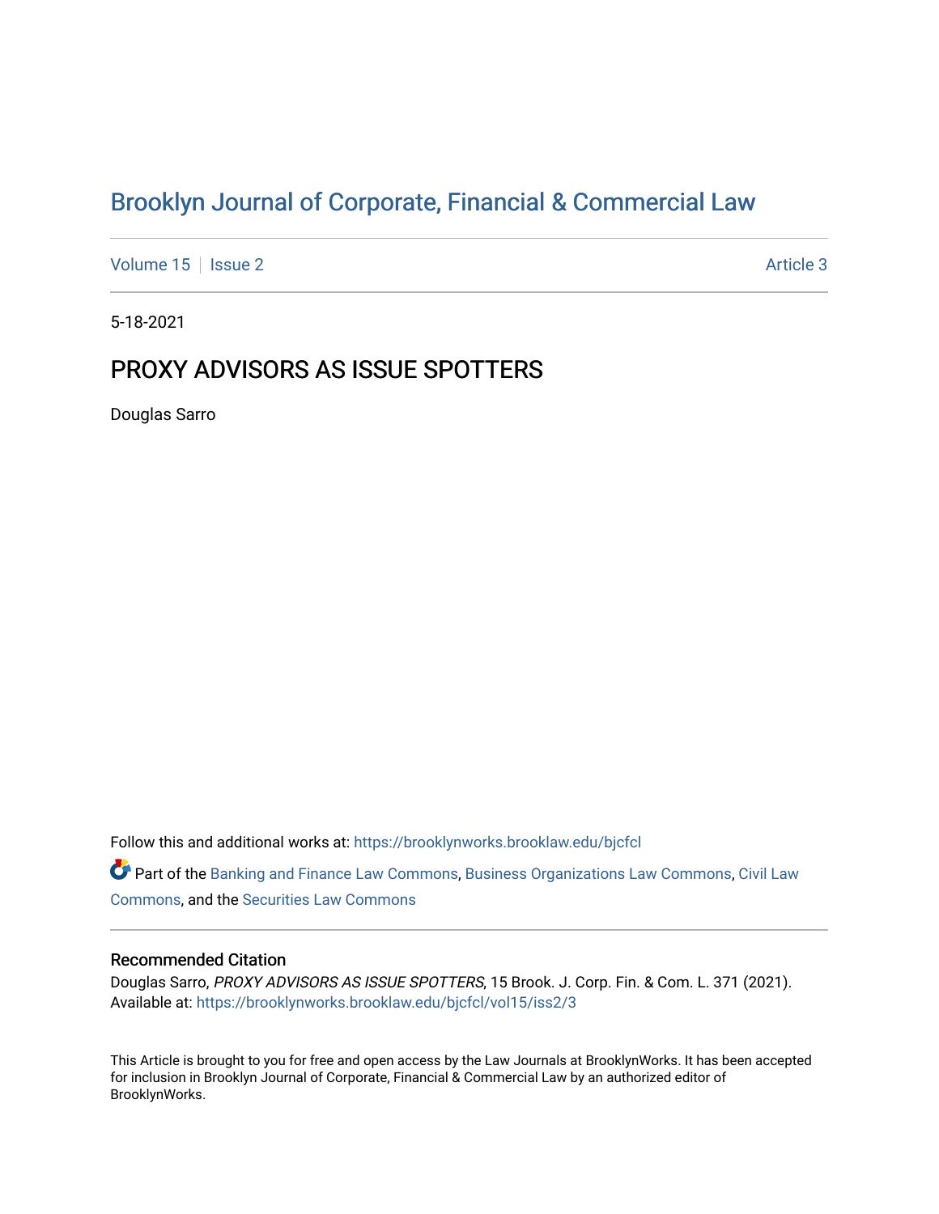# Brooklyn Journal of Corporate, Financial & Commercial Law

Volume 15 | Issue 2 | Article 3

5-18-2021

## PROXY ADVISORS AS ISSUE SPOTTERS

Douglas Sarro

Follow this and additional works at: https://brooklynworks.brooklaw.edu/bjcfcl

Part of the Banking and Finance Law Commons, Business Organizations Law Commons, Civil Law Commons, and the Securities Law Commons

### Recommended Citation

Douglas Sarro, *PROXY ADVISORS AS ISSUE SPOTTERS*, 15 Brook. J. Corp. Fin. & Com. L. 371 (2021).
Available at: https://brooklynworks.brooklaw.edu/bjcfcl/vol15/iss2/3

This Article is brought to you for free and open access by the Law Journals at BrooklynWorks. It has been accepted for inclusion in Brooklyn Journal of Corporate, Financial & Commercial Law by an authorized editor of BrooklynWorks.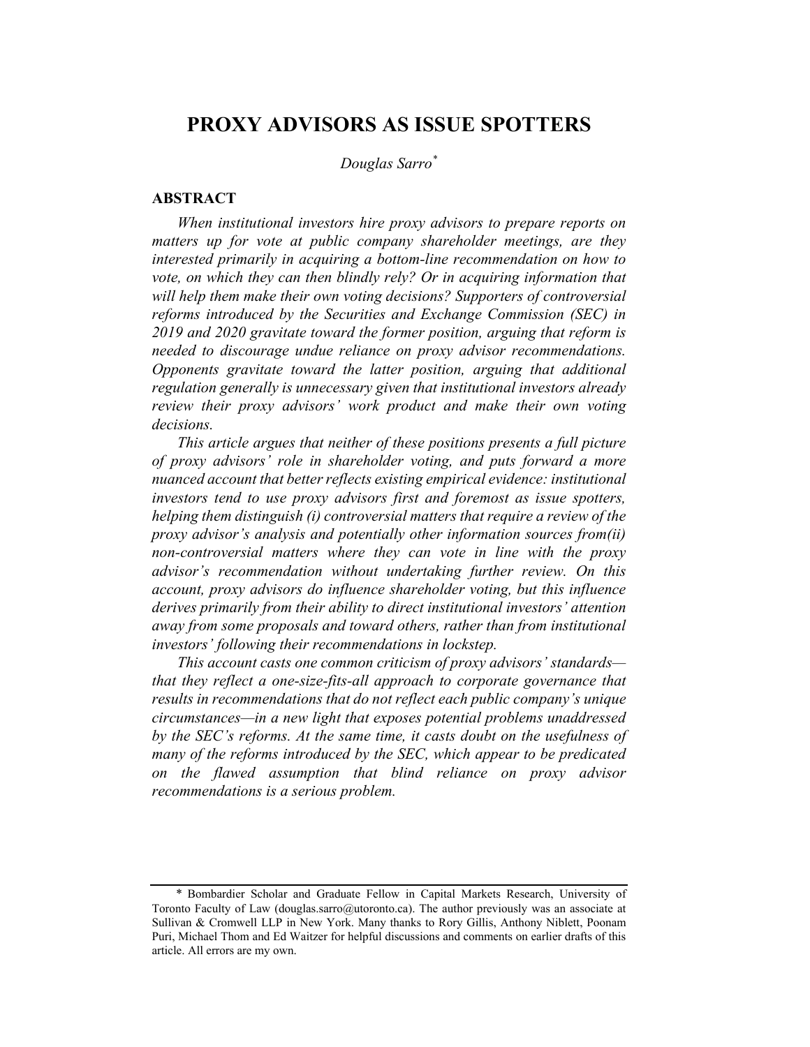# PROXY ADVISORS AS ISSUE SPOTTERS

*Douglas Sarro*[*]

## ABSTRACT

*When institutional investors hire proxy advisors to prepare reports on matters up for vote at public company shareholder meetings, are they interested primarily in acquiring a bottom-line recommendation on how to vote, on which they can then blindly rely? Or in acquiring information that will help them make their own voting decisions? Supporters of controversial reforms introduced by the Securities and Exchange Commission (SEC) in 2019 and 2020 gravitate toward the former position, arguing that reform is needed to discourage undue reliance on proxy advisor recommendations. Opponents gravitate toward the latter position, arguing that additional regulation generally is unnecessary given that institutional investors already review their proxy advisors' work product and make their own voting decisions.*

*This article argues that neither of these positions presents a full picture of proxy advisors' role in shareholder voting, and puts forward a more nuanced account that better reflects existing empirical evidence: institutional investors tend to use proxy advisors first and foremost as issue spotters, helping them distinguish (i) controversial matters that require a review of the proxy advisor's analysis and potentially other information sources from(ii) non-controversial matters where they can vote in line with the proxy advisor's recommendation without undertaking further review. On this account, proxy advisors do influence shareholder voting, but this influence derives primarily from their ability to direct institutional investors' attention away from some proposals and toward others, rather than from institutional investors' following their recommendations in lockstep.*

*This account casts one common criticism of proxy advisors' standards—that they reflect a one-size-fits-all approach to corporate governance that results in recommendations that do not reflect each public company's unique circumstances—in a new light that exposes potential problems unaddressed by the SEC's reforms. At the same time, it casts doubt on the usefulness of many of the reforms introduced by the SEC, which appear to be predicated on the flawed assumption that blind reliance on proxy advisor recommendations is a serious problem.*

---

[*] Bombardier Scholar and Graduate Fellow in Capital Markets Research, University of Toronto Faculty of Law (douglas.sarro@utoronto.ca). The author previously was an associate at Sullivan & Cromwell LLP in New York. Many thanks to Rory Gillis, Anthony Niblett, Poonam Puri, Michael Thom and Ed Waitzer for helpful discussions and comments on earlier drafts of this article. All errors are my own.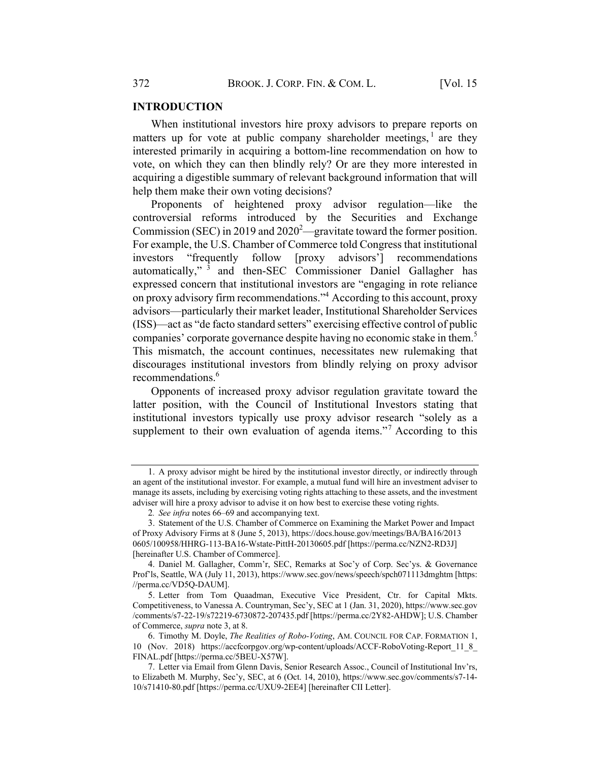## INTRODUCTION

When institutional investors hire proxy advisors to prepare reports on matters up for vote at public company shareholder meetings,[1] are they interested primarily in acquiring a bottom-line recommendation on how to vote, on which they can then blindly rely? Or are they more interested in acquiring a digestible summary of relevant background information that will help them make their own voting decisions?

Proponents of heightened proxy advisor regulation—like the controversial reforms introduced by the Securities and Exchange Commission (SEC) in 2019 and 2020[2]—gravitate toward the former position. For example, the U.S. Chamber of Commerce told Congress that institutional investors "frequently follow [proxy advisors'] recommendations automatically,"[3] and then-SEC Commissioner Daniel Gallagher has expressed concern that institutional investors are "engaging in rote reliance on proxy advisory firm recommendations."[4] According to this account, proxy advisors—particularly their market leader, Institutional Shareholder Services (ISS)—act as "de facto standard setters" exercising effective control of public companies' corporate governance despite having no economic stake in them.[5] This mismatch, the account continues, necessitates new rulemaking that discourages institutional investors from blindly relying on proxy advisor recommendations.[6]

Opponents of increased proxy advisor regulation gravitate toward the latter position, with the Council of Institutional Investors stating that institutional investors typically use proxy advisor research "solely as a supplement to their own evaluation of agenda items."[7] According to this

---

1. A proxy advisor might be hired by the institutional investor directly, or indirectly through an agent of the institutional investor. For example, a mutual fund will hire an investment adviser to manage its assets, including by exercising voting rights attaching to these assets, and the investment adviser will hire a proxy advisor to advise it on how best to exercise these voting rights.

2. *See infra* notes 66–69 and accompanying text.

3. Statement of the U.S. Chamber of Commerce on Examining the Market Power and Impact of Proxy Advisory Firms at 8 (June 5, 2013), https://docs.house.gov/meetings/BA/BA16/20130605/100958/HHRG-113-BA16-Wstate-PittH-20130605.pdf [https://perma.cc/NZN2-RD3J] [hereinafter U.S. Chamber of Commerce].

4. Daniel M. Gallagher, Comm'r, SEC, Remarks at Soc'y of Corp. Sec'ys. & Governance Prof'ls, Seattle, WA (July 11, 2013), https://www.sec.gov/news/speech/spch071113dmghtm [https://perma.cc/VD5Q-DAUM].

5. Letter from Tom Quaadman, Executive Vice President, Ctr. for Capital Mkts. Competitiveness, to Vanessa A. Countryman, Sec'y, SEC at 1 (Jan. 31, 2020), https://www.sec.gov/comments/s7-22-19/s72219-6730872-207435.pdf [https://perma.cc/2Y82-AHDW]; U.S. Chamber of Commerce, *supra* note 3, at 8.

6. Timothy M. Doyle, *The Realities of Robo-Voting*, AM. COUNCIL FOR CAP. FORMATION 1, 10 (Nov. 2018) https://accfcorpgov.org/wp-content/uploads/ACCF-RoboVoting-Report_11_8_FINAL.pdf [https://perma.cc/5BEU-X57W].

7. Letter via Email from Glenn Davis, Senior Research Assoc., Council of Institutional Inv'rs, to Elizabeth M. Murphy, Sec'y, SEC, at 6 (Oct. 14, 2010), https://www.sec.gov/comments/s7-14-10/s71410-80.pdf [https://perma.cc/UXU9-2EE4] [hereinafter CII Letter].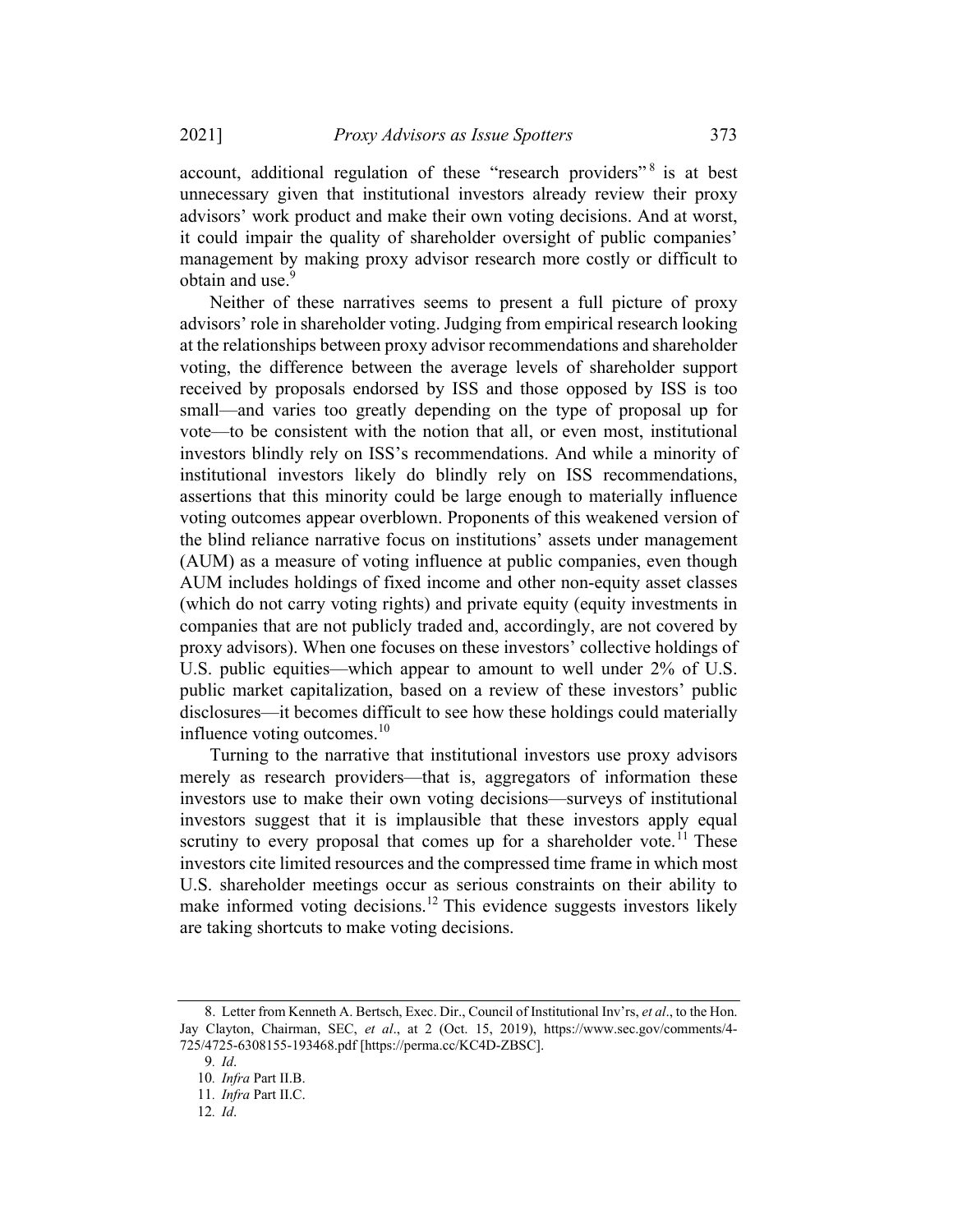account, additional regulation of these "research providers"[8] is at best unnecessary given that institutional investors already review their proxy advisors' work product and make their own voting decisions. And at worst, it could impair the quality of shareholder oversight of public companies' management by making proxy advisor research more costly or difficult to obtain and use.[9]

Neither of these narratives seems to present a full picture of proxy advisors' role in shareholder voting. Judging from empirical research looking at the relationships between proxy advisor recommendations and shareholder voting, the difference between the average levels of shareholder support received by proposals endorsed by ISS and those opposed by ISS is too small—and varies too greatly depending on the type of proposal up for vote—to be consistent with the notion that all, or even most, institutional investors blindly rely on ISS's recommendations. And while a minority of institutional investors likely do blindly rely on ISS recommendations, assertions that this minority could be large enough to materially influence voting outcomes appear overblown. Proponents of this weakened version of the blind reliance narrative focus on institutions' assets under management (AUM) as a measure of voting influence at public companies, even though AUM includes holdings of fixed income and other non-equity asset classes (which do not carry voting rights) and private equity (equity investments in companies that are not publicly traded and, accordingly, are not covered by proxy advisors). When one focuses on these investors' collective holdings of U.S. public equities—which appear to amount to well under 2% of U.S. public market capitalization, based on a review of these investors' public disclosures—it becomes difficult to see how these holdings could materially influence voting outcomes.[10]

Turning to the narrative that institutional investors use proxy advisors merely as research providers—that is, aggregators of information these investors use to make their own voting decisions—surveys of institutional investors suggest that it is implausible that these investors apply equal scrutiny to every proposal that comes up for a shareholder vote.[11] These investors cite limited resources and the compressed time frame in which most U.S. shareholder meetings occur as serious constraints on their ability to make informed voting decisions.[12] This evidence suggests investors likely are taking shortcuts to make voting decisions.

---

8. Letter from Kenneth A. Bertsch, Exec. Dir., Council of Institutional Inv'rs, *et al*., to the Hon. Jay Clayton, Chairman, SEC, *et al*., at 2 (Oct. 15, 2019), https://www.sec.gov/comments/4-725/4725-6308155-193468.pdf [https://perma.cc/KC4D-ZBSC].

9. *Id*.

10. *Infra* Part II.B.

11. *Infra* Part II.C.

12. *Id*.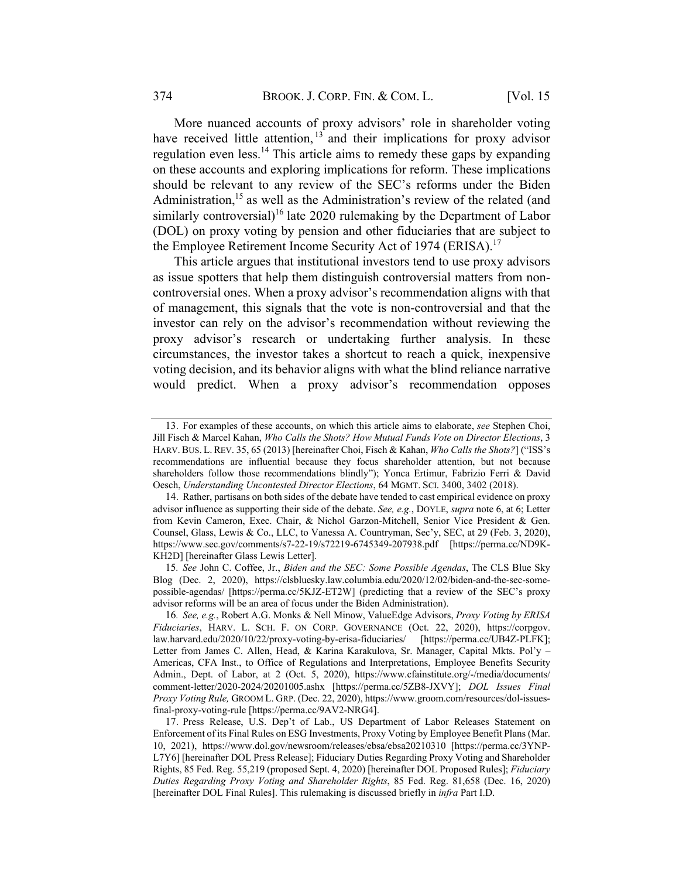More nuanced accounts of proxy advisors' role in shareholder voting have received little attention,[13] and their implications for proxy advisor regulation even less.[14] This article aims to remedy these gaps by expanding on these accounts and exploring implications for reform. These implications should be relevant to any review of the SEC's reforms under the Biden Administration,[15] as well as the Administration's review of the related (and similarly controversial)[16] late 2020 rulemaking by the Department of Labor (DOL) on proxy voting by pension and other fiduciaries that are subject to the Employee Retirement Income Security Act of 1974 (ERISA).[17]

This article argues that institutional investors tend to use proxy advisors as issue spotters that help them distinguish controversial matters from non-controversial ones. When a proxy advisor's recommendation aligns with that of management, this signals that the vote is non-controversial and that the investor can rely on the advisor's recommendation without reviewing the proxy advisor's research or undertaking further analysis. In these circumstances, the investor takes a shortcut to reach a quick, inexpensive voting decision, and its behavior aligns with what the blind reliance narrative would predict. When a proxy advisor's recommendation opposes

---

13. For examples of these accounts, on which this article aims to elaborate, *see* Stephen Choi, Jill Fisch & Marcel Kahan, *Who Calls the Shots? How Mutual Funds Vote on Director Elections*, 3 HARV. BUS. L. REV. 35, 65 (2013) [hereinafter Choi, Fisch & Kahan, *Who Calls the Shots?*] ("ISS's recommendations are influential because they focus shareholder attention, but not because shareholders follow those recommendations blindly"); Yonca Ertimur, Fabrizio Ferri & David Oesch, *Understanding Uncontested Director Elections*, 64 MGMT. SCI. 3400, 3402 (2018).

14. Rather, partisans on both sides of the debate have tended to cast empirical evidence on proxy advisor influence as supporting their side of the debate. *See, e.g.*, DOYLE, *supra* note 6, at 6; Letter from Kevin Cameron, Exec. Chair, & Nichol Garzon-Mitchell, Senior Vice President & Gen. Counsel, Glass, Lewis & Co., LLC, to Vanessa A. Countryman, Sec'y, SEC, at 29 (Feb. 3, 2020), https://www.sec.gov/comments/s7-22-19/s72219-6745349-207938.pdf [https://perma.cc/ND9K-KH2D] [hereinafter Glass Lewis Letter].

15. *See* John C. Coffee, Jr., *Biden and the SEC: Some Possible Agendas*, The CLS Blue Sky Blog (Dec. 2, 2020), https://clsbluesky.law.columbia.edu/2020/12/02/biden-and-the-sec-some-possible-agendas/ [https://perma.cc/5KJZ-ET2W] (predicting that a review of the SEC's proxy advisor reforms will be an area of focus under the Biden Administration).

16. *See, e.g.*, Robert A.G. Monks & Nell Minow, ValueEdge Advisors, *Proxy Voting by ERISA Fiduciaries*, HARV. L. SCH. F. ON CORP. GOVERNANCE (Oct. 22, 2020), https://corpgov.law.harvard.edu/2020/10/22/proxy-voting-by-erisa-fiduciaries/ [https://perma.cc/UB4Z-PLFK]; Letter from James C. Allen, Head, & Karina Karakulova, Sr. Manager, Capital Mkts. Pol'y – Americas, CFA Inst., to Office of Regulations and Interpretations, Employee Benefits Security Admin., Dept. of Labor, at 2 (Oct. 5, 2020), https://www.cfainstitute.org/-/media/documents/comment-letter/2020-2024/20201005.ashx [https://perma.cc/5ZB8-JXVY]; *DOL Issues Final Proxy Voting Rule,* GROOM L. GRP. (Dec. 22, 2020), https://www.groom.com/resources/dol-issues-final-proxy-voting-rule [https://perma.cc/9AV2-NRG4].

17. Press Release, U.S. Dep't of Lab., US Department of Labor Releases Statement on Enforcement of its Final Rules on ESG Investments, Proxy Voting by Employee Benefit Plans (Mar. 10, 2021), https://www.dol.gov/newsroom/releases/ebsa/ebsa20210310 [https://perma.cc/3YNP-L7Y6] [hereinafter DOL Press Release]; Fiduciary Duties Regarding Proxy Voting and Shareholder Rights, 85 Fed. Reg. 55,219 (proposed Sept. 4, 2020) [hereinafter DOL Proposed Rules]; *Fiduciary Duties Regarding Proxy Voting and Shareholder Rights*, 85 Fed. Reg. 81,658 (Dec. 16, 2020) [hereinafter DOL Final Rules]. This rulemaking is discussed briefly in *infra* Part I.D.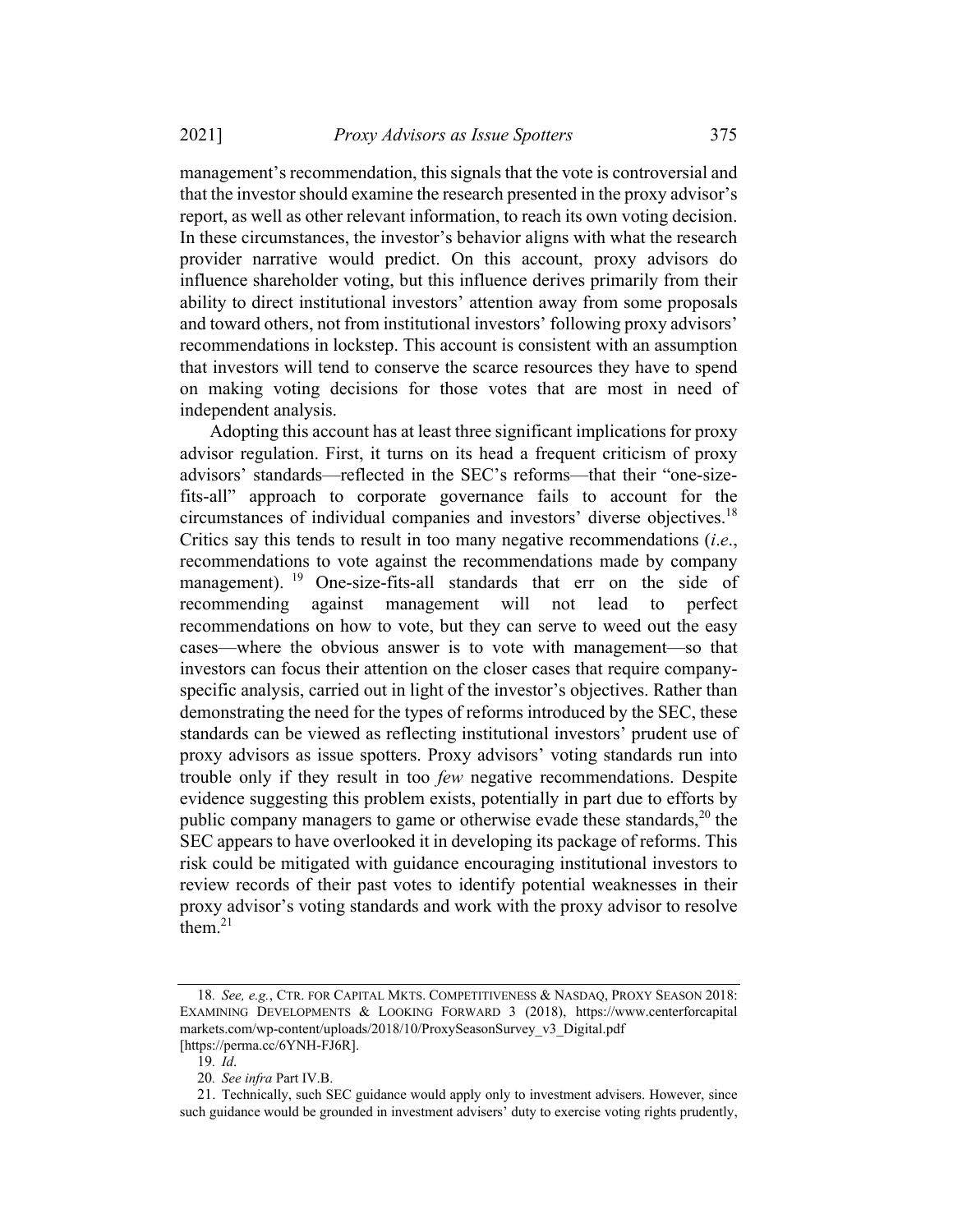management's recommendation, this signals that the vote is controversial and that the investor should examine the research presented in the proxy advisor's report, as well as other relevant information, to reach its own voting decision. In these circumstances, the investor's behavior aligns with what the research provider narrative would predict. On this account, proxy advisors do influence shareholder voting, but this influence derives primarily from their ability to direct institutional investors' attention away from some proposals and toward others, not from institutional investors' following proxy advisors' recommendations in lockstep. This account is consistent with an assumption that investors will tend to conserve the scarce resources they have to spend on making voting decisions for those votes that are most in need of independent analysis.

Adopting this account has at least three significant implications for proxy advisor regulation. First, it turns on its head a frequent criticism of proxy advisors' standards—reflected in the SEC's reforms—that their "one-size-fits-all" approach to corporate governance fails to account for the circumstances of individual companies and investors' diverse objectives.[18] Critics say this tends to result in too many negative recommendations (*i.e.*, recommendations to vote against the recommendations made by company management).[19] One-size-fits-all standards that err on the side of recommending against management will not lead to perfect recommendations on how to vote, but they can serve to weed out the easy cases—where the obvious answer is to vote with management—so that investors can focus their attention on the closer cases that require company-specific analysis, carried out in light of the investor's objectives. Rather than demonstrating the need for the types of reforms introduced by the SEC, these standards can be viewed as reflecting institutional investors' prudent use of proxy advisors as issue spotters. Proxy advisors' voting standards run into trouble only if they result in too *few* negative recommendations. Despite evidence suggesting this problem exists, potentially in part due to efforts by public company managers to game or otherwise evade these standards,[20] the SEC appears to have overlooked it in developing its package of reforms. This risk could be mitigated with guidance encouraging institutional investors to review records of their past votes to identify potential weaknesses in their proxy advisor's voting standards and work with the proxy advisor to resolve them.[21]

---

18. *See, e.g.*, CTR. FOR CAPITAL MKTS. COMPETITIVENESS & NASDAQ, PROXY SEASON 2018: EXAMINING DEVELOPMENTS & LOOKING FORWARD 3 (2018), https://www.centerforcapitalmarkets.com/wp-content/uploads/2018/10/ProxySeasonSurvey_v3_Digital.pdf [https://perma.cc/6YNH-FJ6R].

19. *Id*.

20. *See infra* Part IV.B.

21. Technically, such SEC guidance would apply only to investment advisers. However, since such guidance would be grounded in investment advisers' duty to exercise voting rights prudently,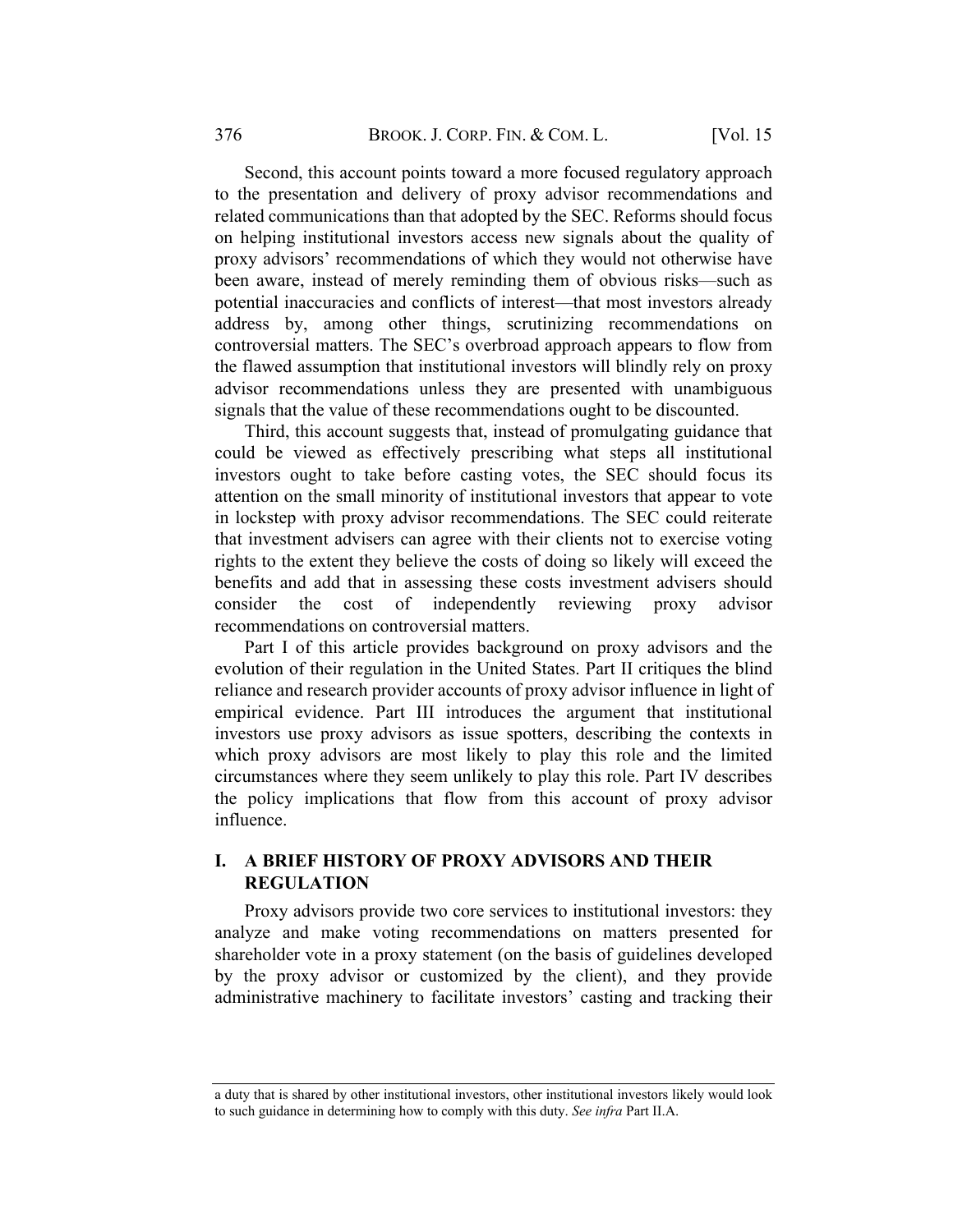Second, this account points toward a more focused regulatory approach to the presentation and delivery of proxy advisor recommendations and related communications than that adopted by the SEC. Reforms should focus on helping institutional investors access new signals about the quality of proxy advisors' recommendations of which they would not otherwise have been aware, instead of merely reminding them of obvious risks—such as potential inaccuracies and conflicts of interest—that most investors already address by, among other things, scrutinizing recommendations on controversial matters. The SEC's overbroad approach appears to flow from the flawed assumption that institutional investors will blindly rely on proxy advisor recommendations unless they are presented with unambiguous signals that the value of these recommendations ought to be discounted.

Third, this account suggests that, instead of promulgating guidance that could be viewed as effectively prescribing what steps all institutional investors ought to take before casting votes, the SEC should focus its attention on the small minority of institutional investors that appear to vote in lockstep with proxy advisor recommendations. The SEC could reiterate that investment advisers can agree with their clients not to exercise voting rights to the extent they believe the costs of doing so likely will exceed the benefits and add that in assessing these costs investment advisers should consider the cost of independently reviewing proxy advisor recommendations on controversial matters.

Part I of this article provides background on proxy advisors and the evolution of their regulation in the United States. Part II critiques the blind reliance and research provider accounts of proxy advisor influence in light of empirical evidence. Part III introduces the argument that institutional investors use proxy advisors as issue spotters, describing the contexts in which proxy advisors are most likely to play this role and the limited circumstances where they seem unlikely to play this role. Part IV describes the policy implications that flow from this account of proxy advisor influence.

## I. A BRIEF HISTORY OF PROXY ADVISORS AND THEIR REGULATION

Proxy advisors provide two core services to institutional investors: they analyze and make voting recommendations on matters presented for shareholder vote in a proxy statement (on the basis of guidelines developed by the proxy advisor or customized by the client), and they provide administrative machinery to facilitate investors' casting and tracking their

---

a duty that is shared by other institutional investors, other institutional investors likely would look to such guidance in determining how to comply with this duty. *See infra* Part II.A.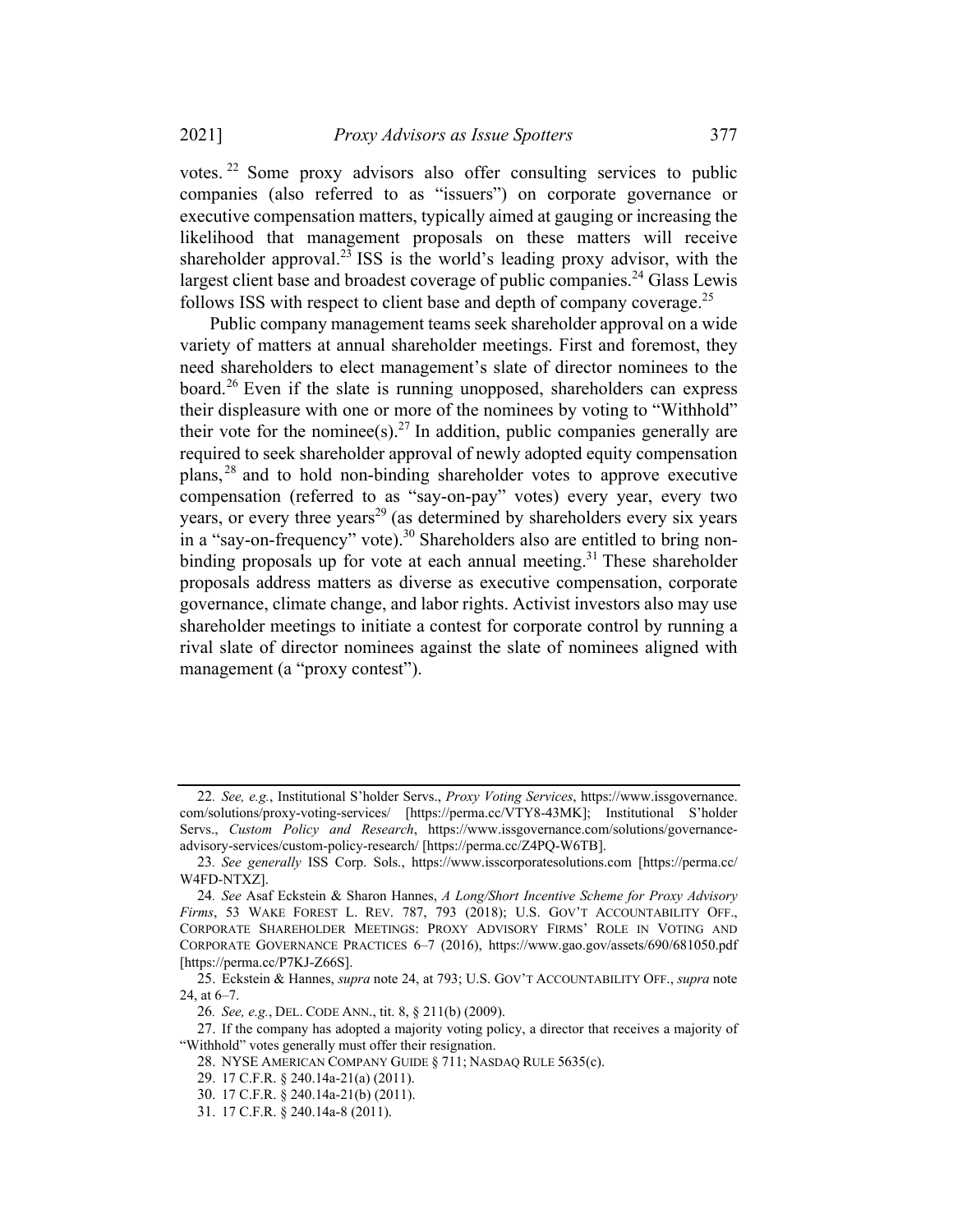votes.[22] Some proxy advisors also offer consulting services to public companies (also referred to as "issuers") on corporate governance or executive compensation matters, typically aimed at gauging or increasing the likelihood that management proposals on these matters will receive shareholder approval.[23] ISS is the world's leading proxy advisor, with the largest client base and broadest coverage of public companies.[24] Glass Lewis follows ISS with respect to client base and depth of company coverage.[25]

Public company management teams seek shareholder approval on a wide variety of matters at annual shareholder meetings. First and foremost, they need shareholders to elect management's slate of director nominees to the board.[26] Even if the slate is running unopposed, shareholders can express their displeasure with one or more of the nominees by voting to "Withhold" their vote for the nominee(s).[27] In addition, public companies generally are required to seek shareholder approval of newly adopted equity compensation plans,[28] and to hold non-binding shareholder votes to approve executive compensation (referred to as "say-on-pay" votes) every year, every two years, or every three years[29] (as determined by shareholders every six years in a "say-on-frequency" vote).[30] Shareholders also are entitled to bring non-binding proposals up for vote at each annual meeting.[31] These shareholder proposals address matters as diverse as executive compensation, corporate governance, climate change, and labor rights. Activist investors also may use shareholder meetings to initiate a contest for corporate control by running a rival slate of director nominees against the slate of nominees aligned with management (a "proxy contest").

---

22. *See, e.g.*, Institutional S'holder Servs., *Proxy Voting Services*, https://www.issgovernance.com/solutions/proxy-voting-services/ [https://perma.cc/VTY8-43MK]; Institutional S'holder Servs., *Custom Policy and Research*, https://www.issgovernance.com/solutions/governance-advisory-services/custom-policy-research/ [https://perma.cc/Z4PQ-W6TB].

23. *See generally* ISS Corp. Sols., https://www.isscorporatesolutions.com [https://perma.cc/W4FD-NTXZ].

24. *See* Asaf Eckstein & Sharon Hannes, *A Long/Short Incentive Scheme for Proxy Advisory Firms*, 53 WAKE FOREST L. REV. 787, 793 (2018); U.S. GOV'T ACCOUNTABILITY OFF., CORPORATE SHAREHOLDER MEETINGS: PROXY ADVISORY FIRMS' ROLE IN VOTING AND CORPORATE GOVERNANCE PRACTICES 6–7 (2016), https://www.gao.gov/assets/690/681050.pdf [https://perma.cc/P7KJ-Z66S].

25. Eckstein & Hannes, *supra* note 24, at 793; U.S. GOV'T ACCOUNTABILITY OFF., *supra* note 24, at 6–7.

26. *See, e.g.*, DEL. CODE ANN., tit. 8, § 211(b) (2009).

27. If the company has adopted a majority voting policy, a director that receives a majority of "Withhold" votes generally must offer their resignation.

28. NYSE AMERICAN COMPANY GUIDE § 711; NASDAQ RULE 5635(c).

29. 17 C.F.R. § 240.14a-21(a) (2011).

30. 17 C.F.R. § 240.14a-21(b) (2011).

31. 17 C.F.R. § 240.14a-8 (2011).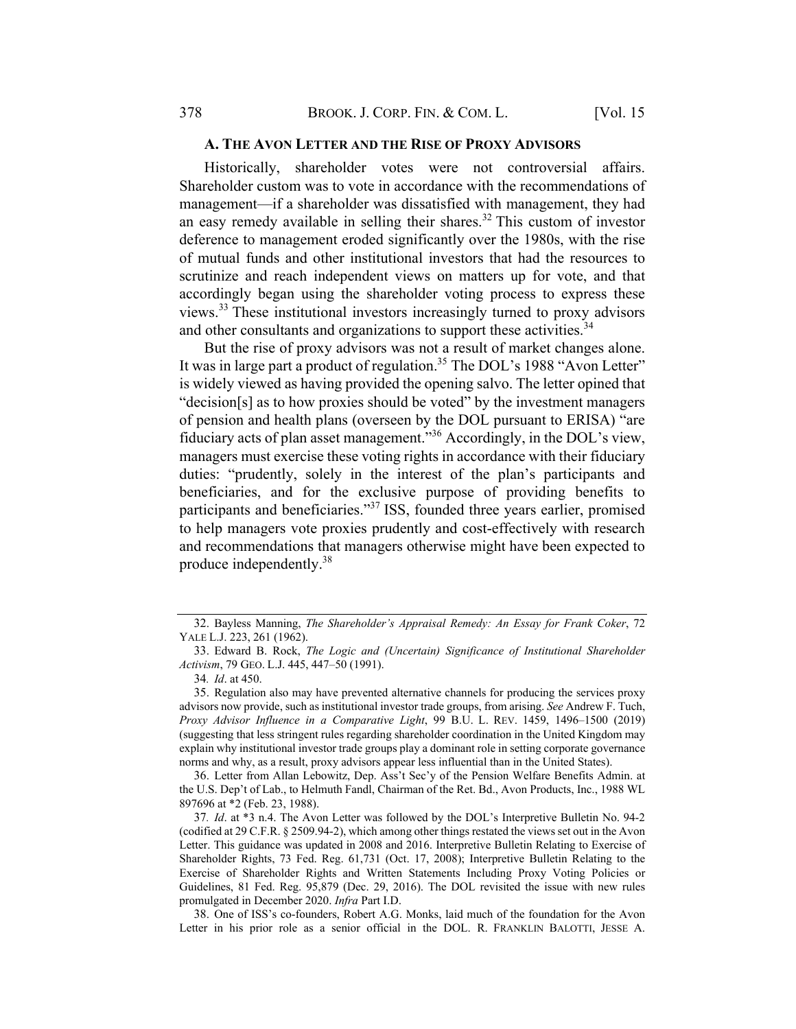### A. The Avon Letter and the Rise of Proxy Advisors

Historically, shareholder votes were not controversial affairs. Shareholder custom was to vote in accordance with the recommendations of management—if a shareholder was dissatisfied with management, they had an easy remedy available in selling their shares.[32] This custom of investor deference to management eroded significantly over the 1980s, with the rise of mutual funds and other institutional investors that had the resources to scrutinize and reach independent views on matters up for vote, and that accordingly began using the shareholder voting process to express these views.[33] These institutional investors increasingly turned to proxy advisors and other consultants and organizations to support these activities.[34]

But the rise of proxy advisors was not a result of market changes alone. It was in large part a product of regulation.[35] The DOL's 1988 "Avon Letter" is widely viewed as having provided the opening salvo. The letter opined that "decision[s] as to how proxies should be voted" by the investment managers of pension and health plans (overseen by the DOL pursuant to ERISA) "are fiduciary acts of plan asset management."[36] Accordingly, in the DOL's view, managers must exercise these voting rights in accordance with their fiduciary duties: "prudently, solely in the interest of the plan's participants and beneficiaries, and for the exclusive purpose of providing benefits to participants and beneficiaries."[37] ISS, founded three years earlier, promised to help managers vote proxies prudently and cost-effectively with research and recommendations that managers otherwise might have been expected to produce independently.[38]

---

32. Bayless Manning, *The Shareholder's Appraisal Remedy: An Essay for Frank Coker*, 72 YALE L.J. 223, 261 (1962).

33. Edward B. Rock, *The Logic and (Uncertain) Significance of Institutional Shareholder Activism*, 79 GEO. L.J. 445, 447–50 (1991).

34. *Id*. at 450.

35. Regulation also may have prevented alternative channels for producing the services proxy advisors now provide, such as institutional investor trade groups, from arising. *See* Andrew F. Tuch, *Proxy Advisor Influence in a Comparative Light*, 99 B.U. L. REV. 1459, 1496–1500 (2019) (suggesting that less stringent rules regarding shareholder coordination in the United Kingdom may explain why institutional investor trade groups play a dominant role in setting corporate governance norms and why, as a result, proxy advisors appear less influential than in the United States).

36. Letter from Allan Lebowitz, Dep. Ass't Sec'y of the Pension Welfare Benefits Admin. at the U.S. Dep't of Lab., to Helmuth Fandl, Chairman of the Ret. Bd., Avon Products, Inc., 1988 WL 897696 at *2 (Feb. 23, 1988).

37. *Id*. at *3 n.4. The Avon Letter was followed by the DOL's Interpretive Bulletin No. 94-2 (codified at 29 C.F.R. § 2509.94-2), which among other things restated the views set out in the Avon Letter. This guidance was updated in 2008 and 2016. Interpretive Bulletin Relating to Exercise of Shareholder Rights, 73 Fed. Reg. 61,731 (Oct. 17, 2008); Interpretive Bulletin Relating to the Exercise of Shareholder Rights and Written Statements Including Proxy Voting Policies or Guidelines, 81 Fed. Reg. 95,879 (Dec. 29, 2016). The DOL revisited the issue with new rules promulgated in December 2020. *Infra* Part I.D.

38. One of ISS's co-founders, Robert A.G. Monks, laid much of the foundation for the Avon Letter in his prior role as a senior official in the DOL. R. FRANKLIN BALOTTI, JESSE A.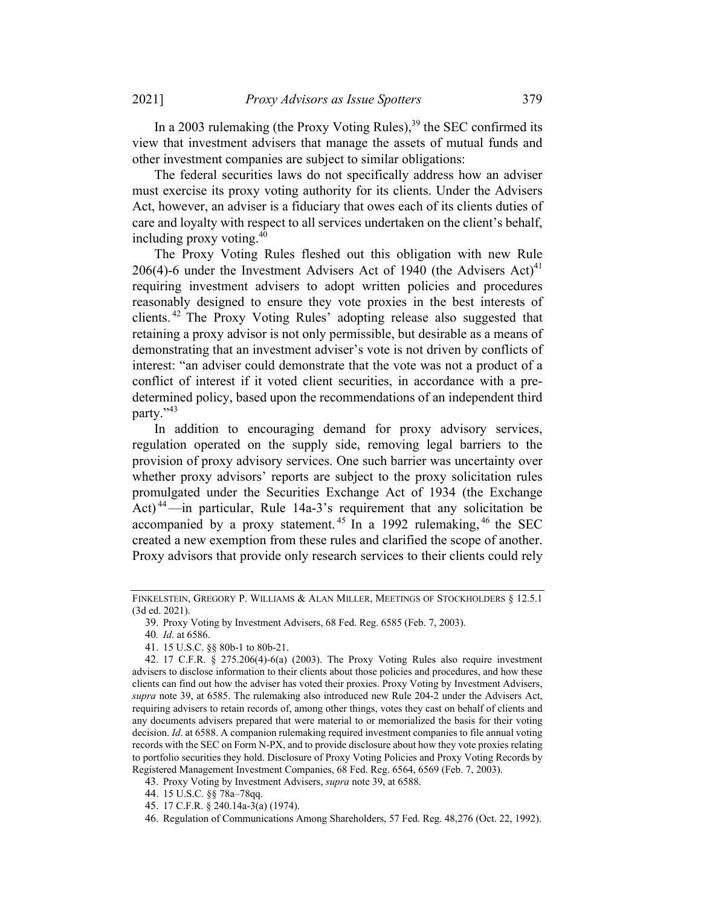In a 2003 rulemaking (the Proxy Voting Rules),[39] the SEC confirmed its view that investment advisers that manage the assets of mutual funds and other investment companies are subject to similar obligations:

The federal securities laws do not specifically address how an adviser must exercise its proxy voting authority for its clients. Under the Advisers Act, however, an adviser is a fiduciary that owes each of its clients duties of care and loyalty with respect to all services undertaken on the client's behalf, including proxy voting.[40]

The Proxy Voting Rules fleshed out this obligation with new Rule 206(4)-6 under the Investment Advisers Act of 1940 (the Advisers Act)[41] requiring investment advisers to adopt written policies and procedures reasonably designed to ensure they vote proxies in the best interests of clients.[42] The Proxy Voting Rules' adopting release also suggested that retaining a proxy advisor is not only permissible, but desirable as a means of demonstrating that an investment adviser's vote is not driven by conflicts of interest: "an adviser could demonstrate that the vote was not a product of a conflict of interest if it voted client securities, in accordance with a pre-determined policy, based upon the recommendations of an independent third party."[43]

In addition to encouraging demand for proxy advisory services, regulation operated on the supply side, removing legal barriers to the provision of proxy advisory services. One such barrier was uncertainty over whether proxy advisors' reports are subject to the proxy solicitation rules promulgated under the Securities Exchange Act of 1934 (the Exchange Act)[44]—in particular, Rule 14a-3's requirement that any solicitation be accompanied by a proxy statement.[45] In a 1992 rulemaking,[46] the SEC created a new exemption from these rules and clarified the scope of another. Proxy advisors that provide only research services to their clients could rely

---

FINKELSTEIN, GREGORY P. WILLIAMS & ALAN MILLER, MEETINGS OF STOCKHOLDERS § 12.5.1 (3d ed. 2021).

39. Proxy Voting by Investment Advisers, 68 Fed. Reg. 6585 (Feb. 7, 2003).

40. *Id*. at 6586.

41. 15 U.S.C. §§ 80b-1 to 80b-21.

42. 17 C.F.R. § 275.206(4)-6(a) (2003). The Proxy Voting Rules also require investment advisers to disclose information to their clients about those policies and procedures, and how these clients can find out how the adviser has voted their proxies. Proxy Voting by Investment Advisers, *supra* note 39, at 6585. The rulemaking also introduced new Rule 204-2 under the Advisers Act, requiring advisers to retain records of, among other things, votes they cast on behalf of clients and any documents advisers prepared that were material to or memorialized the basis for their voting decision. *Id*. at 6588. A companion rulemaking required investment companies to file annual voting records with the SEC on Form N-PX, and to provide disclosure about how they vote proxies relating to portfolio securities they hold. Disclosure of Proxy Voting Policies and Proxy Voting Records by Registered Management Investment Companies, 68 Fed. Reg. 6564, 6569 (Feb. 7, 2003).

43. Proxy Voting by Investment Advisers, *supra* note 39, at 6588.

44. 15 U.S.C. §§ 78a–78qq.

45. 17 C.F.R. § 240.14a-3(a) (1974).

46. Regulation of Communications Among Shareholders, 57 Fed. Reg. 48,276 (Oct. 22, 1992).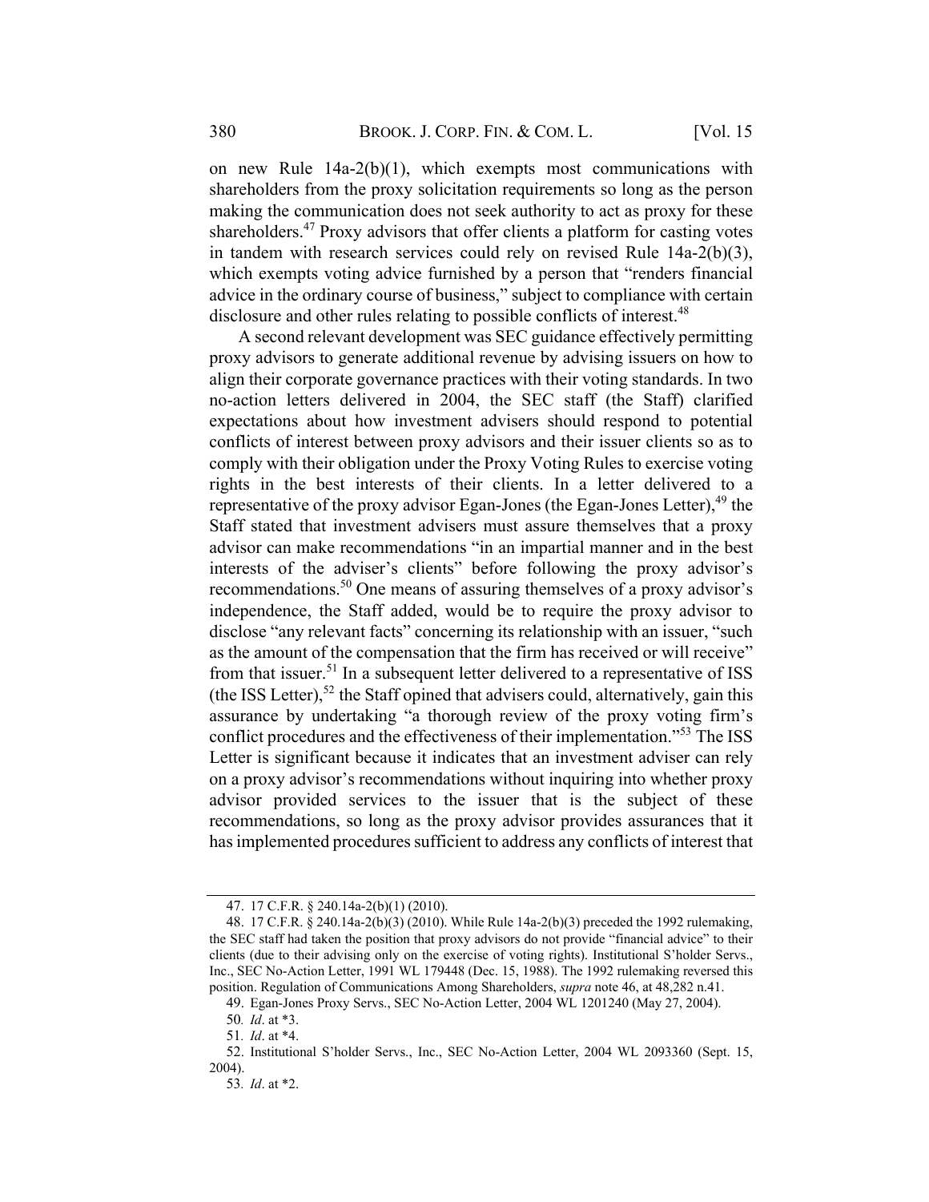on new Rule 14a-2(b)(1), which exempts most communications with shareholders from the proxy solicitation requirements so long as the person making the communication does not seek authority to act as proxy for these shareholders.[47] Proxy advisors that offer clients a platform for casting votes in tandem with research services could rely on revised Rule 14a-2(b)(3), which exempts voting advice furnished by a person that "renders financial advice in the ordinary course of business," subject to compliance with certain disclosure and other rules relating to possible conflicts of interest.[48]

A second relevant development was SEC guidance effectively permitting proxy advisors to generate additional revenue by advising issuers on how to align their corporate governance practices with their voting standards. In two no-action letters delivered in 2004, the SEC staff (the Staff) clarified expectations about how investment advisers should respond to potential conflicts of interest between proxy advisors and their issuer clients so as to comply with their obligation under the Proxy Voting Rules to exercise voting rights in the best interests of their clients. In a letter delivered to a representative of the proxy advisor Egan-Jones (the Egan-Jones Letter),[49] the Staff stated that investment advisers must assure themselves that a proxy advisor can make recommendations "in an impartial manner and in the best interests of the adviser's clients" before following the proxy advisor's recommendations.[50] One means of assuring themselves of a proxy advisor's independence, the Staff added, would be to require the proxy advisor to disclose "any relevant facts" concerning its relationship with an issuer, "such as the amount of the compensation that the firm has received or will receive" from that issuer.[51] In a subsequent letter delivered to a representative of ISS (the ISS Letter),[52] the Staff opined that advisers could, alternatively, gain this assurance by undertaking "a thorough review of the proxy voting firm's conflict procedures and the effectiveness of their implementation."[53] The ISS Letter is significant because it indicates that an investment adviser can rely on a proxy advisor's recommendations without inquiring into whether proxy advisor provided services to the issuer that is the subject of these recommendations, so long as the proxy advisor provides assurances that it has implemented procedures sufficient to address any conflicts of interest that

---

47. 17 C.F.R. § 240.14a-2(b)(1) (2010).

48. 17 C.F.R. § 240.14a-2(b)(3) (2010). While Rule 14a-2(b)(3) preceded the 1992 rulemaking, the SEC staff had taken the position that proxy advisors do not provide "financial advice" to their clients (due to their advising only on the exercise of voting rights). Institutional S'holder Servs., Inc., SEC No-Action Letter, 1991 WL 179448 (Dec. 15, 1988). The 1992 rulemaking reversed this position. Regulation of Communications Among Shareholders, *supra* note 46, at 48,282 n.41.

49. Egan-Jones Proxy Servs., SEC No-Action Letter, 2004 WL 1201240 (May 27, 2004).

50. *Id*. at *3.

51. *Id*. at *4.

52. Institutional S'holder Servs., Inc., SEC No-Action Letter, 2004 WL 2093360 (Sept. 15, 2004).

53. *Id*. at *2.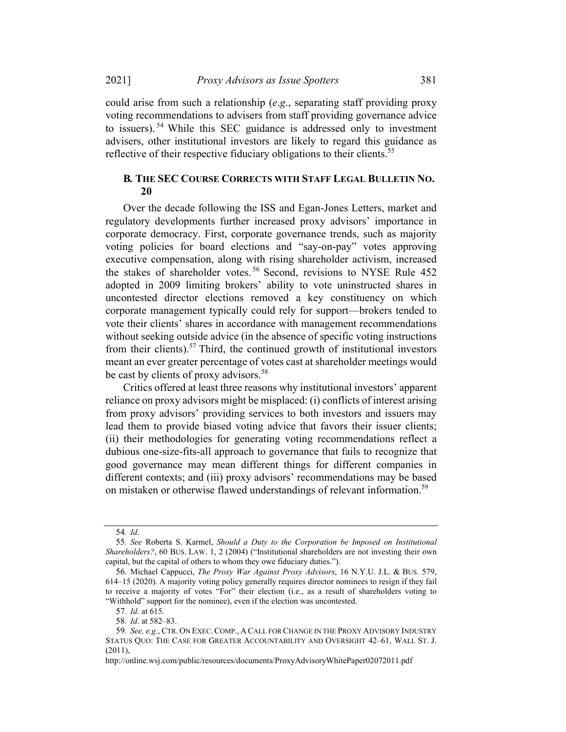could arise from such a relationship (*e*.*g*., separating staff providing proxy voting recommendations to advisers from staff providing governance advice to issuers).[54] While this SEC guidance is addressed only to investment advisers, other institutional investors are likely to regard this guidance as reflective of their respective fiduciary obligations to their clients.[55]

### B. The SEC Course Corrects with Staff Legal Bulletin No. 20

Over the decade following the ISS and Egan-Jones Letters, market and regulatory developments further increased proxy advisors' importance in corporate democracy. First, corporate governance trends, such as majority voting policies for board elections and "say-on-pay" votes approving executive compensation, along with rising shareholder activism, increased the stakes of shareholder votes.[56] Second, revisions to NYSE Rule 452 adopted in 2009 limiting brokers' ability to vote uninstructed shares in uncontested director elections removed a key constituency on which corporate management typically could rely for support—brokers tended to vote their clients' shares in accordance with management recommendations without seeking outside advice (in the absence of specific voting instructions from their clients).[57] Third, the continued growth of institutional investors meant an ever greater percentage of votes cast at shareholder meetings would be cast by clients of proxy advisors.[58]

Critics offered at least three reasons why institutional investors' apparent reliance on proxy advisors might be misplaced: (i) conflicts of interest arising from proxy advisors' providing services to both investors and issuers may lead them to provide biased voting advice that favors their issuer clients; (ii) their methodologies for generating voting recommendations reflect a dubious one-size-fits-all approach to governance that fails to recognize that good governance may mean different things for different companies in different contexts; and (iii) proxy advisors' recommendations may be based on mistaken or otherwise flawed understandings of relevant information.[59]

---

54. *Id*.

55. *See* Roberta S. Karmel, *Should a Duty to the Corporation be Imposed on Institutional Shareholders?*, 60 BUS. LAW. 1, 2 (2004) ("Institutional shareholders are not investing their own capital, but the capital of others to whom they owe fiduciary duties.").

56. Michael Cappucci, *The Proxy War Against Proxy Advisors*, 16 N.Y.U. J.L. & BUS. 579, 614–15 (2020). A majority voting policy generally requires director nominees to resign if they fail to receive a majority of votes "For" their election (i.e., as a result of shareholders voting to "Withhold" support for the nominee), even if the election was uncontested.

57. *Id*. at 615.

58. *Id*. at 582–83.

59. *See, e.g.*, CTR. ON EXEC. COMP., A CALL FOR CHANGE IN THE PROXY ADVISORY INDUSTRY STATUS QUO: THE CASE FOR GREATER ACCOUNTABILITY AND OVERSIGHT 42–61, WALL ST. J. (2011), http://online.wsj.com/public/resources/documents/ProxyAdvisoryWhitePaper02072011.pdf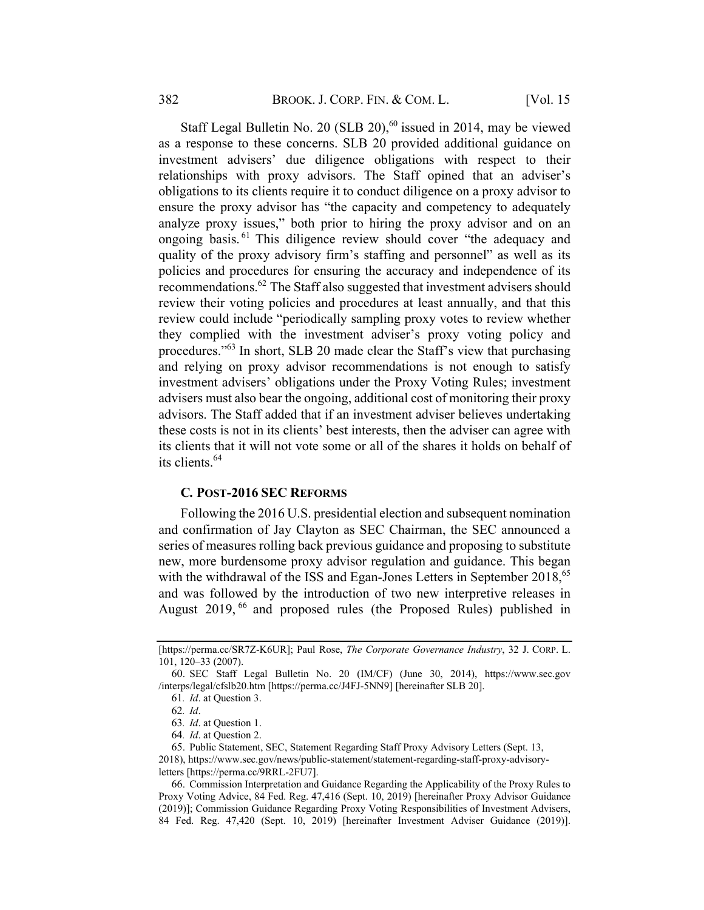Staff Legal Bulletin No. 20 (SLB 20),[60] issued in 2014, may be viewed as a response to these concerns. SLB 20 provided additional guidance on investment advisers' due diligence obligations with respect to their relationships with proxy advisors. The Staff opined that an adviser's obligations to its clients require it to conduct diligence on a proxy advisor to ensure the proxy advisor has "the capacity and competency to adequately analyze proxy issues," both prior to hiring the proxy advisor and on an ongoing basis.[61] This diligence review should cover "the adequacy and quality of the proxy advisory firm's staffing and personnel" as well as its policies and procedures for ensuring the accuracy and independence of its recommendations.[62] The Staff also suggested that investment advisers should review their voting policies and procedures at least annually, and that this review could include "periodically sampling proxy votes to review whether they complied with the investment adviser's proxy voting policy and procedures."[63] In short, SLB 20 made clear the Staff's view that purchasing and relying on proxy advisor recommendations is not enough to satisfy investment advisers' obligations under the Proxy Voting Rules; investment advisers must also bear the ongoing, additional cost of monitoring their proxy advisors. The Staff added that if an investment adviser believes undertaking these costs is not in its clients' best interests, then the adviser can agree with its clients that it will not vote some or all of the shares it holds on behalf of its clients.[64]

### C. POST-2016 SEC REFORMS

Following the 2016 U.S. presidential election and subsequent nomination and confirmation of Jay Clayton as SEC Chairman, the SEC announced a series of measures rolling back previous guidance and proposing to substitute new, more burdensome proxy advisor regulation and guidance. This began with the withdrawal of the ISS and Egan-Jones Letters in September 2018,[65] and was followed by the introduction of two new interpretive releases in August 2019,[66] and proposed rules (the Proposed Rules) published in

---

[https://perma.cc/SR7Z-K6UR]; Paul Rose, *The Corporate Governance Industry*, 32 J. CORP. L. 101, 120–33 (2007).

60. SEC Staff Legal Bulletin No. 20 (IM/CF) (June 30, 2014), https://www.sec.gov/interps/legal/cfslb20.htm [https://perma.cc/J4FJ-5NN9] [hereinafter SLB 20].

61. *Id*. at Question 3.

62. *Id*.

63. *Id*. at Question 1.

64. *Id*. at Question 2.

65. Public Statement, SEC, Statement Regarding Staff Proxy Advisory Letters (Sept. 13, 2018), https://www.sec.gov/news/public-statement/statement-regarding-staff-proxy-advisory-letters [https://perma.cc/9RRL-2FU7].

66. Commission Interpretation and Guidance Regarding the Applicability of the Proxy Rules to Proxy Voting Advice, 84 Fed. Reg. 47,416 (Sept. 10, 2019) [hereinafter Proxy Advisor Guidance (2019)]; Commission Guidance Regarding Proxy Voting Responsibilities of Investment Advisers, 84 Fed. Reg. 47,420 (Sept. 10, 2019) [hereinafter Investment Adviser Guidance (2019)].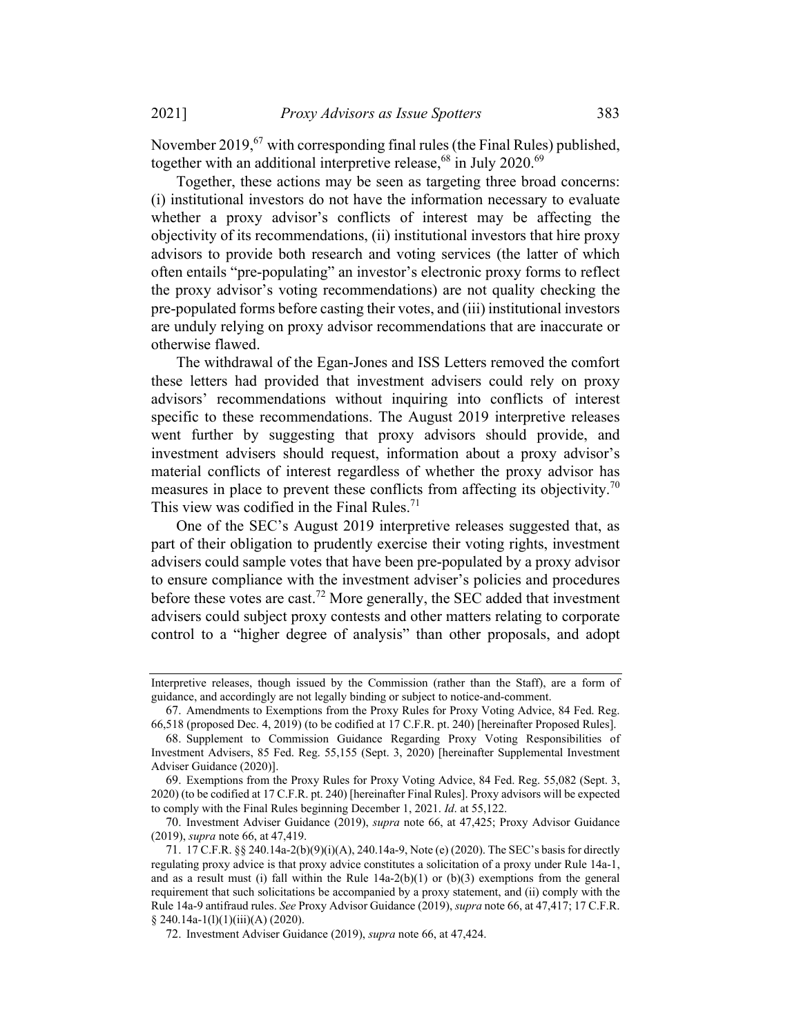November 2019,[67] with corresponding final rules (the Final Rules) published, together with an additional interpretive release,[68] in July 2020.[69]

Together, these actions may be seen as targeting three broad concerns: (i) institutional investors do not have the information necessary to evaluate whether a proxy advisor's conflicts of interest may be affecting the objectivity of its recommendations, (ii) institutional investors that hire proxy advisors to provide both research and voting services (the latter of which often entails "pre-populating" an investor's electronic proxy forms to reflect the proxy advisor's voting recommendations) are not quality checking the pre-populated forms before casting their votes, and (iii) institutional investors are unduly relying on proxy advisor recommendations that are inaccurate or otherwise flawed.

The withdrawal of the Egan-Jones and ISS Letters removed the comfort these letters had provided that investment advisers could rely on proxy advisors' recommendations without inquiring into conflicts of interest specific to these recommendations. The August 2019 interpretive releases went further by suggesting that proxy advisors should provide, and investment advisers should request, information about a proxy advisor's material conflicts of interest regardless of whether the proxy advisor has measures in place to prevent these conflicts from affecting its objectivity.[70] This view was codified in the Final Rules.[71]

One of the SEC's August 2019 interpretive releases suggested that, as part of their obligation to prudently exercise their voting rights, investment advisers could sample votes that have been pre-populated by a proxy advisor to ensure compliance with the investment adviser's policies and procedures before these votes are cast.[72] More generally, the SEC added that investment advisers could subject proxy contests and other matters relating to corporate control to a "higher degree of analysis" than other proposals, and adopt

---

Interpretive releases, though issued by the Commission (rather than the Staff), are a form of guidance, and accordingly are not legally binding or subject to notice-and-comment.

67. Amendments to Exemptions from the Proxy Rules for Proxy Voting Advice, 84 Fed. Reg. 66,518 (proposed Dec. 4, 2019) (to be codified at 17 C.F.R. pt. 240) [hereinafter Proposed Rules].

68. Supplement to Commission Guidance Regarding Proxy Voting Responsibilities of Investment Advisers, 85 Fed. Reg. 55,155 (Sept. 3, 2020) [hereinafter Supplemental Investment Adviser Guidance (2020)].

69. Exemptions from the Proxy Rules for Proxy Voting Advice, 84 Fed. Reg. 55,082 (Sept. 3, 2020) (to be codified at 17 C.F.R. pt. 240) [hereinafter Final Rules]. Proxy advisors will be expected to comply with the Final Rules beginning December 1, 2021. *Id*. at 55,122.

70. Investment Adviser Guidance (2019), *supra* note 66, at 47,425; Proxy Advisor Guidance (2019), *supra* note 66, at 47,419.

71. 17 C.F.R. §§ 240.14a-2(b)(9)(i)(A), 240.14a-9, Note (e) (2020). The SEC's basis for directly regulating proxy advice is that proxy advice constitutes a solicitation of a proxy under Rule 14a-1, and as a result must (i) fall within the Rule 14a-2(b)(1) or (b)(3) exemptions from the general requirement that such solicitations be accompanied by a proxy statement, and (ii) comply with the Rule 14a-9 antifraud rules. *See* Proxy Advisor Guidance (2019), *supra* note 66, at 47,417; 17 C.F.R. § 240.14a-1(l)(1)(iii)(A) (2020).

72. Investment Adviser Guidance (2019), *supra* note 66, at 47,424.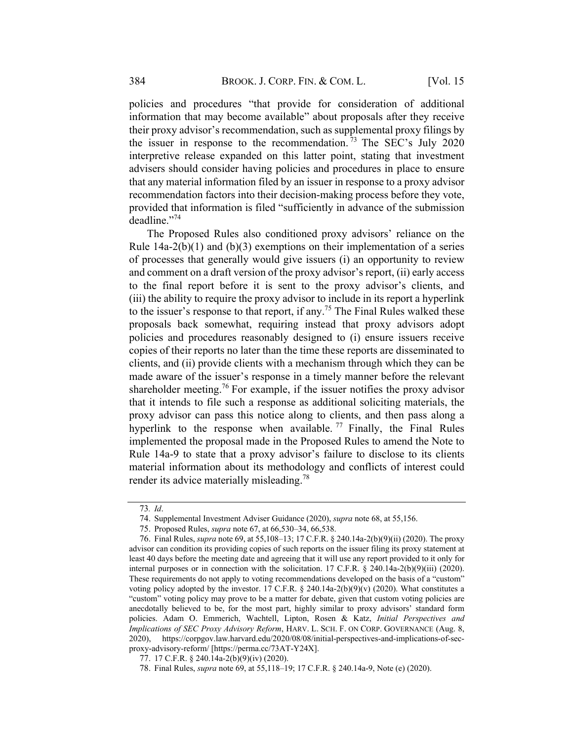policies and procedures "that provide for consideration of additional information that may become available" about proposals after they receive their proxy advisor's recommendation, such as supplemental proxy filings by the issuer in response to the recommendation.[73] The SEC's July 2020 interpretive release expanded on this latter point, stating that investment advisers should consider having policies and procedures in place to ensure that any material information filed by an issuer in response to a proxy advisor recommendation factors into their decision-making process before they vote, provided that information is filed "sufficiently in advance of the submission deadline."[74]

The Proposed Rules also conditioned proxy advisors' reliance on the Rule 14a-2(b)(1) and (b)(3) exemptions on their implementation of a series of processes that generally would give issuers (i) an opportunity to review and comment on a draft version of the proxy advisor's report, (ii) early access to the final report before it is sent to the proxy advisor's clients, and (iii) the ability to require the proxy advisor to include in its report a hyperlink to the issuer's response to that report, if any.[75] The Final Rules walked these proposals back somewhat, requiring instead that proxy advisors adopt policies and procedures reasonably designed to (i) ensure issuers receive copies of their reports no later than the time these reports are disseminated to clients, and (ii) provide clients with a mechanism through which they can be made aware of the issuer's response in a timely manner before the relevant shareholder meeting.[76] For example, if the issuer notifies the proxy advisor that it intends to file such a response as additional soliciting materials, the proxy advisor can pass this notice along to clients, and then pass along a hyperlink to the response when available.[77] Finally, the Final Rules implemented the proposal made in the Proposed Rules to amend the Note to Rule 14a-9 to state that a proxy advisor's failure to disclose to its clients material information about its methodology and conflicts of interest could render its advice materially misleading.[78]

---

73. *Id*.

74. Supplemental Investment Adviser Guidance (2020), *supra* note 68, at 55,156.

75. Proposed Rules, *supra* note 67, at 66,530–34, 66,538.

76. Final Rules, *supra* note 69, at 55,108–13; 17 C.F.R. § 240.14a-2(b)(9)(ii) (2020). The proxy advisor can condition its providing copies of such reports on the issuer filing its proxy statement at least 40 days before the meeting date and agreeing that it will use any report provided to it only for internal purposes or in connection with the solicitation. 17 C.F.R. § 240.14a-2(b)(9)(iii) (2020). These requirements do not apply to voting recommendations developed on the basis of a "custom" voting policy adopted by the investor. 17 C.F.R. § 240.14a-2(b)(9)(v) (2020). What constitutes a "custom" voting policy may prove to be a matter for debate, given that custom voting policies are anecdotally believed to be, for the most part, highly similar to proxy advisors' standard form policies. Adam O. Emmerich, Wachtell, Lipton, Rosen & Katz, *Initial Perspectives and Implications of SEC Proxy Advisory Reform*, HARV. L. SCH. F. ON CORP. GOVERNANCE (Aug. 8, 2020), https://corpgov.law.harvard.edu/2020/08/08/initial-perspectives-and-implications-of-sec-proxy-advisory-reform/ [https://perma.cc/73AT-Y24X].

77. 17 C.F.R. § 240.14a-2(b)(9)(iv) (2020).

78. Final Rules, *supra* note 69, at 55,118–19; 17 C.F.R. § 240.14a-9, Note (e) (2020).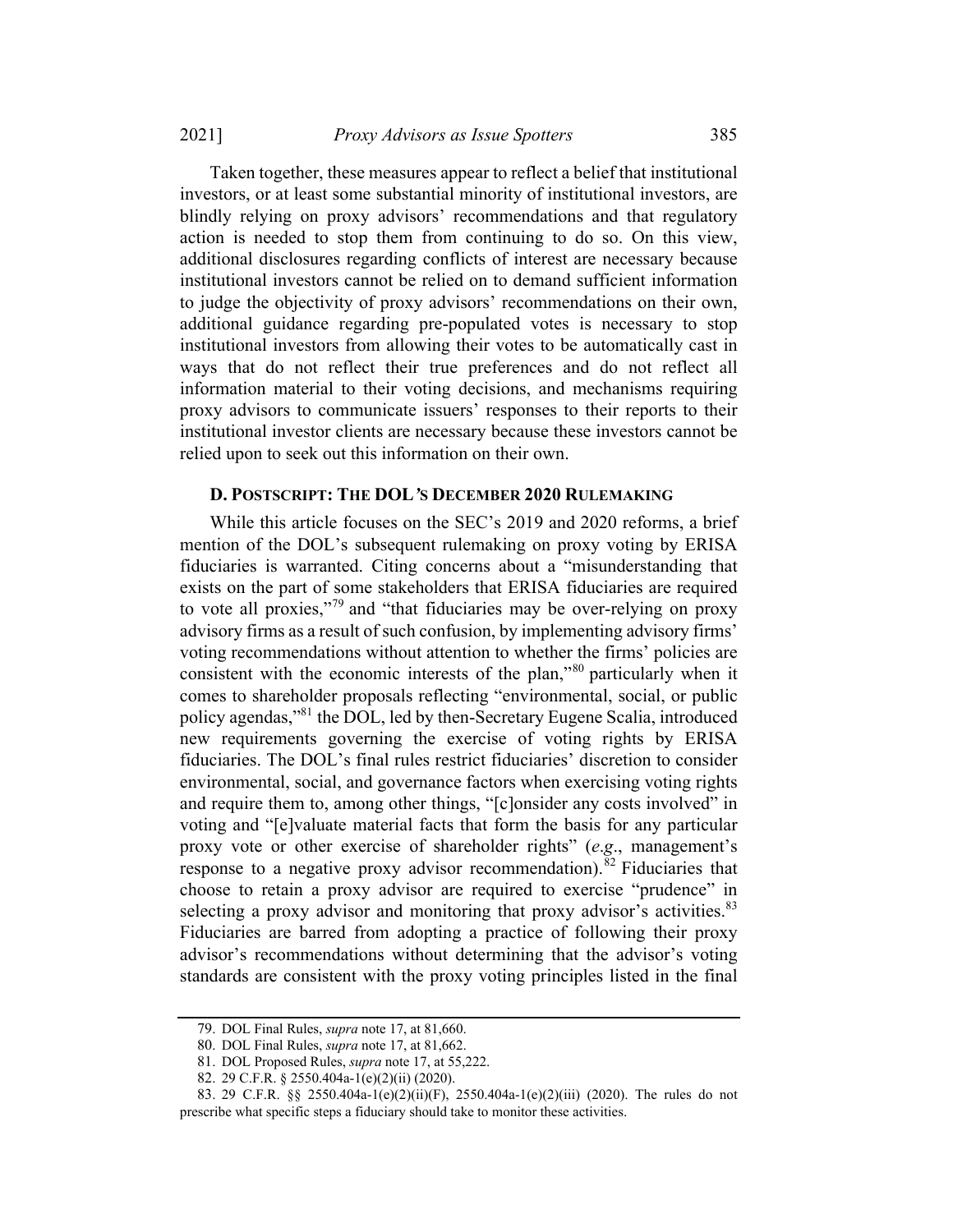Taken together, these measures appear to reflect a belief that institutional investors, or at least some substantial minority of institutional investors, are blindly relying on proxy advisors' recommendations and that regulatory action is needed to stop them from continuing to do so. On this view, additional disclosures regarding conflicts of interest are necessary because institutional investors cannot be relied on to demand sufficient information to judge the objectivity of proxy advisors' recommendations on their own, additional guidance regarding pre-populated votes is necessary to stop institutional investors from allowing their votes to be automatically cast in ways that do not reflect their true preferences and do not reflect all information material to their voting decisions, and mechanisms requiring proxy advisors to communicate issuers' responses to their reports to their institutional investor clients are necessary because these investors cannot be relied upon to seek out this information on their own.

### D. POSTSCRIPT: THE DOL'S DECEMBER 2020 RULEMAKING

While this article focuses on the SEC's 2019 and 2020 reforms, a brief mention of the DOL's subsequent rulemaking on proxy voting by ERISA fiduciaries is warranted. Citing concerns about a "misunderstanding that exists on the part of some stakeholders that ERISA fiduciaries are required to vote all proxies,"[79] and "that fiduciaries may be over-relying on proxy advisory firms as a result of such confusion, by implementing advisory firms' voting recommendations without attention to whether the firms' policies are consistent with the economic interests of the plan,"[80] particularly when it comes to shareholder proposals reflecting "environmental, social, or public policy agendas,"[81] the DOL, led by then-Secretary Eugene Scalia, introduced new requirements governing the exercise of voting rights by ERISA fiduciaries. The DOL's final rules restrict fiduciaries' discretion to consider environmental, social, and governance factors when exercising voting rights and require them to, among other things, "[c]onsider any costs involved" in voting and "[e]valuate material facts that form the basis for any particular proxy vote or other exercise of shareholder rights" (*e.g.*, management's response to a negative proxy advisor recommendation).[82] Fiduciaries that choose to retain a proxy advisor are required to exercise "prudence" in selecting a proxy advisor and monitoring that proxy advisor's activities.[83] Fiduciaries are barred from adopting a practice of following their proxy advisor's recommendations without determining that the advisor's voting standards are consistent with the proxy voting principles listed in the final

---

79. DOL Final Rules, *supra* note 17, at 81,660.

80. DOL Final Rules, *supra* note 17, at 81,662.

81. DOL Proposed Rules, *supra* note 17, at 55,222.

82. 29 C.F.R. § 2550.404a-1(e)(2)(ii) (2020).

83. 29 C.F.R. §§ 2550.404a-1(e)(2)(ii)(F), 2550.404a-1(e)(2)(iii) (2020). The rules do not prescribe what specific steps a fiduciary should take to monitor these activities.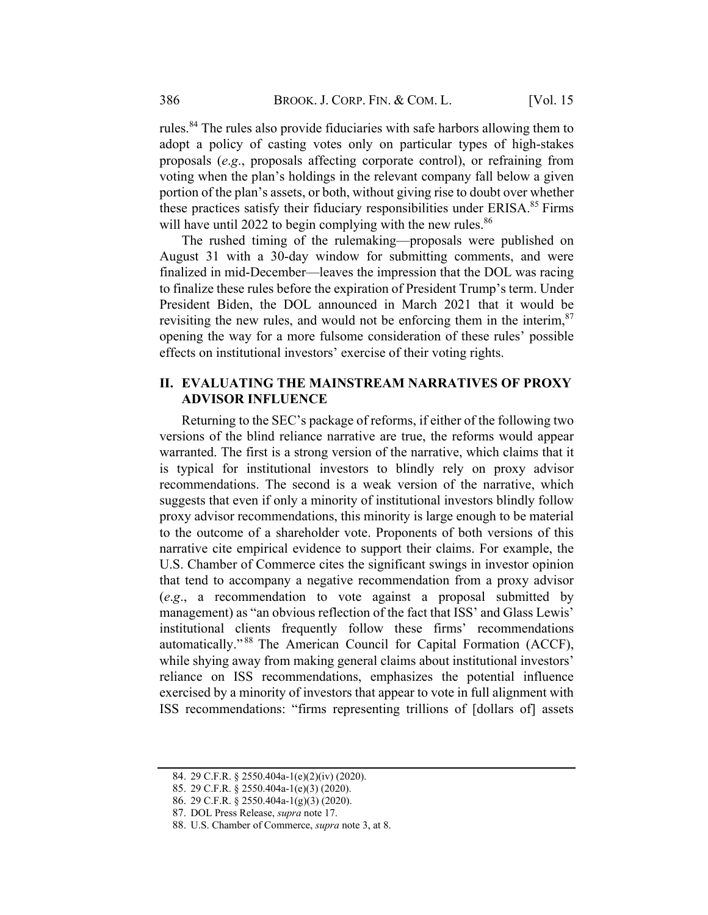rules.[84] The rules also provide fiduciaries with safe harbors allowing them to adopt a policy of casting votes only on particular types of high-stakes proposals (*e.g*., proposals affecting corporate control), or refraining from voting when the plan's holdings in the relevant company fall below a given portion of the plan's assets, or both, without giving rise to doubt over whether these practices satisfy their fiduciary responsibilities under ERISA.[85] Firms will have until 2022 to begin complying with the new rules.[86]

The rushed timing of the rulemaking—proposals were published on August 31 with a 30-day window for submitting comments, and were finalized in mid-December—leaves the impression that the DOL was racing to finalize these rules before the expiration of President Trump's term. Under President Biden, the DOL announced in March 2021 that it would be revisiting the new rules, and would not be enforcing them in the interim,[87] opening the way for a more fulsome consideration of these rules' possible effects on institutional investors' exercise of their voting rights.

## II. EVALUATING THE MAINSTREAM NARRATIVES OF PROXY ADVISOR INFLUENCE

Returning to the SEC's package of reforms, if either of the following two versions of the blind reliance narrative are true, the reforms would appear warranted. The first is a strong version of the narrative, which claims that it is typical for institutional investors to blindly rely on proxy advisor recommendations. The second is a weak version of the narrative, which suggests that even if only a minority of institutional investors blindly follow proxy advisor recommendations, this minority is large enough to be material to the outcome of a shareholder vote. Proponents of both versions of this narrative cite empirical evidence to support their claims. For example, the U.S. Chamber of Commerce cites the significant swings in investor opinion that tend to accompany a negative recommendation from a proxy advisor (*e.g*., a recommendation to vote against a proposal submitted by management) as "an obvious reflection of the fact that ISS' and Glass Lewis' institutional clients frequently follow these firms' recommendations automatically."[88] The American Council for Capital Formation (ACCF), while shying away from making general claims about institutional investors' reliance on ISS recommendations, emphasizes the potential influence exercised by a minority of investors that appear to vote in full alignment with ISS recommendations: "firms representing trillions of [dollars of] assets

---

84. 29 C.F.R. § 2550.404a-1(e)(2)(iv) (2020).

85. 29 C.F.R. § 2550.404a-1(e)(3) (2020).

86. 29 C.F.R. § 2550.404a-1(g)(3) (2020).

87. DOL Press Release, *supra* note 17.

88. U.S. Chamber of Commerce, *supra* note 3, at 8.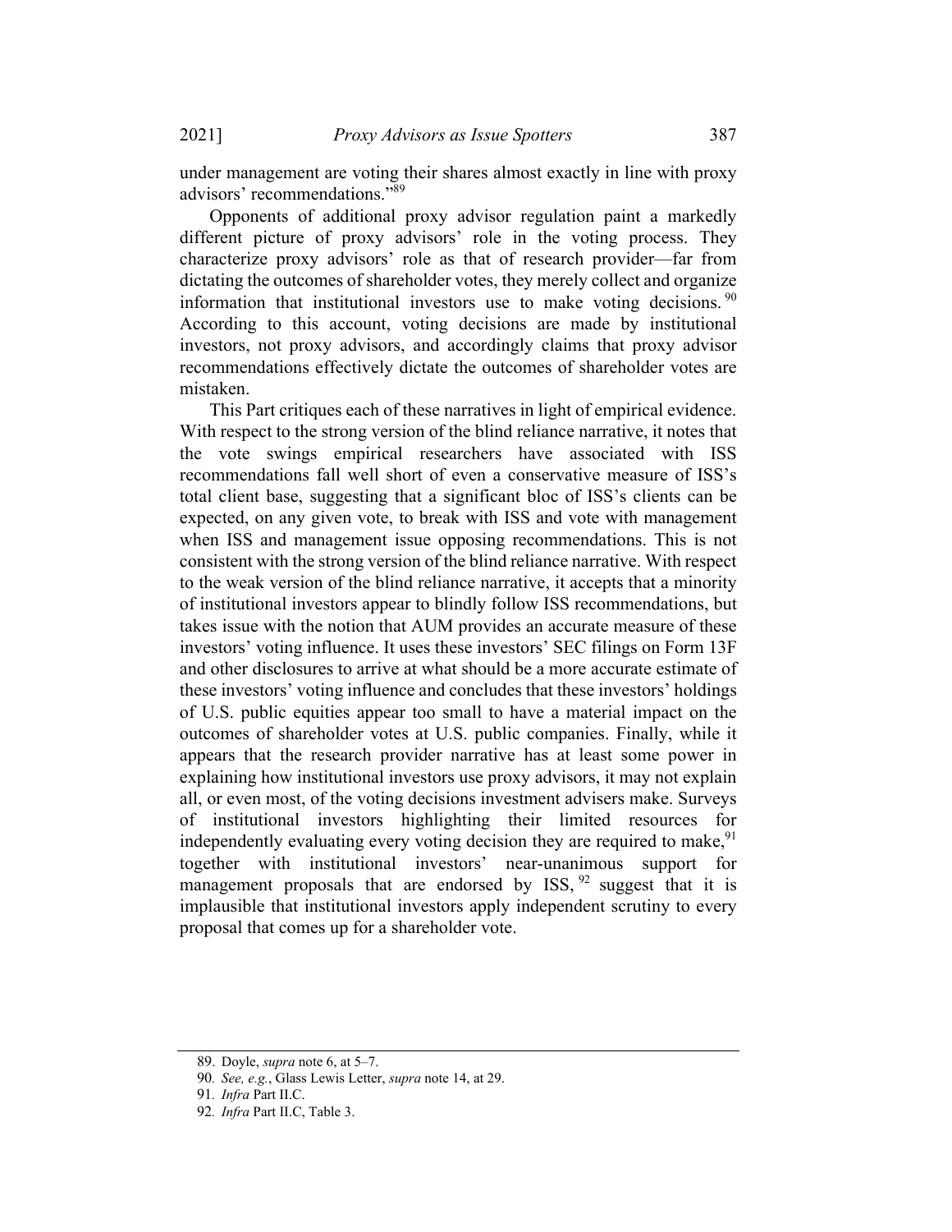under management are voting their shares almost exactly in line with proxy advisors' recommendations."[89]

Opponents of additional proxy advisor regulation paint a markedly different picture of proxy advisors' role in the voting process. They characterize proxy advisors' role as that of research provider—far from dictating the outcomes of shareholder votes, they merely collect and organize information that institutional investors use to make voting decisions.[90] According to this account, voting decisions are made by institutional investors, not proxy advisors, and accordingly claims that proxy advisor recommendations effectively dictate the outcomes of shareholder votes are mistaken.

This Part critiques each of these narratives in light of empirical evidence. With respect to the strong version of the blind reliance narrative, it notes that the vote swings empirical researchers have associated with ISS recommendations fall well short of even a conservative measure of ISS's total client base, suggesting that a significant bloc of ISS's clients can be expected, on any given vote, to break with ISS and vote with management when ISS and management issue opposing recommendations. This is not consistent with the strong version of the blind reliance narrative. With respect to the weak version of the blind reliance narrative, it accepts that a minority of institutional investors appear to blindly follow ISS recommendations, but takes issue with the notion that AUM provides an accurate measure of these investors' voting influence. It uses these investors' SEC filings on Form 13F and other disclosures to arrive at what should be a more accurate estimate of these investors' voting influence and concludes that these investors' holdings of U.S. public equities appear too small to have a material impact on the outcomes of shareholder votes at U.S. public companies. Finally, while it appears that the research provider narrative has at least some power in explaining how institutional investors use proxy advisors, it may not explain all, or even most, of the voting decisions investment advisers make. Surveys of institutional investors highlighting their limited resources for independently evaluating every voting decision they are required to make,[91] together with institutional investors' near-unanimous support for management proposals that are endorsed by ISS,[92] suggest that it is implausible that institutional investors apply independent scrutiny to every proposal that comes up for a shareholder vote.

---

89. Doyle, *supra* note 6, at 5–7.

90. *See, e.g.*, Glass Lewis Letter, *supra* note 14, at 29.

91. *Infra* Part II.C.

92. *Infra* Part II.C, Table 3.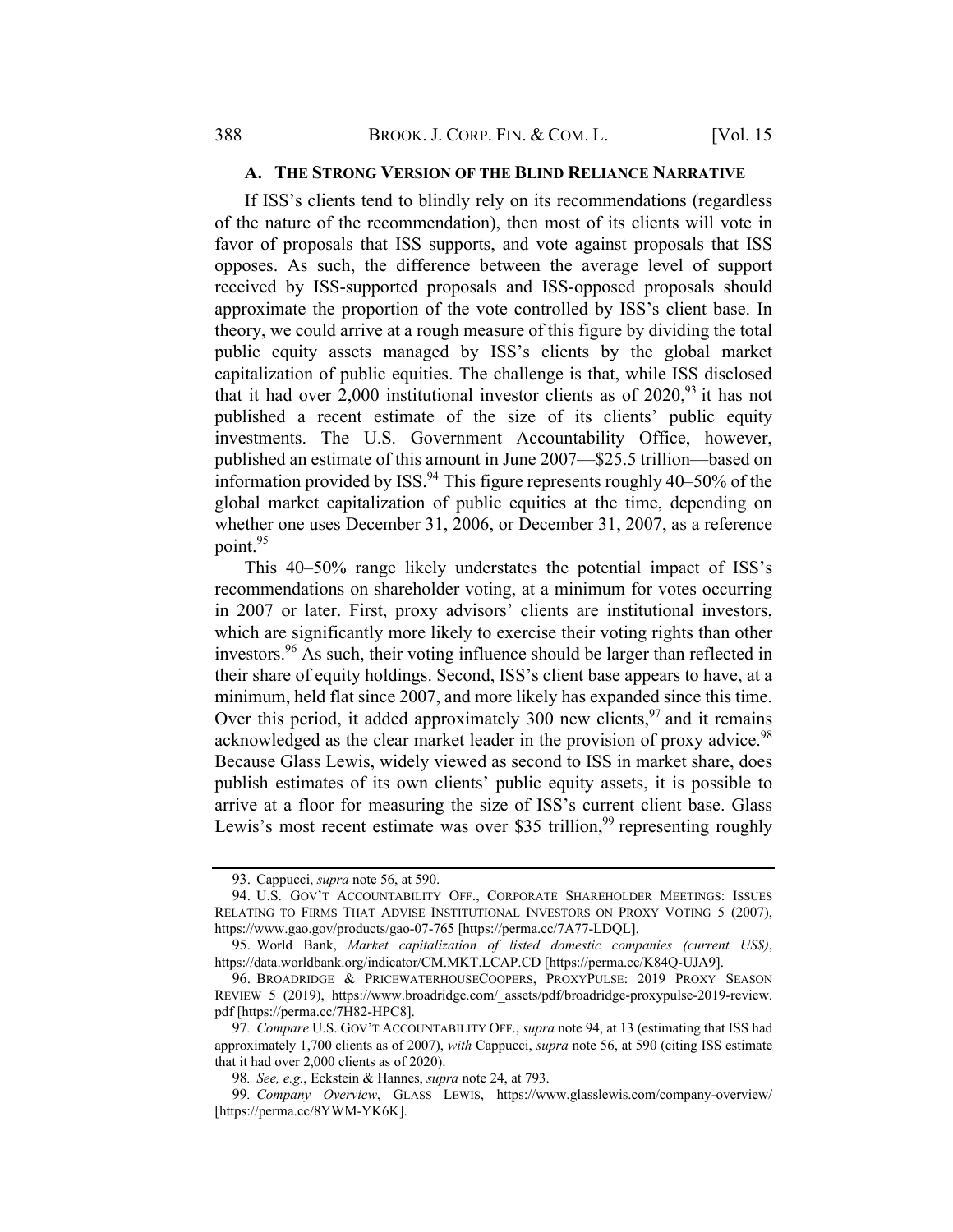### A. THE STRONG VERSION OF THE BLIND RELIANCE NARRATIVE

If ISS's clients tend to blindly rely on its recommendations (regardless of the nature of the recommendation), then most of its clients will vote in favor of proposals that ISS supports, and vote against proposals that ISS opposes. As such, the difference between the average level of support received by ISS-supported proposals and ISS-opposed proposals should approximate the proportion of the vote controlled by ISS's client base. In theory, we could arrive at a rough measure of this figure by dividing the total public equity assets managed by ISS's clients by the global market capitalization of public equities. The challenge is that, while ISS disclosed that it had over 2,000 institutional investor clients as of 2020,[93] it has not published a recent estimate of the size of its clients' public equity investments. The U.S. Government Accountability Office, however, published an estimate of this amount in June 2007—$25.5 trillion—based on information provided by ISS.[94] This figure represents roughly 40–50% of the global market capitalization of public equities at the time, depending on whether one uses December 31, 2006, or December 31, 2007, as a reference point.[95]

This 40–50% range likely understates the potential impact of ISS's recommendations on shareholder voting, at a minimum for votes occurring in 2007 or later. First, proxy advisors' clients are institutional investors, which are significantly more likely to exercise their voting rights than other investors.[96] As such, their voting influence should be larger than reflected in their share of equity holdings. Second, ISS's client base appears to have, at a minimum, held flat since 2007, and more likely has expanded since this time. Over this period, it added approximately 300 new clients,[97] and it remains acknowledged as the clear market leader in the provision of proxy advice.[98] Because Glass Lewis, widely viewed as second to ISS in market share, does publish estimates of its own clients' public equity assets, it is possible to arrive at a floor for measuring the size of ISS's current client base. Glass Lewis's most recent estimate was over $35 trillion,[99] representing roughly

---

93. Cappucci, *supra* note 56, at 590.

94. U.S. GOV'T ACCOUNTABILITY OFF., CORPORATE SHAREHOLDER MEETINGS: ISSUES RELATING TO FIRMS THAT ADVISE INSTITUTIONAL INVESTORS ON PROXY VOTING 5 (2007), https://www.gao.gov/products/gao-07-765 [https://perma.cc/7A77-LDQL].

95. World Bank, *Market capitalization of listed domestic companies (current US$)*, https://data.worldbank.org/indicator/CM.MKT.LCAP.CD [https://perma.cc/K84Q-UJA9].

96. BROADRIDGE & PRICEWATERHOUSECOOPERS, PROXYPULSE: 2019 PROXY SEASON REVIEW 5 (2019), https://www.broadridge.com/_assets/pdf/broadridge-proxypulse-2019-review.pdf [https://perma.cc/7H82-HPC8].

97. *Compare* U.S. GOV'T ACCOUNTABILITY OFF., *supra* note 94, at 13 (estimating that ISS had approximately 1,700 clients as of 2007), *with* Cappucci, *supra* note 56, at 590 (citing ISS estimate that it had over 2,000 clients as of 2020).

98. *See, e.g.*, Eckstein & Hannes, *supra* note 24, at 793.

99. *Company Overview*, GLASS LEWIS, https://www.glasslewis.com/company-overview/ [https://perma.cc/8YWM-YK6K].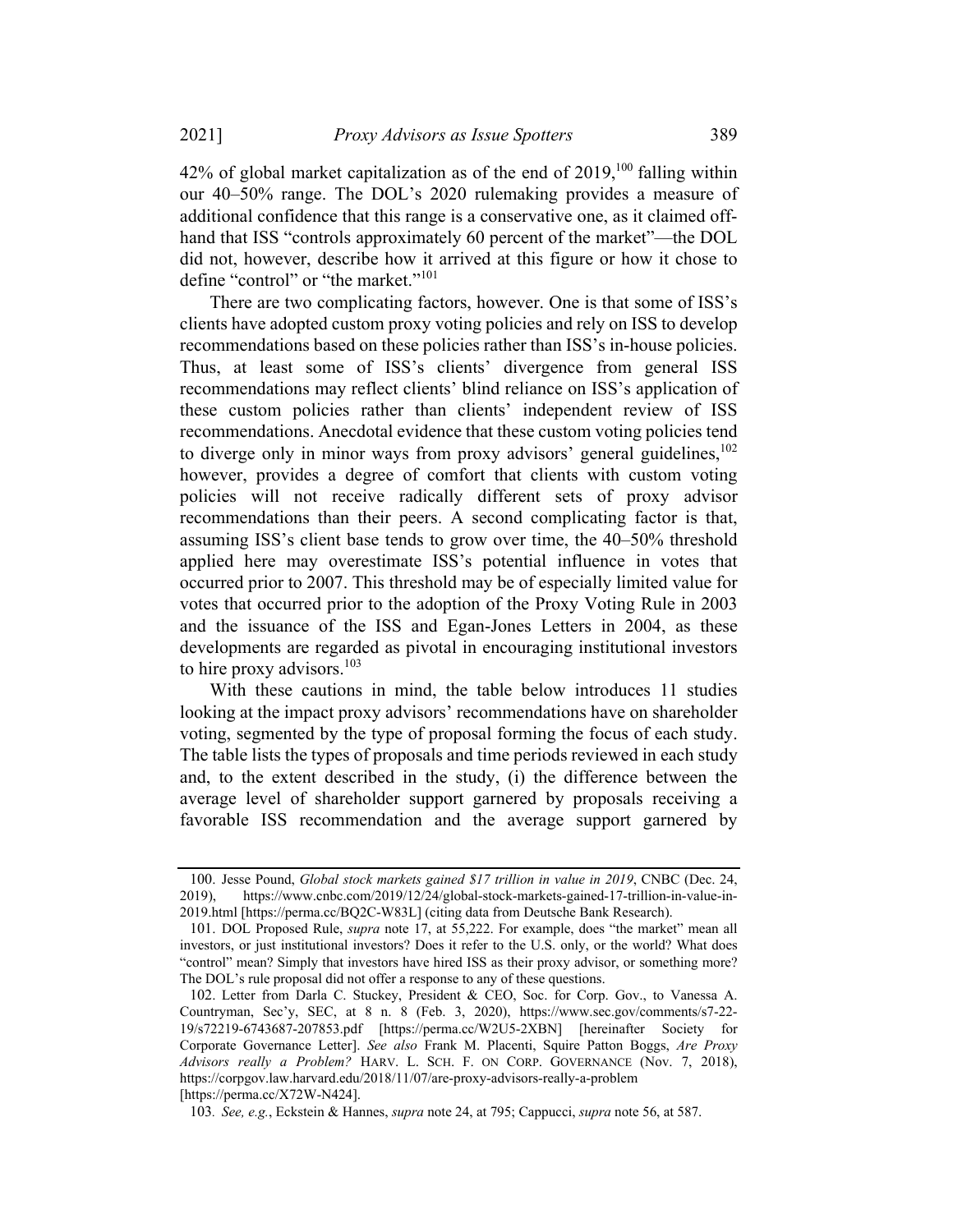42% of global market capitalization as of the end of 2019,[100] falling within our 40–50% range. The DOL's 2020 rulemaking provides a measure of additional confidence that this range is a conservative one, as it claimed off-hand that ISS "controls approximately 60 percent of the market"—the DOL did not, however, describe how it arrived at this figure or how it chose to define "control" or "the market."[101]

There are two complicating factors, however. One is that some of ISS's clients have adopted custom proxy voting policies and rely on ISS to develop recommendations based on these policies rather than ISS's in-house policies. Thus, at least some of ISS's clients' divergence from general ISS recommendations may reflect clients' blind reliance on ISS's application of these custom policies rather than clients' independent review of ISS recommendations. Anecdotal evidence that these custom voting policies tend to diverge only in minor ways from proxy advisors' general guidelines,[102] however, provides a degree of comfort that clients with custom voting policies will not receive radically different sets of proxy advisor recommendations than their peers. A second complicating factor is that, assuming ISS's client base tends to grow over time, the 40–50% threshold applied here may overestimate ISS's potential influence in votes that occurred prior to 2007. This threshold may be of especially limited value for votes that occurred prior to the adoption of the Proxy Voting Rule in 2003 and the issuance of the ISS and Egan-Jones Letters in 2004, as these developments are regarded as pivotal in encouraging institutional investors to hire proxy advisors.[103]

With these cautions in mind, the table below introduces 11 studies looking at the impact proxy advisors' recommendations have on shareholder voting, segmented by the type of proposal forming the focus of each study. The table lists the types of proposals and time periods reviewed in each study and, to the extent described in the study, (i) the difference between the average level of shareholder support garnered by proposals receiving a favorable ISS recommendation and the average support garnered by

---

100. Jesse Pound, *Global stock markets gained $17 trillion in value in 2019*, CNBC (Dec. 24, 2019), https://www.cnbc.com/2019/12/24/global-stock-markets-gained-17-trillion-in-value-in-2019.html [https://perma.cc/BQ2C-W83L] (citing data from Deutsche Bank Research).

101. DOL Proposed Rule, *supra* note 17, at 55,222. For example, does "the market" mean all investors, or just institutional investors? Does it refer to the U.S. only, or the world? What does "control" mean? Simply that investors have hired ISS as their proxy advisor, or something more? The DOL's rule proposal did not offer a response to any of these questions.

102. Letter from Darla C. Stuckey, President & CEO, Soc. for Corp. Gov., to Vanessa A. Countryman, Sec'y, SEC, at 8 n. 8 (Feb. 3, 2020), https://www.sec.gov/comments/s7-22-19/s72219-6743687-207853.pdf [https://perma.cc/W2U5-2XBN] [hereinafter Society for Corporate Governance Letter]. *See also* Frank M. Placenti, Squire Patton Boggs, *Are Proxy Advisors really a Problem?* HARV. L. SCH. F. ON CORP. GOVERNANCE (Nov. 7, 2018), https://corpgov.law.harvard.edu/2018/11/07/are-proxy-advisors-really-a-problem [https://perma.cc/X72W-N424].

103. *See, e.g.*, Eckstein & Hannes, *supra* note 24, at 795; Cappucci, *supra* note 56, at 587.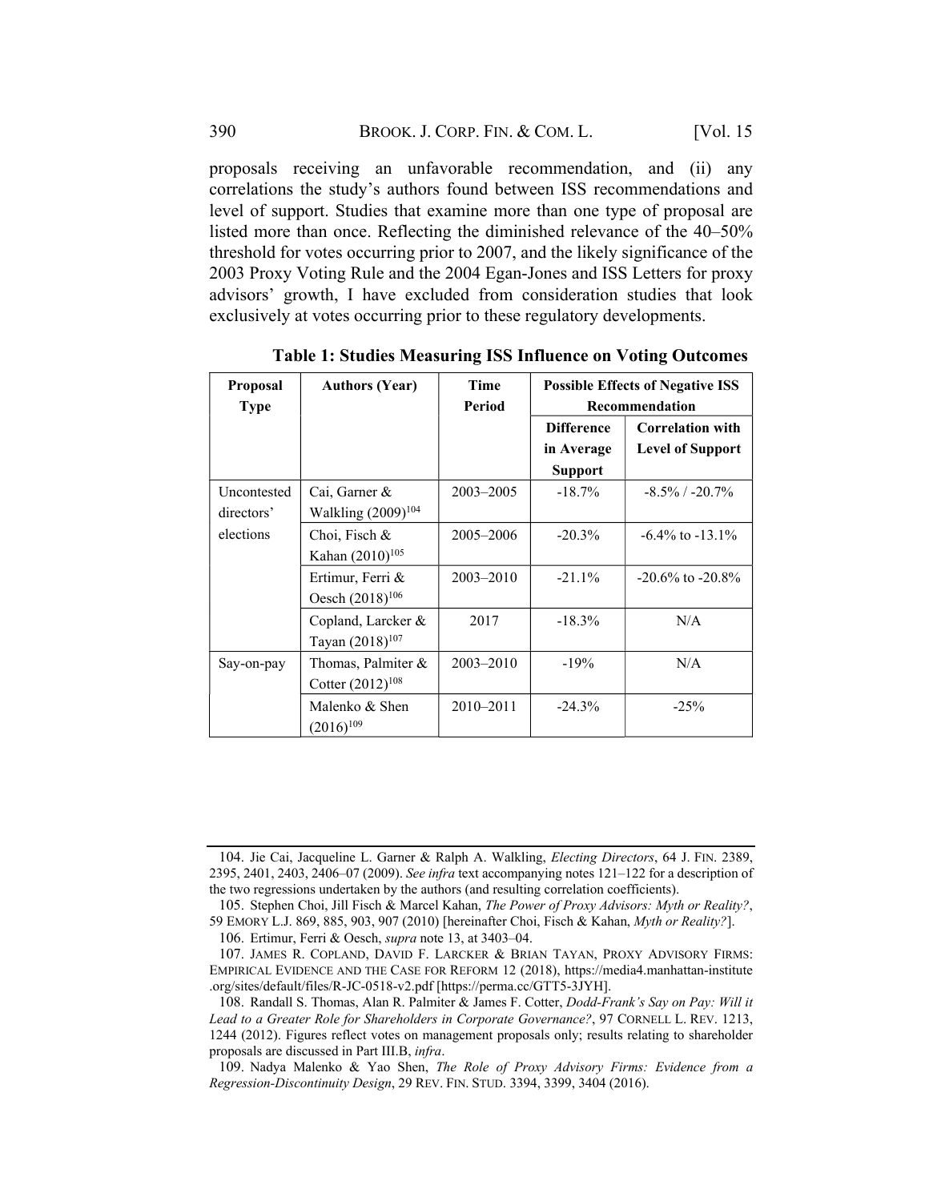proposals receiving an unfavorable recommendation, and (ii) any correlations the study's authors found between ISS recommendations and level of support. Studies that examine more than one type of proposal are listed more than once. Reflecting the diminished relevance of the 40–50% threshold for votes occurring prior to 2007, and the likely significance of the 2003 Proxy Voting Rule and the 2004 Egan-Jones and ISS Letters for proxy advisors' growth, I have excluded from consideration studies that look exclusively at votes occurring prior to these regulatory developments.

**Table 1: Studies Measuring ISS Influence on Voting Outcomes**

| Proposal Type | Authors (Year) | Time Period | Possible Effects of Negative ISS Recommendation | |
|---|---|---|---|---|
| | | | Difference in Average Support | Correlation with Level of Support |
| Uncontested directors' elections | Cai, Garner & Walkling (2009)[104] | 2003–2005 | -18.7% | -8.5% / -20.7% |
| | Choi, Fisch & Kahan (2010)[105] | 2005–2006 | -20.3% | -6.4% to -13.1% |
| | Ertimur, Ferri & Oesch (2018)[106] | 2003–2010 | -21.1% | -20.6% to -20.8% |
| | Copland, Larcker & Tayan (2018)[107] | 2017 | -18.3% | N/A |
| Say-on-pay | Thomas, Palmiter & Cotter (2012)[108] | 2003–2010 | -19% | N/A |
| | Malenko & Shen (2016)[109] | 2010–2011 | -24.3% | -25% |

104. Jie Cai, Jacqueline L. Garner & Ralph A. Walkling, *Electing Directors*, 64 J. FIN. 2389, 2395, 2401, 2403, 2406–07 (2009). *See infra* text accompanying notes 121–122 for a description of the two regressions undertaken by the authors (and resulting correlation coefficients).

105. Stephen Choi, Jill Fisch & Marcel Kahan, *The Power of Proxy Advisors: Myth or Reality?*, 59 EMORY L.J. 869, 885, 903, 907 (2010) [hereinafter Choi, Fisch & Kahan, *Myth or Reality?*].

106. Ertimur, Ferri & Oesch, *supra* note 13, at 3403–04.

107. JAMES R. COPLAND, DAVID F. LARCKER & BRIAN TAYAN, PROXY ADVISORY FIRMS: EMPIRICAL EVIDENCE AND THE CASE FOR REFORM 12 (2018), https://media4.manhattan-institute.org/sites/default/files/R-JC-0518-v2.pdf [https://perma.cc/GTT5-3JYH].

108. Randall S. Thomas, Alan R. Palmiter & James F. Cotter, *Dodd-Frank's Say on Pay: Will it Lead to a Greater Role for Shareholders in Corporate Governance?*, 97 CORNELL L. REV. 1213, 1244 (2012). Figures reflect votes on management proposals only; results relating to shareholder proposals are discussed in Part III.B, *infra*.

109. Nadya Malenko & Yao Shen, *The Role of Proxy Advisory Firms: Evidence from a Regression-Discontinuity Design*, 29 REV. FIN. STUD. 3394, 3399, 3404 (2016).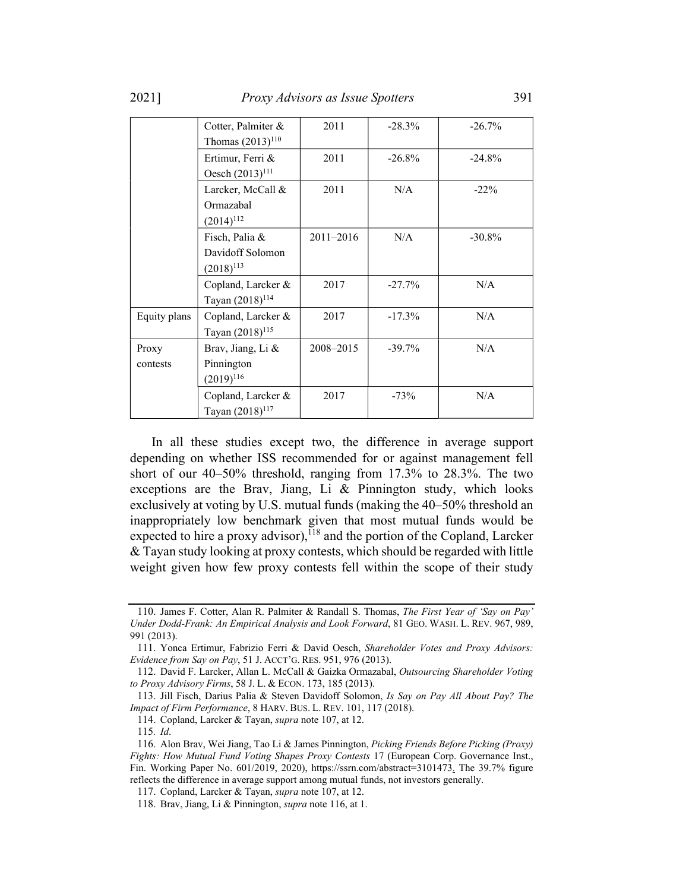| | | | | |
|---|---|---|---|---|
| | Cotter, Palmiter & Thomas (2013)[110] | 2011 | -28.3% | -26.7% |
| | Ertimur, Ferri & Oesch (2013)[111] | 2011 | -26.8% | -24.8% |
| | Larcker, McCall & Ormazabal (2014)[112] | 2011 | N/A | -22% |
| | Fisch, Palia & Davidoff Solomon (2018)[113] | 2011–2016 | N/A | -30.8% |
| | Copland, Larcker & Tayan (2018)[114] | 2017 | -27.7% | N/A |
| Equity plans | Copland, Larcker & Tayan (2018)[115] | 2017 | -17.3% | N/A |
| Proxy contests | Brav, Jiang, Li & Pinnington (2019)[116] | 2008–2015 | -39.7% | N/A |
| | Copland, Larcker & Tayan (2018)[117] | 2017 | -73% | N/A |

In all these studies except two, the difference in average support depending on whether ISS recommended for or against management fell short of our 40–50% threshold, ranging from 17.3% to 28.3%. The two exceptions are the Brav, Jiang, Li & Pinnington study, which looks exclusively at voting by U.S. mutual funds (making the 40–50% threshold an inappropriately low benchmark given that most mutual funds would be expected to hire a proxy advisor),[118] and the portion of the Copland, Larcker & Tayan study looking at proxy contests, which should be regarded with little weight given how few proxy contests fell within the scope of their study

110. James F. Cotter, Alan R. Palmiter & Randall S. Thomas, *The First Year of 'Say on Pay' Under Dodd-Frank: An Empirical Analysis and Look Forward*, 81 GEO. WASH. L. REV. 967, 989, 991 (2013).

111. Yonca Ertimur, Fabrizio Ferri & David Oesch, *Shareholder Votes and Proxy Advisors: Evidence from Say on Pay*, 51 J. ACCT'G. RES. 951, 976 (2013).

112. David F. Larcker, Allan L. McCall & Gaizka Ormazabal, *Outsourcing Shareholder Voting to Proxy Advisory Firms*, 58 J. L. & ECON. 173, 185 (2013).

113. Jill Fisch, Darius Palia & Steven Davidoff Solomon, *Is Say on Pay All About Pay? The Impact of Firm Performance*, 8 HARV. BUS. L. REV. 101, 117 (2018).

114. Copland, Larcker & Tayan, *supra* note 107, at 12.

115. *Id*.

116. Alon Brav, Wei Jiang, Tao Li & James Pinnington, *Picking Friends Before Picking (Proxy) Fights: How Mutual Fund Voting Shapes Proxy Contests* 17 (European Corp. Governance Inst., Fin. Working Paper No. 601/2019, 2020), https://ssrn.com/abstract=3101473. The 39.7% figure reflects the difference in average support among mutual funds, not investors generally.

117. Copland, Larcker & Tayan, *supra* note 107, at 12.

118. Brav, Jiang, Li & Pinnington, *supra* note 116, at 1.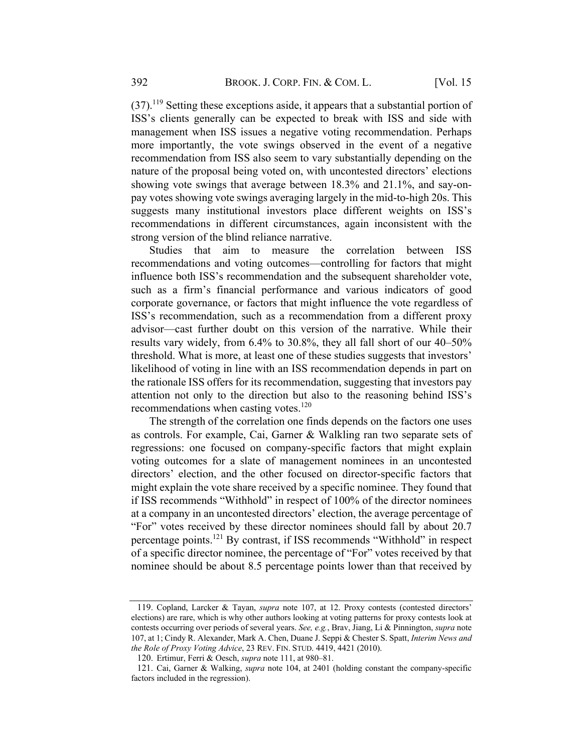(37).[119] Setting these exceptions aside, it appears that a substantial portion of ISS's clients generally can be expected to break with ISS and side with management when ISS issues a negative voting recommendation. Perhaps more importantly, the vote swings observed in the event of a negative recommendation from ISS also seem to vary substantially depending on the nature of the proposal being voted on, with uncontested directors' elections showing vote swings that average between 18.3% and 21.1%, and say-on-pay votes showing vote swings averaging largely in the mid-to-high 20s. This suggests many institutional investors place different weights on ISS's recommendations in different circumstances, again inconsistent with the strong version of the blind reliance narrative.

Studies that aim to measure the correlation between ISS recommendations and voting outcomes—controlling for factors that might influence both ISS's recommendation and the subsequent shareholder vote, such as a firm's financial performance and various indicators of good corporate governance, or factors that might influence the vote regardless of ISS's recommendation, such as a recommendation from a different proxy advisor—cast further doubt on this version of the narrative. While their results vary widely, from 6.4% to 30.8%, they all fall short of our 40–50% threshold. What is more, at least one of these studies suggests that investors' likelihood of voting in line with an ISS recommendation depends in part on the rationale ISS offers for its recommendation, suggesting that investors pay attention not only to the direction but also to the reasoning behind ISS's recommendations when casting votes.[120]

The strength of the correlation one finds depends on the factors one uses as controls. For example, Cai, Garner & Walkling ran two separate sets of regressions: one focused on company-specific factors that might explain voting outcomes for a slate of management nominees in an uncontested directors' election, and the other focused on director-specific factors that might explain the vote share received by a specific nominee. They found that if ISS recommends "Withhold" in respect of 100% of the director nominees at a company in an uncontested directors' election, the average percentage of "For" votes received by these director nominees should fall by about 20.7 percentage points.[121] By contrast, if ISS recommends "Withhold" in respect of a specific director nominee, the percentage of "For" votes received by that nominee should be about 8.5 percentage points lower than that received by

---

119. Copland, Larcker & Tayan, *supra* note 107, at 12. Proxy contests (contested directors' elections) are rare, which is why other authors looking at voting patterns for proxy contests look at contests occurring over periods of several years. *See, e.g.*, Brav, Jiang, Li & Pinnington, *supra* note 107, at 1; Cindy R. Alexander, Mark A. Chen, Duane J. Seppi & Chester S. Spatt, *Interim News and the Role of Proxy Voting Advice*, 23 REV. FIN. STUD. 4419, 4421 (2010).

120. Ertimur, Ferri & Oesch, *supra* note 111, at 980–81.

121. Cai, Garner & Walking, *supra* note 104, at 2401 (holding constant the company-specific factors included in the regression).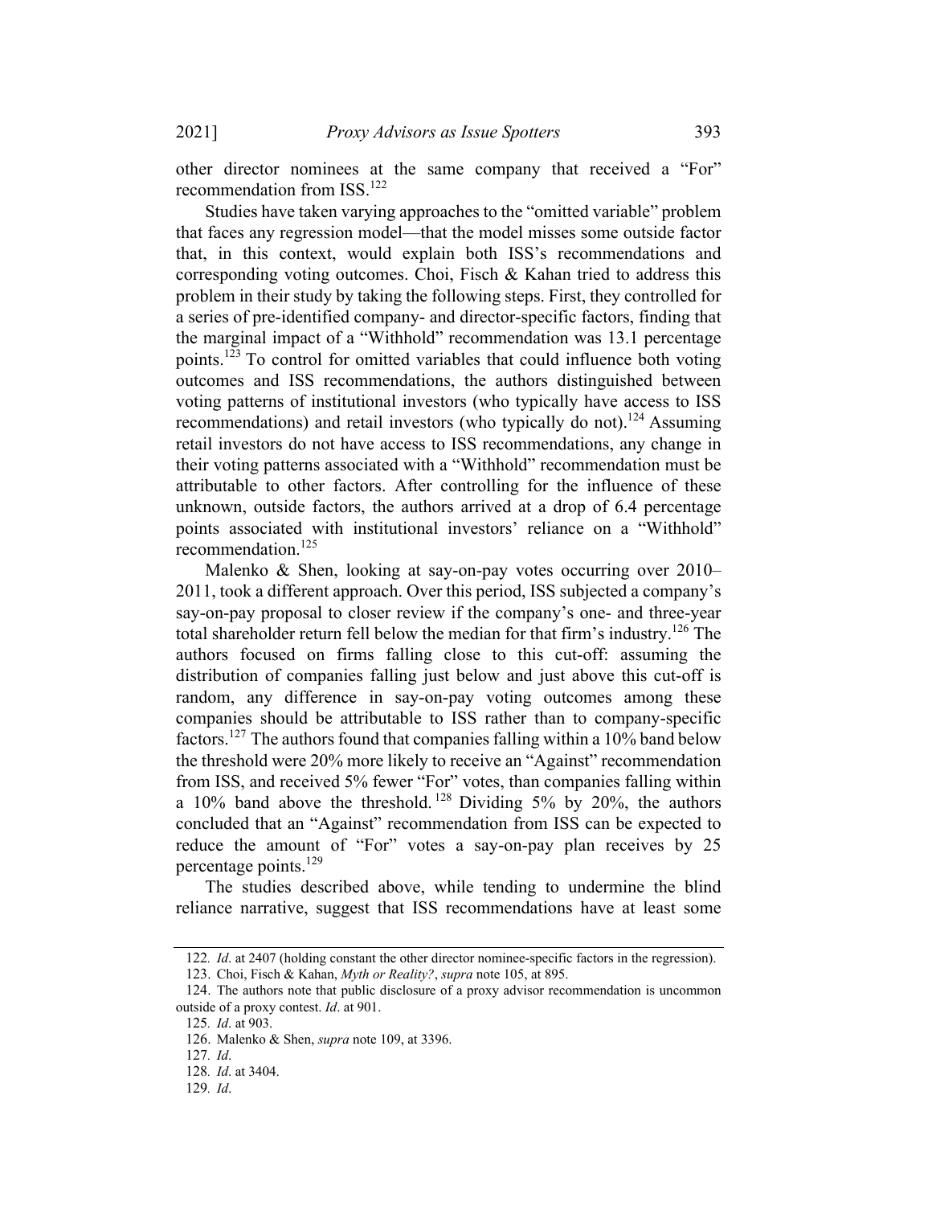other director nominees at the same company that received a "For" recommendation from ISS.[122]

Studies have taken varying approaches to the "omitted variable" problem that faces any regression model—that the model misses some outside factor that, in this context, would explain both ISS's recommendations and corresponding voting outcomes. Choi, Fisch & Kahan tried to address this problem in their study by taking the following steps. First, they controlled for a series of pre-identified company- and director-specific factors, finding that the marginal impact of a "Withhold" recommendation was 13.1 percentage points.[123] To control for omitted variables that could influence both voting outcomes and ISS recommendations, the authors distinguished between voting patterns of institutional investors (who typically have access to ISS recommendations) and retail investors (who typically do not).[124] Assuming retail investors do not have access to ISS recommendations, any change in their voting patterns associated with a "Withhold" recommendation must be attributable to other factors. After controlling for the influence of these unknown, outside factors, the authors arrived at a drop of 6.4 percentage points associated with institutional investors' reliance on a "Withhold" recommendation.[125]

Malenko & Shen, looking at say-on-pay votes occurring over 2010–2011, took a different approach. Over this period, ISS subjected a company's say-on-pay proposal to closer review if the company's one- and three-year total shareholder return fell below the median for that firm's industry.[126] The authors focused on firms falling close to this cut-off: assuming the distribution of companies falling just below and just above this cut-off is random, any difference in say-on-pay voting outcomes among these companies should be attributable to ISS rather than to company-specific factors.[127] The authors found that companies falling within a 10% band below the threshold were 20% more likely to receive an "Against" recommendation from ISS, and received 5% fewer "For" votes, than companies falling within a 10% band above the threshold.[128] Dividing 5% by 20%, the authors concluded that an "Against" recommendation from ISS can be expected to reduce the amount of "For" votes a say-on-pay plan receives by 25 percentage points.[129]

The studies described above, while tending to undermine the blind reliance narrative, suggest that ISS recommendations have at least some

---

122. *Id*. at 2407 (holding constant the other director nominee-specific factors in the regression).

123. Choi, Fisch & Kahan, *Myth or Reality?*, *supra* note 105, at 895.

124. The authors note that public disclosure of a proxy advisor recommendation is uncommon outside of a proxy contest. *Id*. at 901.

125. *Id*. at 903.

126. Malenko & Shen, *supra* note 109, at 3396.

127. *Id*.

128. *Id*. at 3404.

129. *Id*.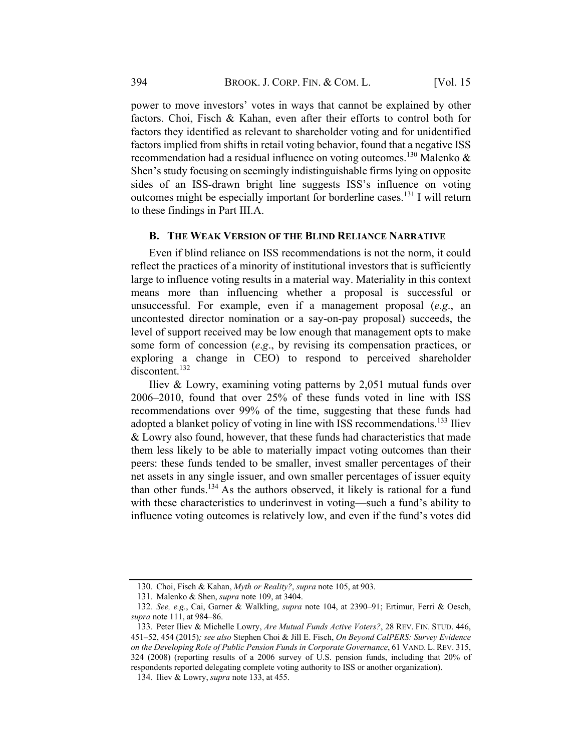power to move investors' votes in ways that cannot be explained by other factors. Choi, Fisch & Kahan, even after their efforts to control both for factors they identified as relevant to shareholder voting and for unidentified factors implied from shifts in retail voting behavior, found that a negative ISS recommendation had a residual influence on voting outcomes.[130] Malenko & Shen's study focusing on seemingly indistinguishable firms lying on opposite sides of an ISS-drawn bright line suggests ISS's influence on voting outcomes might be especially important for borderline cases.[131] I will return to these findings in Part III.A.

### B. The Weak Version of the Blind Reliance Narrative

Even if blind reliance on ISS recommendations is not the norm, it could reflect the practices of a minority of institutional investors that is sufficiently large to influence voting results in a material way. Materiality in this context means more than influencing whether a proposal is successful or unsuccessful. For example, even if a management proposal (*e.g*., an uncontested director nomination or a say-on-pay proposal) succeeds, the level of support received may be low enough that management opts to make some form of concession (*e.g*., by revising its compensation practices, or exploring a change in CEO) to respond to perceived shareholder discontent.[132]

Iliev & Lowry, examining voting patterns by 2,051 mutual funds over 2006–2010, found that over 25% of these funds voted in line with ISS recommendations over 99% of the time, suggesting that these funds had adopted a blanket policy of voting in line with ISS recommendations.[133] Iliev & Lowry also found, however, that these funds had characteristics that made them less likely to be able to materially impact voting outcomes than their peers: these funds tended to be smaller, invest smaller percentages of their net assets in any single issuer, and own smaller percentages of issuer equity than other funds.[134] As the authors observed, it likely is rational for a fund with these characteristics to underinvest in voting—such a fund's ability to influence voting outcomes is relatively low, and even if the fund's votes did

---

130. Choi, Fisch & Kahan, *Myth or Reality?*, *supra* note 105, at 903.

131. Malenko & Shen, *supra* note 109, at 3404.

132. *See, e.g.*, Cai, Garner & Walkling, *supra* note 104, at 2390–91; Ertimur, Ferri & Oesch, *supra* note 111, at 984–86.

133. Peter Iliev & Michelle Lowry, *Are Mutual Funds Active Voters?*, 28 REV. FIN. STUD. 446, 451–52, 454 (2015)*; see also* Stephen Choi & Jill E. Fisch, *On Beyond CalPERS: Survey Evidence on the Developing Role of Public Pension Funds in Corporate Governance*, 61 VAND. L. REV. 315, 324 (2008) (reporting results of a 2006 survey of U.S. pension funds, including that 20% of respondents reported delegating complete voting authority to ISS or another organization).

134. Iliev & Lowry, *supra* note 133, at 455.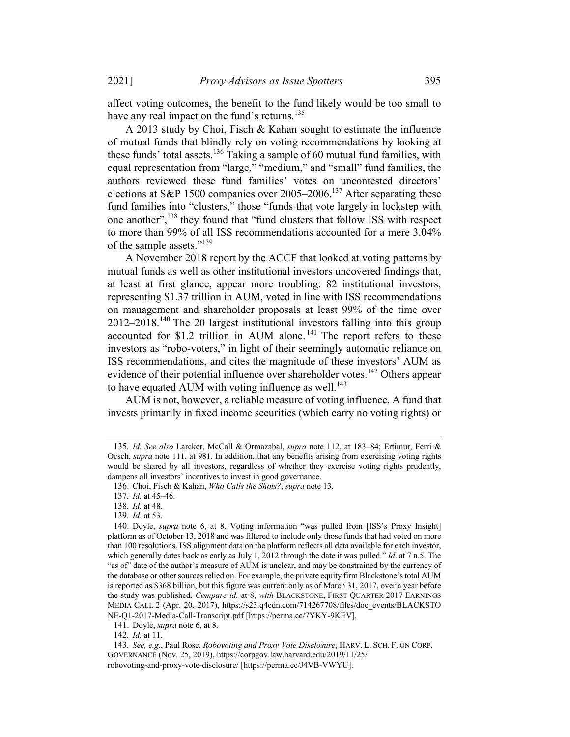affect voting outcomes, the benefit to the fund likely would be too small to have any real impact on the fund's returns.[135]

A 2013 study by Choi, Fisch & Kahan sought to estimate the influence of mutual funds that blindly rely on voting recommendations by looking at these funds' total assets.[136] Taking a sample of 60 mutual fund families, with equal representation from "large," "medium," and "small" fund families, the authors reviewed these fund families' votes on uncontested directors' elections at S&P 1500 companies over 2005–2006.[137] After separating these fund families into "clusters," those "funds that vote largely in lockstep with one another",[138] they found that "fund clusters that follow ISS with respect to more than 99% of all ISS recommendations accounted for a mere 3.04% of the sample assets."[139]

A November 2018 report by the ACCF that looked at voting patterns by mutual funds as well as other institutional investors uncovered findings that, at least at first glance, appear more troubling: 82 institutional investors, representing $1.37 trillion in AUM, voted in line with ISS recommendations on management and shareholder proposals at least 99% of the time over 2012–2018.[140] The 20 largest institutional investors falling into this group accounted for $1.2 trillion in AUM alone.[141] The report refers to these investors as "robo-voters," in light of their seemingly automatic reliance on ISS recommendations, and cites the magnitude of these investors' AUM as evidence of their potential influence over shareholder votes.[142] Others appear to have equated AUM with voting influence as well.[143]

AUM is not, however, a reliable measure of voting influence. A fund that invests primarily in fixed income securities (which carry no voting rights) or

---

135. *Id. See also* Larcker, McCall & Ormazabal, *supra* note 112, at 183–84; Ertimur, Ferri & Oesch, *supra* note 111, at 981. In addition, that any benefits arising from exercising voting rights would be shared by all investors, regardless of whether they exercise voting rights prudently, dampens all investors' incentives to invest in good governance.

136. Choi, Fisch & Kahan, *Who Calls the Shots?*, *supra* note 13.

137. *Id*. at 45–46.

138. *Id*. at 48.

139. *Id*. at 53.

140. Doyle, *supra* note 6, at 8. Voting information "was pulled from [ISS's Proxy Insight] platform as of October 13, 2018 and was filtered to include only those funds that had voted on more than 100 resolutions. ISS alignment data on the platform reflects all data available for each investor, which generally dates back as early as July 1, 2012 through the date it was pulled." *Id*. at 7 n.5. The "as of" date of the author's measure of AUM is unclear, and may be constrained by the currency of the database or other sources relied on. For example, the private equity firm Blackstone's total AUM is reported as $368 billion, but this figure was current only as of March 31, 2017, over a year before the study was published. *Compare id.* at 8, *with* BLACKSTONE, FIRST QUARTER 2017 EARNINGS MEDIA CALL 2 (Apr. 20, 2017), https://s23.q4cdn.com/714267708/files/doc_events/BLACKSTONE-Q1-2017-Media-Call-Transcript.pdf [https://perma.cc/7YKY-9KEV].

141. Doyle, *supra* note 6, at 8.

142. *Id*. at 11.

143. *See, e.g.*, Paul Rose, *Robovoting and Proxy Vote Disclosure*, HARV. L. SCH. F. ON CORP. GOVERNANCE (Nov. 25, 2019), https://corpgov.law.harvard.edu/2019/11/25/robovoting-and-proxy-vote-disclosure/ [https://perma.cc/J4VB-VWYU].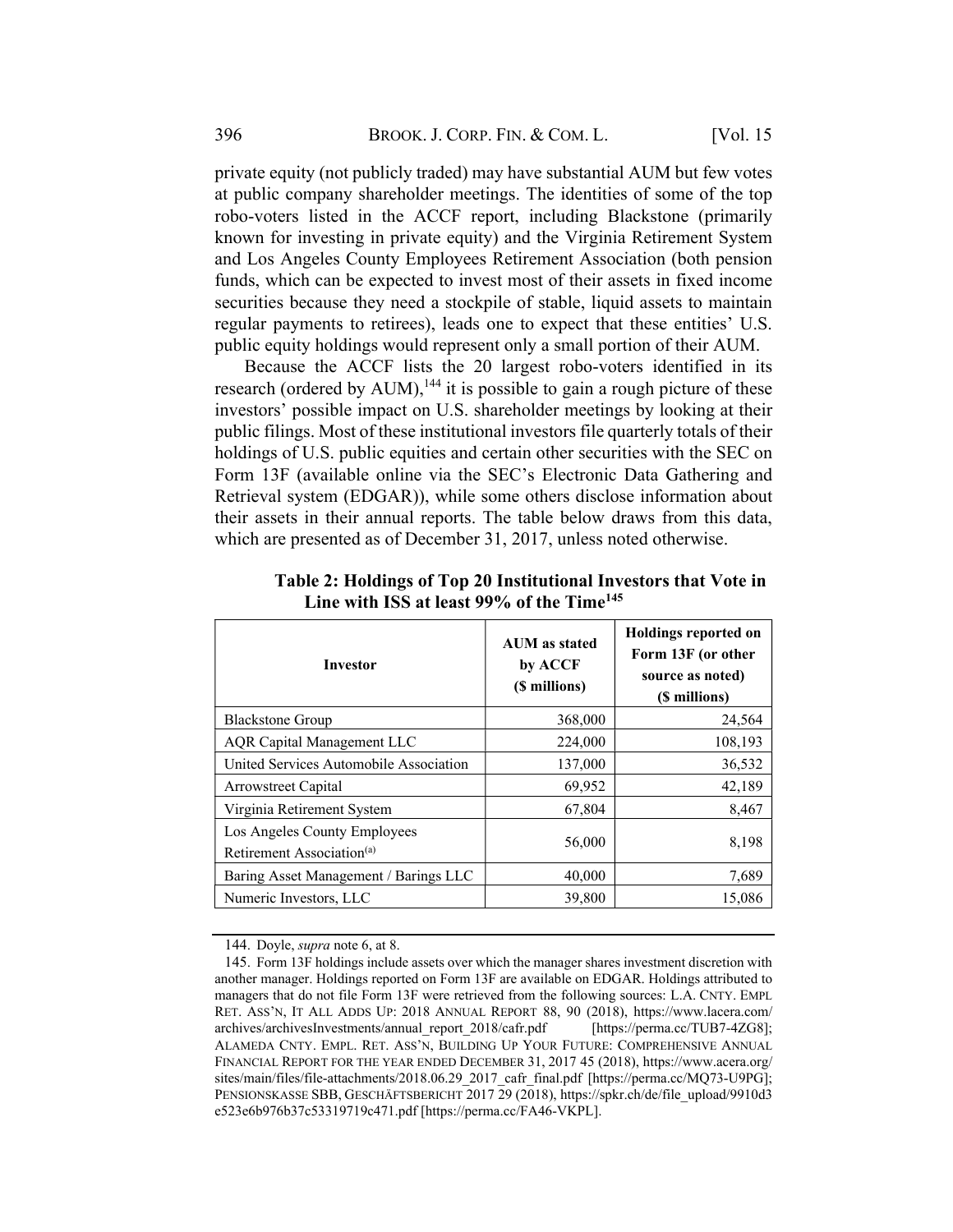private equity (not publicly traded) may have substantial AUM but few votes at public company shareholder meetings. The identities of some of the top robo-voters listed in the ACCF report, including Blackstone (primarily known for investing in private equity) and the Virginia Retirement System and Los Angeles County Employees Retirement Association (both pension funds, which can be expected to invest most of their assets in fixed income securities because they need a stockpile of stable, liquid assets to maintain regular payments to retirees), leads one to expect that these entities' U.S. public equity holdings would represent only a small portion of their AUM.

Because the ACCF lists the 20 largest robo-voters identified in its research (ordered by AUM),[144] it is possible to gain a rough picture of these investors' possible impact on U.S. shareholder meetings by looking at their public filings. Most of these institutional investors file quarterly totals of their holdings of U.S. public equities and certain other securities with the SEC on Form 13F (available online via the SEC's Electronic Data Gathering and Retrieval system (EDGAR)), while some others disclose information about their assets in their annual reports. The table below draws from this data, which are presented as of December 31, 2017, unless noted otherwise.

**Table 2: Holdings of Top 20 Institutional Investors that Vote in Line with ISS at least 99% of the Time[145]**

| Investor | AUM as stated by ACCF ($ millions) | Holdings reported on Form 13F (or other source as noted) ($ millions) |
|---|---:|---:|
| Blackstone Group | 368,000 | 24,564 |
| AQR Capital Management LLC | 224,000 | 108,193 |
| United Services Automobile Association | 137,000 | 36,532 |
| Arrowstreet Capital | 69,952 | 42,189 |
| Virginia Retirement System | 67,804 | 8,467 |
| Los Angeles County Employees Retirement Association[(a)] | 56,000 | 8,198 |
| Baring Asset Management / Barings LLC | 40,000 | 7,689 |
| Numeric Investors, LLC | 39,800 | 15,086 |

144. Doyle, *supra* note 6, at 8.

145. Form 13F holdings include assets over which the manager shares investment discretion with another manager. Holdings reported on Form 13F are available on EDGAR. Holdings attributed to managers that do not file Form 13F were retrieved from the following sources: L.A. CNTY. EMPL RET. ASS'N, IT ALL ADDS UP: 2018 ANNUAL REPORT 88, 90 (2018), https://www.lacera.com/archives/archivesInvestments/annual_report_2018/cafr.pdf [https://perma.cc/TUB7-4ZG8]; ALAMEDA CNTY. EMPL. RET. ASS'N, BUILDING UP YOUR FUTURE: COMPREHENSIVE ANNUAL FINANCIAL REPORT FOR THE YEAR ENDED DECEMBER 31, 2017 45 (2018), https://www.acera.org/sites/main/files/file-attachments/2018.06.29_2017_cafr_final.pdf [https://perma.cc/MQ73-U9PG]; PENSIONSKASSE SBB, GESCHÄFTSBERICHT 2017 29 (2018), https://spkr.ch/de/file_upload/9910d3e523e6b976b37c53319719c471.pdf [https://perma.cc/FA46-VKPL].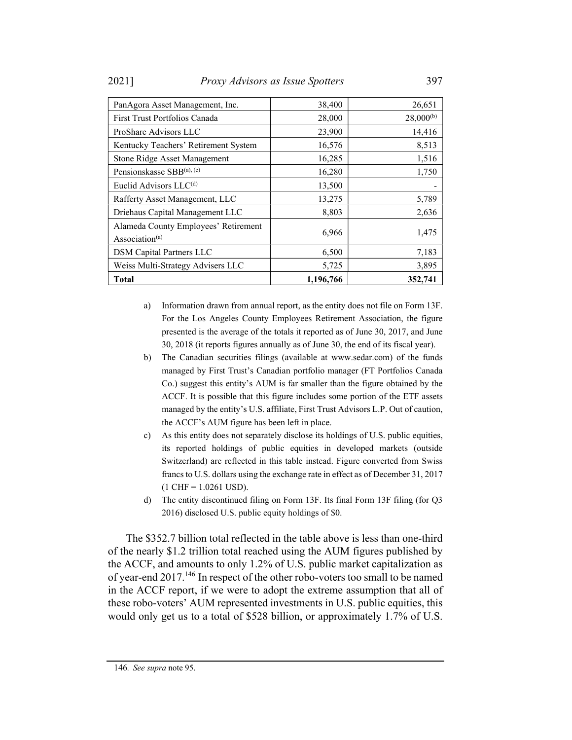| PanAgora Asset Management, Inc. | 38,400 | 26,651 |
|---|---|---|
| First Trust Portfolios Canada | 28,000 | 28,000[(b)] |
| ProShare Advisors LLC | 23,900 | 14,416 |
| Kentucky Teachers' Retirement System | 16,576 | 8,513 |
| Stone Ridge Asset Management | 16,285 | 1,516 |
| Pensionskasse SBB[(a), (c)] | 16,280 | 1,750 |
| Euclid Advisors LLC[(d)] | 13,500 | - |
| Rafferty Asset Management, LLC | 13,275 | 5,789 |
| Driehaus Capital Management LLC | 8,803 | 2,636 |
| Alameda County Employees' Retirement Association[(a)] | 6,966 | 1,475 |
| DSM Capital Partners LLC | 6,500 | 7,183 |
| Weiss Multi-Strategy Advisers LLC | 5,725 | 3,895 |
| **Total** | **1,196,766** | **352,741** |

a) Information drawn from annual report, as the entity does not file on Form 13F. For the Los Angeles County Employees Retirement Association, the figure presented is the average of the totals it reported as of June 30, 2017, and June 30, 2018 (it reports figures annually as of June 30, the end of its fiscal year).

b) The Canadian securities filings (available at www.sedar.com) of the funds managed by First Trust's Canadian portfolio manager (FT Portfolios Canada Co.) suggest this entity's AUM is far smaller than the figure obtained by the ACCF. It is possible that this figure includes some portion of the ETF assets managed by the entity's U.S. affiliate, First Trust Advisors L.P. Out of caution, the ACCF's AUM figure has been left in place.

c) As this entity does not separately disclose its holdings of U.S. public equities, its reported holdings of public equities in developed markets (outside Switzerland) are reflected in this table instead. Figure converted from Swiss francs to U.S. dollars using the exchange rate in effect as of December 31, 2017 (1 CHF = 1.0261 USD).

d) The entity discontinued filing on Form 13F. Its final Form 13F filing (for Q3 2016) disclosed U.S. public equity holdings of $0.

The $352.7 billion total reflected in the table above is less than one-third of the nearly $1.2 trillion total reached using the AUM figures published by the ACCF, and amounts to only 1.2% of U.S. public market capitalization as of year-end 2017.[146] In respect of the other robo-voters too small to be named in the ACCF report, if we were to adopt the extreme assumption that all of these robo-voters' AUM represented investments in U.S. public equities, this would only get us to a total of $528 billion, or approximately 1.7% of U.S.

146. *See supra* note 95.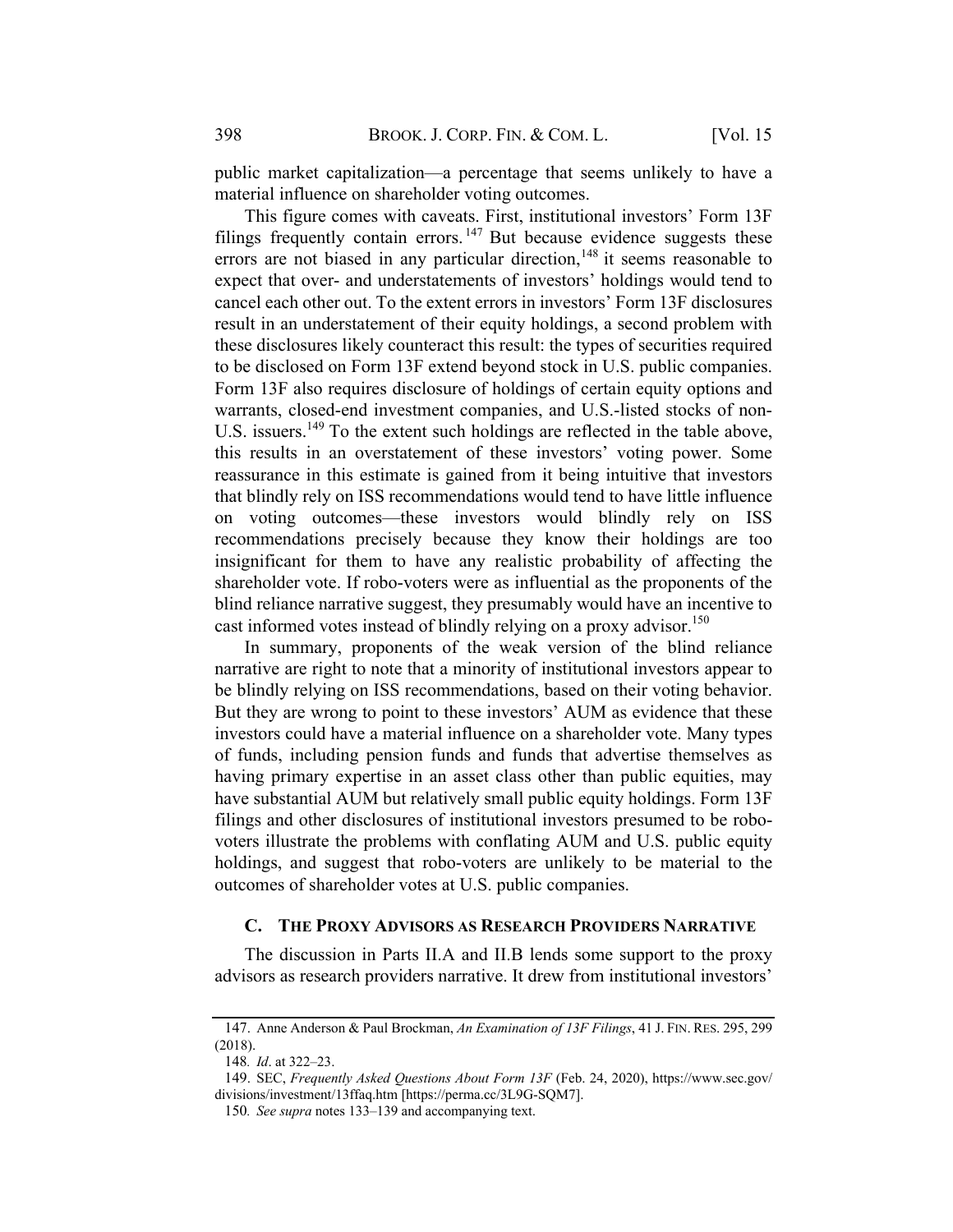public market capitalization—a percentage that seems unlikely to have a material influence on shareholder voting outcomes.

This figure comes with caveats. First, institutional investors' Form 13F filings frequently contain errors.[147] But because evidence suggests these errors are not biased in any particular direction,[148] it seems reasonable to expect that over- and understatements of investors' holdings would tend to cancel each other out. To the extent errors in investors' Form 13F disclosures result in an understatement of their equity holdings, a second problem with these disclosures likely counteract this result: the types of securities required to be disclosed on Form 13F extend beyond stock in U.S. public companies. Form 13F also requires disclosure of holdings of certain equity options and warrants, closed-end investment companies, and U.S.-listed stocks of non-U.S. issuers.[149] To the extent such holdings are reflected in the table above, this results in an overstatement of these investors' voting power. Some reassurance in this estimate is gained from it being intuitive that investors that blindly rely on ISS recommendations would tend to have little influence on voting outcomes—these investors would blindly rely on ISS recommendations precisely because they know their holdings are too insignificant for them to have any realistic probability of affecting the shareholder vote. If robo-voters were as influential as the proponents of the blind reliance narrative suggest, they presumably would have an incentive to cast informed votes instead of blindly relying on a proxy advisor.[150]

In summary, proponents of the weak version of the blind reliance narrative are right to note that a minority of institutional investors appear to be blindly relying on ISS recommendations, based on their voting behavior. But they are wrong to point to these investors' AUM as evidence that these investors could have a material influence on a shareholder vote. Many types of funds, including pension funds and funds that advertise themselves as having primary expertise in an asset class other than public equities, may have substantial AUM but relatively small public equity holdings. Form 13F filings and other disclosures of institutional investors presumed to be robo-voters illustrate the problems with conflating AUM and U.S. public equity holdings, and suggest that robo-voters are unlikely to be material to the outcomes of shareholder votes at U.S. public companies.

### C. The Proxy Advisors as Research Providers Narrative

The discussion in Parts II.A and II.B lends some support to the proxy advisors as research providers narrative. It drew from institutional investors'

---

147. Anne Anderson & Paul Brockman, *An Examination of 13F Filings*, 41 J. Fin. Res. 295, 299 (2018).

148. *Id*. at 322–23.

149. SEC, *Frequently Asked Questions About Form 13F* (Feb. 24, 2020), https://www.sec.gov/divisions/investment/13ffaq.htm [https://perma.cc/3L9G-SQM7].

150. *See supra* notes 133–139 and accompanying text.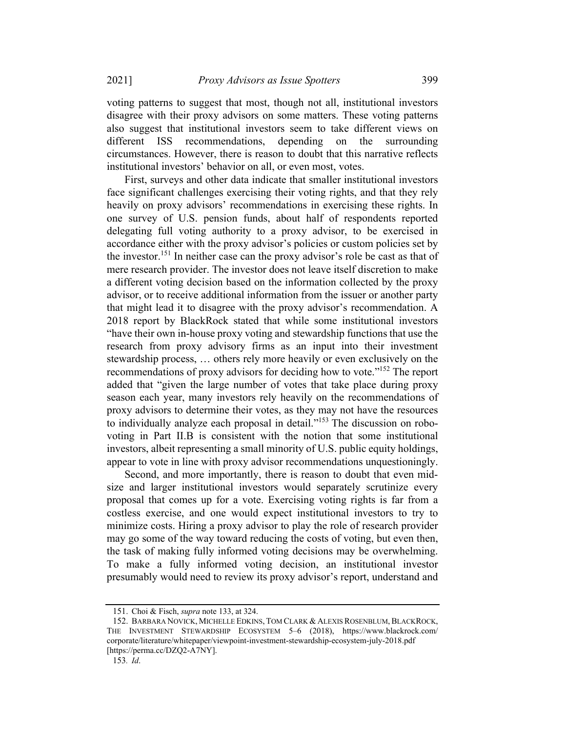voting patterns to suggest that most, though not all, institutional investors disagree with their proxy advisors on some matters. These voting patterns also suggest that institutional investors seem to take different views on different ISS recommendations, depending on the surrounding circumstances. However, there is reason to doubt that this narrative reflects institutional investors' behavior on all, or even most, votes.

First, surveys and other data indicate that smaller institutional investors face significant challenges exercising their voting rights, and that they rely heavily on proxy advisors' recommendations in exercising these rights. In one survey of U.S. pension funds, about half of respondents reported delegating full voting authority to a proxy advisor, to be exercised in accordance either with the proxy advisor's policies or custom policies set by the investor.[151] In neither case can the proxy advisor's role be cast as that of mere research provider. The investor does not leave itself discretion to make a different voting decision based on the information collected by the proxy advisor, or to receive additional information from the issuer or another party that might lead it to disagree with the proxy advisor's recommendation. A 2018 report by BlackRock stated that while some institutional investors "have their own in-house proxy voting and stewardship functions that use the research from proxy advisory firms as an input into their investment stewardship process, … others rely more heavily or even exclusively on the recommendations of proxy advisors for deciding how to vote."[152] The report added that "given the large number of votes that take place during proxy season each year, many investors rely heavily on the recommendations of proxy advisors to determine their votes, as they may not have the resources to individually analyze each proposal in detail."[153] The discussion on robo-voting in Part II.B is consistent with the notion that some institutional investors, albeit representing a small minority of U.S. public equity holdings, appear to vote in line with proxy advisor recommendations unquestioningly.

Second, and more importantly, there is reason to doubt that even mid-size and larger institutional investors would separately scrutinize every proposal that comes up for a vote. Exercising voting rights is far from a costless exercise, and one would expect institutional investors to try to minimize costs. Hiring a proxy advisor to play the role of research provider may go some of the way toward reducing the costs of voting, but even then, the task of making fully informed voting decisions may be overwhelming. To make a fully informed voting decision, an institutional investor presumably would need to review its proxy advisor's report, understand and

---

151. Choi & Fisch, *supra* note 133, at 324.

152. BARBARA NOVICK, MICHELLE EDKINS, TOM CLARK & ALEXIS ROSENBLUM, BLACKROCK, THE INVESTMENT STEWARDSHIP ECOSYSTEM 5–6 (2018), https://www.blackrock.com/corporate/literature/whitepaper/viewpoint-investment-stewardship-ecosystem-july-2018.pdf [https://perma.cc/DZQ2-A7NY].

153. *Id*.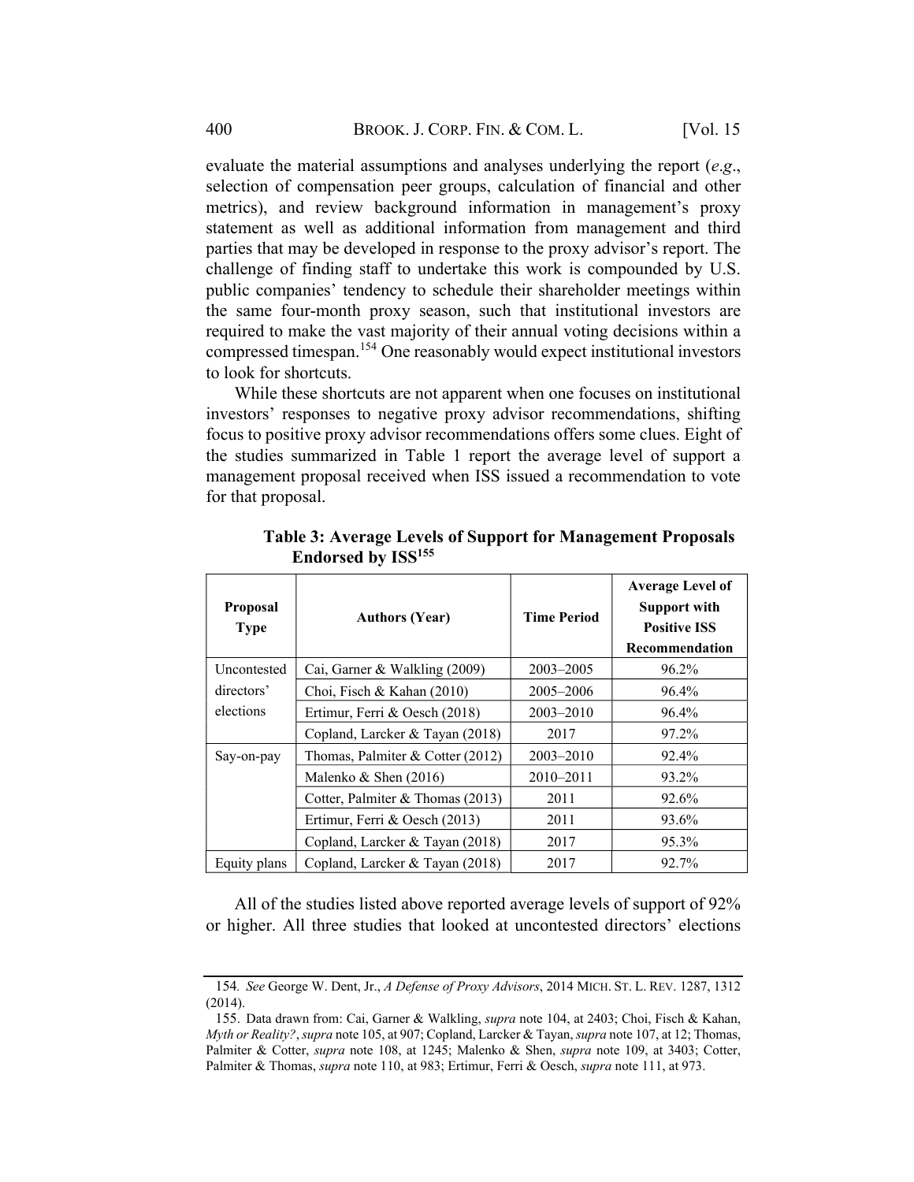evaluate the material assumptions and analyses underlying the report (*e.g*., selection of compensation peer groups, calculation of financial and other metrics), and review background information in management's proxy statement as well as additional information from management and third parties that may be developed in response to the proxy advisor's report. The challenge of finding staff to undertake this work is compounded by U.S. public companies' tendency to schedule their shareholder meetings within the same four-month proxy season, such that institutional investors are required to make the vast majority of their annual voting decisions within a compressed timespan.[154] One reasonably would expect institutional investors to look for shortcuts.

While these shortcuts are not apparent when one focuses on institutional investors' responses to negative proxy advisor recommendations, shifting focus to positive proxy advisor recommendations offers some clues. Eight of the studies summarized in Table 1 report the average level of support a management proposal received when ISS issued a recommendation to vote for that proposal.

**Table 3: Average Levels of Support for Management Proposals Endorsed by ISS[155]**

| Proposal Type | Authors (Year) | Time Period | Average Level of Support with Positive ISS Recommendation |
|---|---|---|---|
| Uncontested directors' elections | Cai, Garner & Walkling (2009) | 2003–2005 | 96.2% |
| | Choi, Fisch & Kahan (2010) | 2005–2006 | 96.4% |
| | Ertimur, Ferri & Oesch (2018) | 2003–2010 | 96.4% |
| | Copland, Larcker & Tayan (2018) | 2017 | 97.2% |
| Say-on-pay | Thomas, Palmiter & Cotter (2012) | 2003–2010 | 92.4% |
| | Malenko & Shen (2016) | 2010–2011 | 93.2% |
| | Cotter, Palmiter & Thomas (2013) | 2011 | 92.6% |
| | Ertimur, Ferri & Oesch (2013) | 2011 | 93.6% |
| | Copland, Larcker & Tayan (2018) | 2017 | 95.3% |
| Equity plans | Copland, Larcker & Tayan (2018) | 2017 | 92.7% |

All of the studies listed above reported average levels of support of 92% or higher. All three studies that looked at uncontested directors' elections

---

154. *See* George W. Dent, Jr., *A Defense of Proxy Advisors*, 2014 MICH. ST. L. REV. 1287, 1312 (2014).

155. Data drawn from: Cai, Garner & Walkling, *supra* note 104, at 2403; Choi, Fisch & Kahan, *Myth or Reality?*, *supra* note 105, at 907; Copland, Larcker & Tayan, *supra* note 107, at 12; Thomas, Palmiter & Cotter, *supra* note 108, at 1245; Malenko & Shen, *supra* note 109, at 3403; Cotter, Palmiter & Thomas, *supra* note 110, at 983; Ertimur, Ferri & Oesch, *supra* note 111, at 973.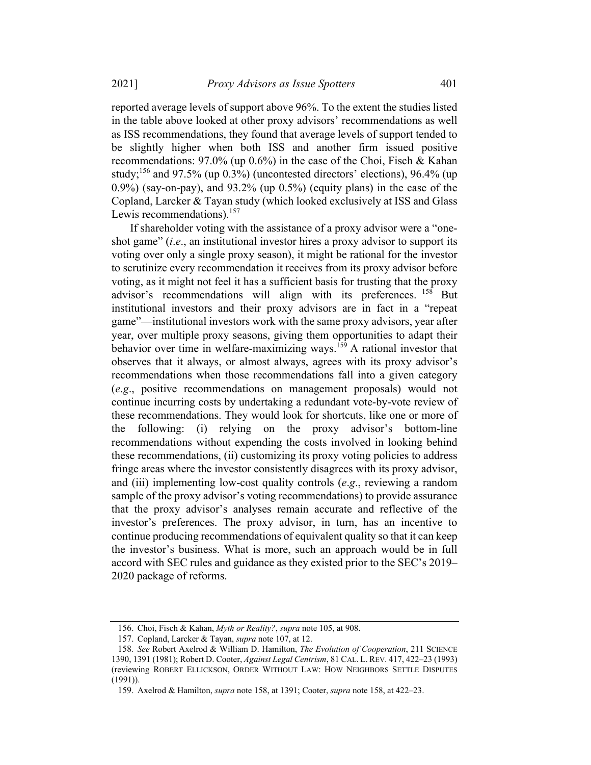reported average levels of support above 96%. To the extent the studies listed in the table above looked at other proxy advisors' recommendations as well as ISS recommendations, they found that average levels of support tended to be slightly higher when both ISS and another firm issued positive recommendations: 97.0% (up 0.6%) in the case of the Choi, Fisch & Kahan study;[156] and 97.5% (up 0.3%) (uncontested directors' elections), 96.4% (up 0.9%) (say-on-pay), and 93.2% (up 0.5%) (equity plans) in the case of the Copland, Larcker & Tayan study (which looked exclusively at ISS and Glass Lewis recommendations).[157]

If shareholder voting with the assistance of a proxy advisor were a "one-shot game" (*i.e.*, an institutional investor hires a proxy advisor to support its voting over only a single proxy season), it might be rational for the investor to scrutinize every recommendation it receives from its proxy advisor before voting, as it might not feel it has a sufficient basis for trusting that the proxy advisor's recommendations will align with its preferences.[158] But institutional investors and their proxy advisors are in fact in a "repeat game"—institutional investors work with the same proxy advisors, year after year, over multiple proxy seasons, giving them opportunities to adapt their behavior over time in welfare-maximizing ways.[159] A rational investor that observes that it always, or almost always, agrees with its proxy advisor's recommendations when those recommendations fall into a given category (*e.g.*, positive recommendations on management proposals) would not continue incurring costs by undertaking a redundant vote-by-vote review of these recommendations. They would look for shortcuts, like one or more of the following: (i) relying on the proxy advisor's bottom-line recommendations without expending the costs involved in looking behind these recommendations, (ii) customizing its proxy voting policies to address fringe areas where the investor consistently disagrees with its proxy advisor, and (iii) implementing low-cost quality controls (*e.g.*, reviewing a random sample of the proxy advisor's voting recommendations) to provide assurance that the proxy advisor's analyses remain accurate and reflective of the investor's preferences. The proxy advisor, in turn, has an incentive to continue producing recommendations of equivalent quality so that it can keep the investor's business. What is more, such an approach would be in full accord with SEC rules and guidance as they existed prior to the SEC's 2019–2020 package of reforms.

---

156. Choi, Fisch & Kahan, *Myth or Reality?*, *supra* note 105, at 908.

157. Copland, Larcker & Tayan, *supra* note 107, at 12.

158. *See* Robert Axelrod & William D. Hamilton, *The Evolution of Cooperation*, 211 SCIENCE 1390, 1391 (1981); Robert D. Cooter, *Against Legal Centrism*, 81 CAL. L. REV. 417, 422–23 (1993) (reviewing ROBERT ELLICKSON, ORDER WITHOUT LAW: HOW NEIGHBORS SETTLE DISPUTES (1991)).

159. Axelrod & Hamilton, *supra* note 158, at 1391; Cooter, *supra* note 158, at 422–23.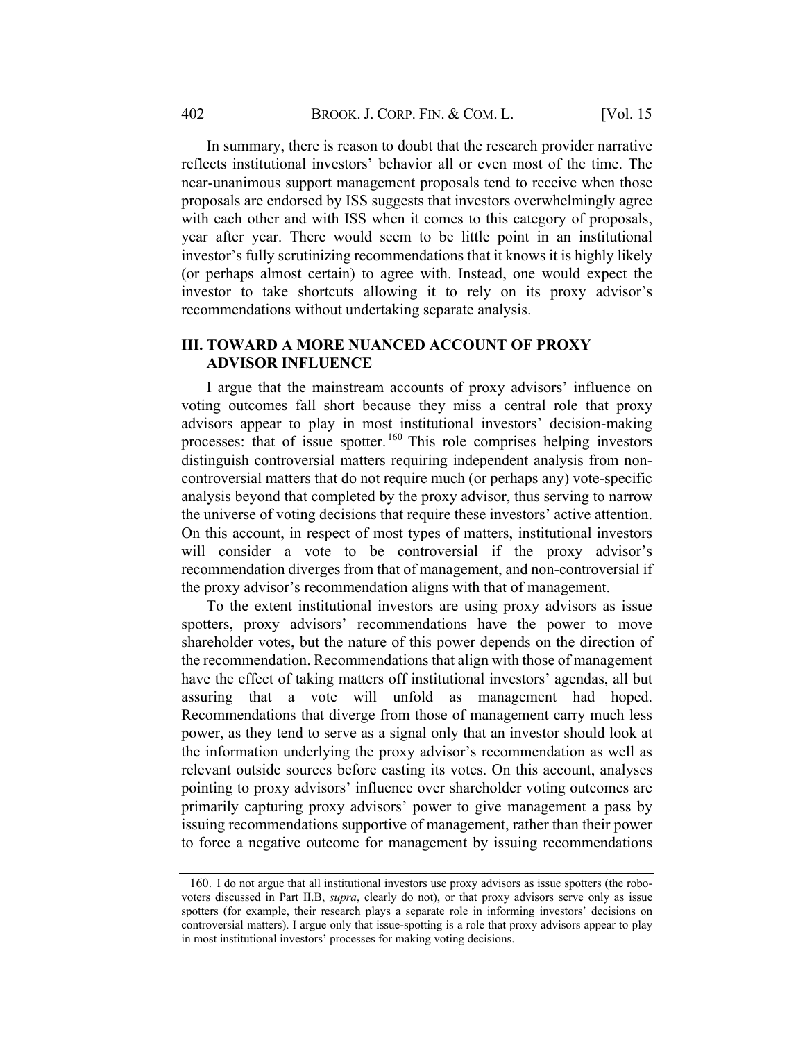In summary, there is reason to doubt that the research provider narrative reflects institutional investors' behavior all or even most of the time. The near-unanimous support management proposals tend to receive when those proposals are endorsed by ISS suggests that investors overwhelmingly agree with each other and with ISS when it comes to this category of proposals, year after year. There would seem to be little point in an institutional investor's fully scrutinizing recommendations that it knows it is highly likely (or perhaps almost certain) to agree with. Instead, one would expect the investor to take shortcuts allowing it to rely on its proxy advisor's recommendations without undertaking separate analysis.

## III. TOWARD A MORE NUANCED ACCOUNT OF PROXY ADVISOR INFLUENCE

I argue that the mainstream accounts of proxy advisors' influence on voting outcomes fall short because they miss a central role that proxy advisors appear to play in most institutional investors' decision-making processes: that of issue spotter.[160] This role comprises helping investors distinguish controversial matters requiring independent analysis from non-controversial matters that do not require much (or perhaps any) vote-specific analysis beyond that completed by the proxy advisor, thus serving to narrow the universe of voting decisions that require these investors' active attention. On this account, in respect of most types of matters, institutional investors will consider a vote to be controversial if the proxy advisor's recommendation diverges from that of management, and non-controversial if the proxy advisor's recommendation aligns with that of management.

To the extent institutional investors are using proxy advisors as issue spotters, proxy advisors' recommendations have the power to move shareholder votes, but the nature of this power depends on the direction of the recommendation. Recommendations that align with those of management have the effect of taking matters off institutional investors' agendas, all but assuring that a vote will unfold as management had hoped. Recommendations that diverge from those of management carry much less power, as they tend to serve as a signal only that an investor should look at the information underlying the proxy advisor's recommendation as well as relevant outside sources before casting its votes. On this account, analyses pointing to proxy advisors' influence over shareholder voting outcomes are primarily capturing proxy advisors' power to give management a pass by issuing recommendations supportive of management, rather than their power to force a negative outcome for management by issuing recommendations

160. I do not argue that all institutional investors use proxy advisors as issue spotters (the robo-voters discussed in Part II.B, *supra*, clearly do not), or that proxy advisors serve only as issue spotters (for example, their research plays a separate role in informing investors' decisions on controversial matters). I argue only that issue-spotting is a role that proxy advisors appear to play in most institutional investors' processes for making voting decisions.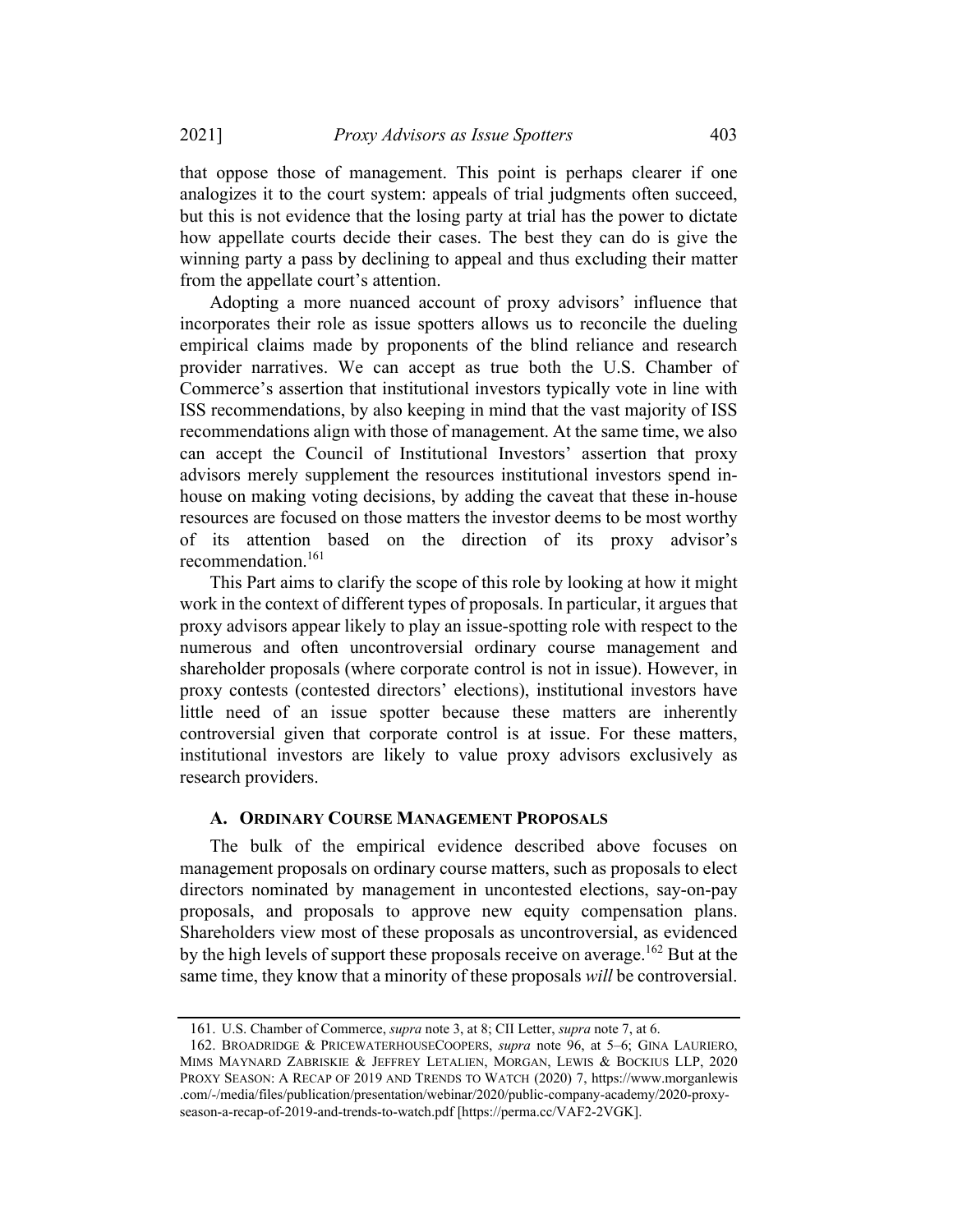that oppose those of management. This point is perhaps clearer if one analogizes it to the court system: appeals of trial judgments often succeed, but this is not evidence that the losing party at trial has the power to dictate how appellate courts decide their cases. The best they can do is give the winning party a pass by declining to appeal and thus excluding their matter from the appellate court's attention.

Adopting a more nuanced account of proxy advisors' influence that incorporates their role as issue spotters allows us to reconcile the dueling empirical claims made by proponents of the blind reliance and research provider narratives. We can accept as true both the U.S. Chamber of Commerce's assertion that institutional investors typically vote in line with ISS recommendations, by also keeping in mind that the vast majority of ISS recommendations align with those of management. At the same time, we also can accept the Council of Institutional Investors' assertion that proxy advisors merely supplement the resources institutional investors spend in-house on making voting decisions, by adding the caveat that these in-house resources are focused on those matters the investor deems to be most worthy of its attention based on the direction of its proxy advisor's recommendation.[161]

This Part aims to clarify the scope of this role by looking at how it might work in the context of different types of proposals. In particular, it argues that proxy advisors appear likely to play an issue-spotting role with respect to the numerous and often uncontroversial ordinary course management and shareholder proposals (where corporate control is not in issue). However, in proxy contests (contested directors' elections), institutional investors have little need of an issue spotter because these matters are inherently controversial given that corporate control is at issue. For these matters, institutional investors are likely to value proxy advisors exclusively as research providers.

### A. Ordinary Course Management Proposals

The bulk of the empirical evidence described above focuses on management proposals on ordinary course matters, such as proposals to elect directors nominated by management in uncontested elections, say-on-pay proposals, and proposals to approve new equity compensation plans. Shareholders view most of these proposals as uncontroversial, as evidenced by the high levels of support these proposals receive on average.[162] But at the same time, they know that a minority of these proposals *will* be controversial.

---

161. U.S. Chamber of Commerce, *supra* note 3, at 8; CII Letter, *supra* note 7, at 6.

162. Broadridge & PricewaterhouseCoopers, *supra* note 96, at 5–6; Gina Lauriero, Mims Maynard Zabriskie & Jeffrey Letalien, Morgan, Lewis & Bockius LLP, 2020 Proxy Season: A Recap of 2019 and Trends to Watch (2020) 7, https://www.morganlewis.com/-/media/files/publication/presentation/webinar/2020/public-company-academy/2020-proxy-season-a-recap-of-2019-and-trends-to-watch.pdf [https://perma.cc/VAF2-2VGK].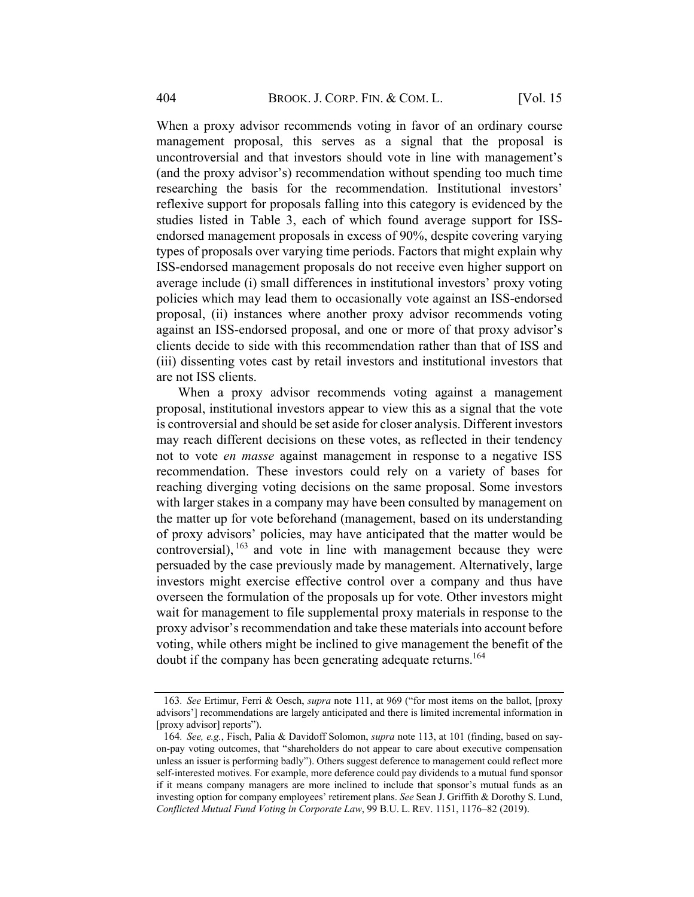When a proxy advisor recommends voting in favor of an ordinary course management proposal, this serves as a signal that the proposal is uncontroversial and that investors should vote in line with management's (and the proxy advisor's) recommendation without spending too much time researching the basis for the recommendation. Institutional investors' reflexive support for proposals falling into this category is evidenced by the studies listed in Table 3, each of which found average support for ISS-endorsed management proposals in excess of 90%, despite covering varying types of proposals over varying time periods. Factors that might explain why ISS-endorsed management proposals do not receive even higher support on average include (i) small differences in institutional investors' proxy voting policies which may lead them to occasionally vote against an ISS-endorsed proposal, (ii) instances where another proxy advisor recommends voting against an ISS-endorsed proposal, and one or more of that proxy advisor's clients decide to side with this recommendation rather than that of ISS and (iii) dissenting votes cast by retail investors and institutional investors that are not ISS clients.

When a proxy advisor recommends voting against a management proposal, institutional investors appear to view this as a signal that the vote is controversial and should be set aside for closer analysis. Different investors may reach different decisions on these votes, as reflected in their tendency not to vote *en masse* against management in response to a negative ISS recommendation. These investors could rely on a variety of bases for reaching diverging voting decisions on the same proposal. Some investors with larger stakes in a company may have been consulted by management on the matter up for vote beforehand (management, based on its understanding of proxy advisors' policies, may have anticipated that the matter would be controversial),[163] and vote in line with management because they were persuaded by the case previously made by management. Alternatively, large investors might exercise effective control over a company and thus have overseen the formulation of the proposals up for vote. Other investors might wait for management to file supplemental proxy materials in response to the proxy advisor's recommendation and take these materials into account before voting, while others might be inclined to give management the benefit of the doubt if the company has been generating adequate returns.[164]

---

163. *See* Ertimur, Ferri & Oesch, *supra* note 111, at 969 ("for most items on the ballot, [proxy advisors'] recommendations are largely anticipated and there is limited incremental information in [proxy advisor] reports").

164. *See, e.g.*, Fisch, Palia & Davidoff Solomon, *supra* note 113, at 101 (finding, based on say-on-pay voting outcomes, that "shareholders do not appear to care about executive compensation unless an issuer is performing badly"). Others suggest deference to management could reflect more self-interested motives. For example, more deference could pay dividends to a mutual fund sponsor if it means company managers are more inclined to include that sponsor's mutual funds as an investing option for company employees' retirement plans. *See* Sean J. Griffith & Dorothy S. Lund, *Conflicted Mutual Fund Voting in Corporate Law*, 99 B.U. L. REV. 1151, 1176–82 (2019).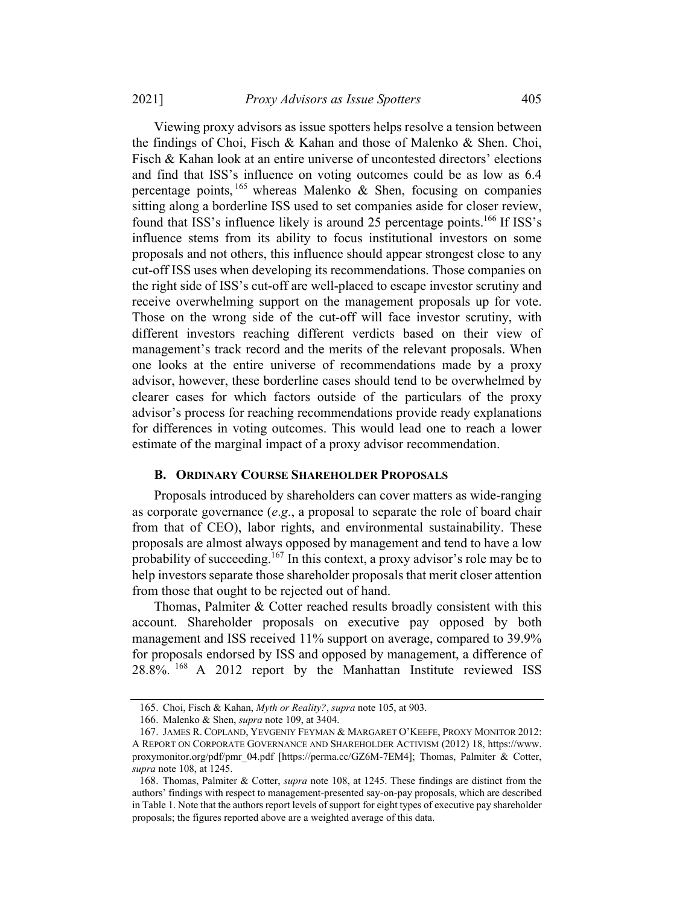Viewing proxy advisors as issue spotters helps resolve a tension between the findings of Choi, Fisch & Kahan and those of Malenko & Shen. Choi, Fisch & Kahan look at an entire universe of uncontested directors' elections and find that ISS's influence on voting outcomes could be as low as 6.4 percentage points,[165] whereas Malenko & Shen, focusing on companies sitting along a borderline ISS used to set companies aside for closer review, found that ISS's influence likely is around 25 percentage points.[166] If ISS's influence stems from its ability to focus institutional investors on some proposals and not others, this influence should appear strongest close to any cut-off ISS uses when developing its recommendations. Those companies on the right side of ISS's cut-off are well-placed to escape investor scrutiny and receive overwhelming support on the management proposals up for vote. Those on the wrong side of the cut-off will face investor scrutiny, with different investors reaching different verdicts based on their view of management's track record and the merits of the relevant proposals. When one looks at the entire universe of recommendations made by a proxy advisor, however, these borderline cases should tend to be overwhelmed by clearer cases for which factors outside of the particulars of the proxy advisor's process for reaching recommendations provide ready explanations for differences in voting outcomes. This would lead one to reach a lower estimate of the marginal impact of a proxy advisor recommendation.

### B. ORDINARY COURSE SHAREHOLDER PROPOSALS

Proposals introduced by shareholders can cover matters as wide-ranging as corporate governance (*e.g.*, a proposal to separate the role of board chair from that of CEO), labor rights, and environmental sustainability. These proposals are almost always opposed by management and tend to have a low probability of succeeding.[167] In this context, a proxy advisor's role may be to help investors separate those shareholder proposals that merit closer attention from those that ought to be rejected out of hand.

Thomas, Palmiter & Cotter reached results broadly consistent with this account. Shareholder proposals on executive pay opposed by both management and ISS received 11% support on average, compared to 39.9% for proposals endorsed by ISS and opposed by management, a difference of 28.8%.[168] A 2012 report by the Manhattan Institute reviewed ISS

---

165. Choi, Fisch & Kahan, *Myth or Reality?*, *supra* note 105, at 903.

166. Malenko & Shen, *supra* note 109, at 3404.

167. JAMES R. COPLAND, YEVGENIY FEYMAN & MARGARET O'KEEFE, PROXY MONITOR 2012: A REPORT ON CORPORATE GOVERNANCE AND SHAREHOLDER ACTIVISM (2012) 18, https://www.proxymonitor.org/pdf/pmr_04.pdf [https://perma.cc/GZ6M-7EM4]; Thomas, Palmiter & Cotter, *supra* note 108, at 1245.

168. Thomas, Palmiter & Cotter, *supra* note 108, at 1245. These findings are distinct from the authors' findings with respect to management-presented say-on-pay proposals, which are described in Table 1. Note that the authors report levels of support for eight types of executive pay shareholder proposals; the figures reported above are a weighted average of this data.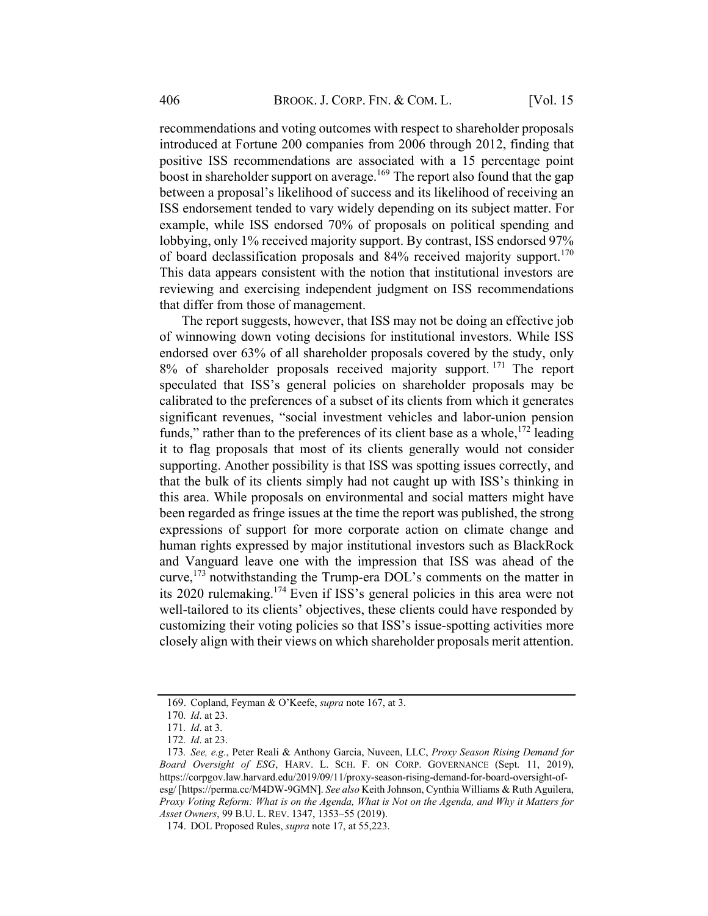recommendations and voting outcomes with respect to shareholder proposals introduced at Fortune 200 companies from 2006 through 2012, finding that positive ISS recommendations are associated with a 15 percentage point boost in shareholder support on average.[169] The report also found that the gap between a proposal's likelihood of success and its likelihood of receiving an ISS endorsement tended to vary widely depending on its subject matter. For example, while ISS endorsed 70% of proposals on political spending and lobbying, only 1% received majority support. By contrast, ISS endorsed 97% of board declassification proposals and 84% received majority support.[170] This data appears consistent with the notion that institutional investors are reviewing and exercising independent judgment on ISS recommendations that differ from those of management.

The report suggests, however, that ISS may not be doing an effective job of winnowing down voting decisions for institutional investors. While ISS endorsed over 63% of all shareholder proposals covered by the study, only 8% of shareholder proposals received majority support.[171] The report speculated that ISS's general policies on shareholder proposals may be calibrated to the preferences of a subset of its clients from which it generates significant revenues, "social investment vehicles and labor-union pension funds," rather than to the preferences of its client base as a whole,[172] leading it to flag proposals that most of its clients generally would not consider supporting. Another possibility is that ISS was spotting issues correctly, and that the bulk of its clients simply had not caught up with ISS's thinking in this area. While proposals on environmental and social matters might have been regarded as fringe issues at the time the report was published, the strong expressions of support for more corporate action on climate change and human rights expressed by major institutional investors such as BlackRock and Vanguard leave one with the impression that ISS was ahead of the curve,[173] notwithstanding the Trump-era DOL's comments on the matter in its 2020 rulemaking.[174] Even if ISS's general policies in this area were not well-tailored to its clients' objectives, these clients could have responded by customizing their voting policies so that ISS's issue-spotting activities more closely align with their views on which shareholder proposals merit attention.

---

169. Copland, Feyman & O'Keefe, *supra* note 167, at 3.

170. *Id*. at 23.

171. *Id*. at 3.

172. *Id*. at 23.

173. *See, e.g.*, Peter Reali & Anthony Garcia, Nuveen, LLC, *Proxy Season Rising Demand for Board Oversight of ESG*, HARV. L. SCH. F. ON CORP. GOVERNANCE (Sept. 11, 2019), https://corpgov.law.harvard.edu/2019/09/11/proxy-season-rising-demand-for-board-oversight-of-esg/ [https://perma.cc/M4DW-9GMN]. *See also* Keith Johnson, Cynthia Williams & Ruth Aguilera, *Proxy Voting Reform: What is on the Agenda, What is Not on the Agenda, and Why it Matters for Asset Owners*, 99 B.U. L. REV. 1347, 1353–55 (2019).

174. DOL Proposed Rules, *supra* note 17, at 55,223.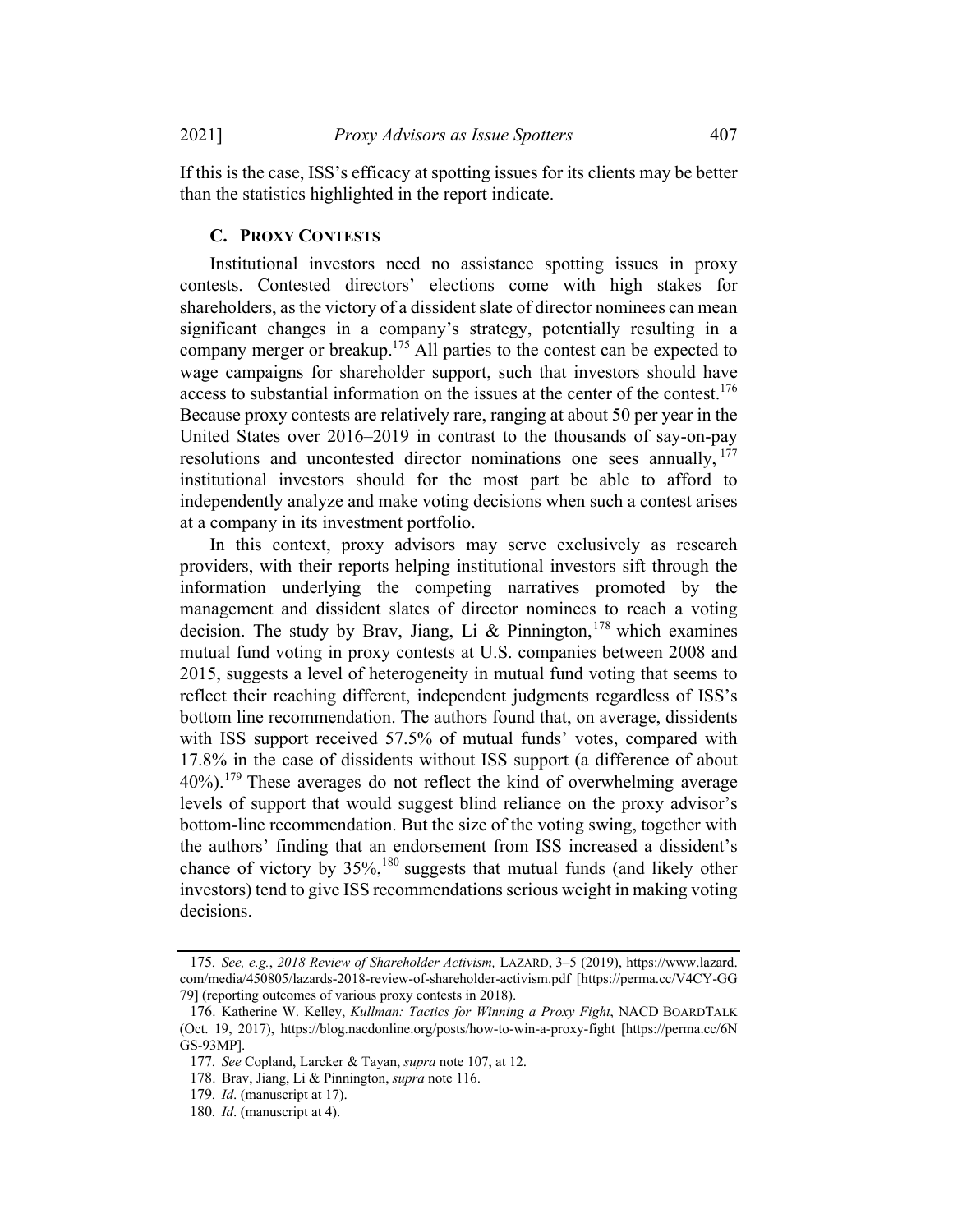If this is the case, ISS's efficacy at spotting issues for its clients may be better than the statistics highlighted in the report indicate.

### C. PROXY CONTESTS

Institutional investors need no assistance spotting issues in proxy contests. Contested directors' elections come with high stakes for shareholders, as the victory of a dissident slate of director nominees can mean significant changes in a company's strategy, potentially resulting in a company merger or breakup.[175] All parties to the contest can be expected to wage campaigns for shareholder support, such that investors should have access to substantial information on the issues at the center of the contest.[176] Because proxy contests are relatively rare, ranging at about 50 per year in the United States over 2016–2019 in contrast to the thousands of say-on-pay resolutions and uncontested director nominations one sees annually,[177] institutional investors should for the most part be able to afford to independently analyze and make voting decisions when such a contest arises at a company in its investment portfolio.

In this context, proxy advisors may serve exclusively as research providers, with their reports helping institutional investors sift through the information underlying the competing narratives promoted by the management and dissident slates of director nominees to reach a voting decision. The study by Brav, Jiang, Li & Pinnington,[178] which examines mutual fund voting in proxy contests at U.S. companies between 2008 and 2015, suggests a level of heterogeneity in mutual fund voting that seems to reflect their reaching different, independent judgments regardless of ISS's bottom line recommendation. The authors found that, on average, dissidents with ISS support received 57.5% of mutual funds' votes, compared with 17.8% in the case of dissidents without ISS support (a difference of about 40%).[179] These averages do not reflect the kind of overwhelming average levels of support that would suggest blind reliance on the proxy advisor's bottom-line recommendation. But the size of the voting swing, together with the authors' finding that an endorsement from ISS increased a dissident's chance of victory by 35%,[180] suggests that mutual funds (and likely other investors) tend to give ISS recommendations serious weight in making voting decisions.

---

175. *See, e.g.*, *2018 Review of Shareholder Activism,* LAZARD, 3–5 (2019), https://www.lazard.com/media/450805/lazards-2018-review-of-shareholder-activism.pdf [https://perma.cc/V4CY-GG79] (reporting outcomes of various proxy contests in 2018).

176. Katherine W. Kelley, *Kullman: Tactics for Winning a Proxy Fight*, NACD BOARDTALK (Oct. 19, 2017), https://blog.nacdonline.org/posts/how-to-win-a-proxy-fight [https://perma.cc/6NGS-93MP].

177. *See* Copland, Larcker & Tayan, *supra* note 107, at 12.

178. Brav, Jiang, Li & Pinnington, *supra* note 116.

179. *Id*. (manuscript at 17).

180. *Id*. (manuscript at 4).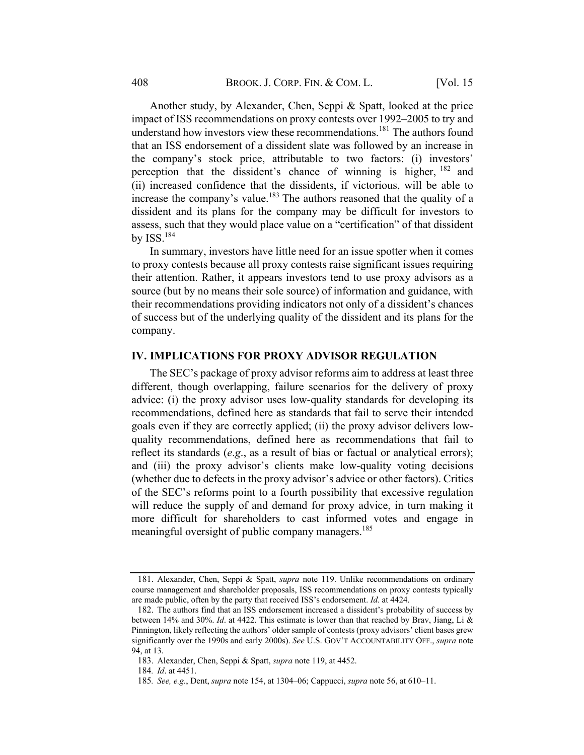Another study, by Alexander, Chen, Seppi & Spatt, looked at the price impact of ISS recommendations on proxy contests over 1992–2005 to try and understand how investors view these recommendations.[181] The authors found that an ISS endorsement of a dissident slate was followed by an increase in the company's stock price, attributable to two factors: (i) investors' perception that the dissident's chance of winning is higher, [182] and (ii) increased confidence that the dissidents, if victorious, will be able to increase the company's value.[183] The authors reasoned that the quality of a dissident and its plans for the company may be difficult for investors to assess, such that they would place value on a "certification" of that dissident by ISS.[184]

In summary, investors have little need for an issue spotter when it comes to proxy contests because all proxy contests raise significant issues requiring their attention. Rather, it appears investors tend to use proxy advisors as a source (but by no means their sole source) of information and guidance, with their recommendations providing indicators not only of a dissident's chances of success but of the underlying quality of the dissident and its plans for the company.

## IV. IMPLICATIONS FOR PROXY ADVISOR REGULATION

The SEC's package of proxy advisor reforms aim to address at least three different, though overlapping, failure scenarios for the delivery of proxy advice: (i) the proxy advisor uses low-quality standards for developing its recommendations, defined here as standards that fail to serve their intended goals even if they are correctly applied; (ii) the proxy advisor delivers low-quality recommendations, defined here as recommendations that fail to reflect its standards (*e.g.*, as a result of bias or factual or analytical errors); and (iii) the proxy advisor's clients make low-quality voting decisions (whether due to defects in the proxy advisor's advice or other factors). Critics of the SEC's reforms point to a fourth possibility that excessive regulation will reduce the supply of and demand for proxy advice, in turn making it more difficult for shareholders to cast informed votes and engage in meaningful oversight of public company managers.[185]

---

181. Alexander, Chen, Seppi & Spatt, *supra* note 119. Unlike recommendations on ordinary course management and shareholder proposals, ISS recommendations on proxy contests typically are made public, often by the party that received ISS's endorsement. *Id*. at 4424.

182. The authors find that an ISS endorsement increased a dissident's probability of success by between 14% and 30%. *Id*. at 4422. This estimate is lower than that reached by Brav, Jiang, Li & Pinnington, likely reflecting the authors' older sample of contests (proxy advisors' client bases grew significantly over the 1990s and early 2000s). *See* U.S. GOV'T ACCOUNTABILITY OFF., *supra* note 94, at 13.

183. Alexander, Chen, Seppi & Spatt, *supra* note 119, at 4452.

184. *Id*. at 4451.

185. *See, e.g.*, Dent, *supra* note 154, at 1304–06; Cappucci, *supra* note 56, at 610–11.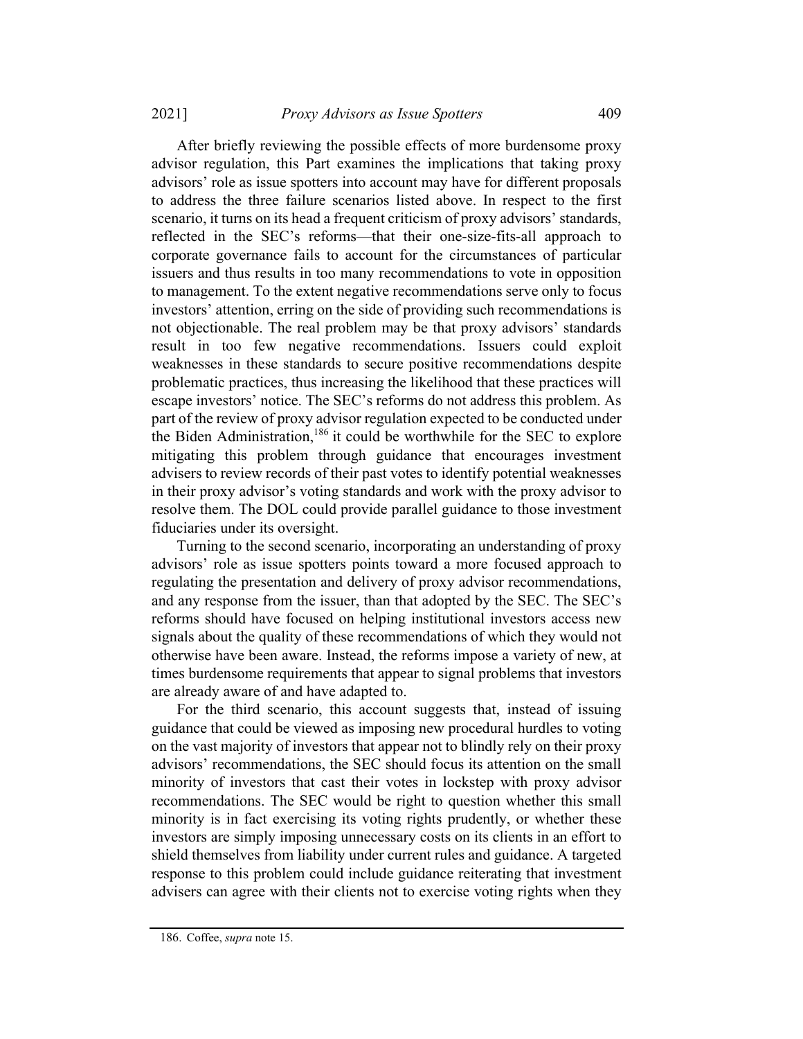After briefly reviewing the possible effects of more burdensome proxy advisor regulation, this Part examines the implications that taking proxy advisors' role as issue spotters into account may have for different proposals to address the three failure scenarios listed above. In respect to the first scenario, it turns on its head a frequent criticism of proxy advisors' standards, reflected in the SEC's reforms—that their one-size-fits-all approach to corporate governance fails to account for the circumstances of particular issuers and thus results in too many recommendations to vote in opposition to management. To the extent negative recommendations serve only to focus investors' attention, erring on the side of providing such recommendations is not objectionable. The real problem may be that proxy advisors' standards result in too few negative recommendations. Issuers could exploit weaknesses in these standards to secure positive recommendations despite problematic practices, thus increasing the likelihood that these practices will escape investors' notice. The SEC's reforms do not address this problem. As part of the review of proxy advisor regulation expected to be conducted under the Biden Administration,[186] it could be worthwhile for the SEC to explore mitigating this problem through guidance that encourages investment advisers to review records of their past votes to identify potential weaknesses in their proxy advisor's voting standards and work with the proxy advisor to resolve them. The DOL could provide parallel guidance to those investment fiduciaries under its oversight.

Turning to the second scenario, incorporating an understanding of proxy advisors' role as issue spotters points toward a more focused approach to regulating the presentation and delivery of proxy advisor recommendations, and any response from the issuer, than that adopted by the SEC. The SEC's reforms should have focused on helping institutional investors access new signals about the quality of these recommendations of which they would not otherwise have been aware. Instead, the reforms impose a variety of new, at times burdensome requirements that appear to signal problems that investors are already aware of and have adapted to.

For the third scenario, this account suggests that, instead of issuing guidance that could be viewed as imposing new procedural hurdles to voting on the vast majority of investors that appear not to blindly rely on their proxy advisors' recommendations, the SEC should focus its attention on the small minority of investors that cast their votes in lockstep with proxy advisor recommendations. The SEC would be right to question whether this small minority is in fact exercising its voting rights prudently, or whether these investors are simply imposing unnecessary costs on its clients in an effort to shield themselves from liability under current rules and guidance. A targeted response to this problem could include guidance reiterating that investment advisers can agree with their clients not to exercise voting rights when they

186. Coffee, *supra* note 15.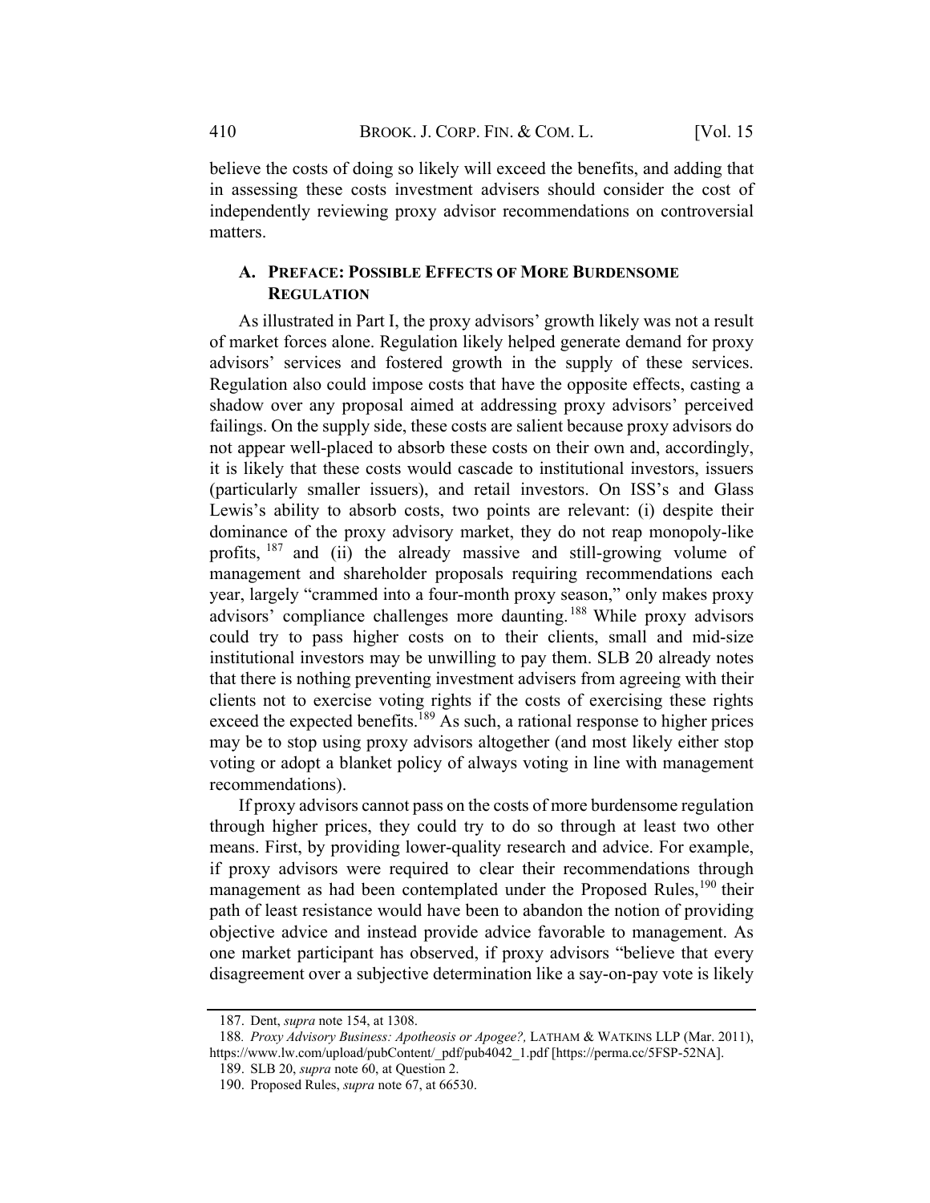believe the costs of doing so likely will exceed the benefits, and adding that in assessing these costs investment advisers should consider the cost of independently reviewing proxy advisor recommendations on controversial matters.

### A. PREFACE: POSSIBLE EFFECTS OF MORE BURDENSOME REGULATION

As illustrated in Part I, the proxy advisors' growth likely was not a result of market forces alone. Regulation likely helped generate demand for proxy advisors' services and fostered growth in the supply of these services. Regulation also could impose costs that have the opposite effects, casting a shadow over any proposal aimed at addressing proxy advisors' perceived failings. On the supply side, these costs are salient because proxy advisors do not appear well-placed to absorb these costs on their own and, accordingly, it is likely that these costs would cascade to institutional investors, issuers (particularly smaller issuers), and retail investors. On ISS's and Glass Lewis's ability to absorb costs, two points are relevant: (i) despite their dominance of the proxy advisory market, they do not reap monopoly-like profits, [187] and (ii) the already massive and still-growing volume of management and shareholder proposals requiring recommendations each year, largely "crammed into a four-month proxy season," only makes proxy advisors' compliance challenges more daunting.[188] While proxy advisors could try to pass higher costs on to their clients, small and mid-size institutional investors may be unwilling to pay them. SLB 20 already notes that there is nothing preventing investment advisers from agreeing with their clients not to exercise voting rights if the costs of exercising these rights exceed the expected benefits.[189] As such, a rational response to higher prices may be to stop using proxy advisors altogether (and most likely either stop voting or adopt a blanket policy of always voting in line with management recommendations).

If proxy advisors cannot pass on the costs of more burdensome regulation through higher prices, they could try to do so through at least two other means. First, by providing lower-quality research and advice. For example, if proxy advisors were required to clear their recommendations through management as had been contemplated under the Proposed Rules,[190] their path of least resistance would have been to abandon the notion of providing objective advice and instead provide advice favorable to management. As one market participant has observed, if proxy advisors "believe that every disagreement over a subjective determination like a say-on-pay vote is likely

---

187. Dent, *supra* note 154, at 1308.

188. *Proxy Advisory Business: Apotheosis or Apogee?,* LATHAM & WATKINS LLP (Mar. 2011), https://www.lw.com/upload/pubContent/_pdf/pub4042_1.pdf [https://perma.cc/5FSP-52NA].

189. SLB 20, *supra* note 60, at Question 2.

190. Proposed Rules, *supra* note 67, at 66530.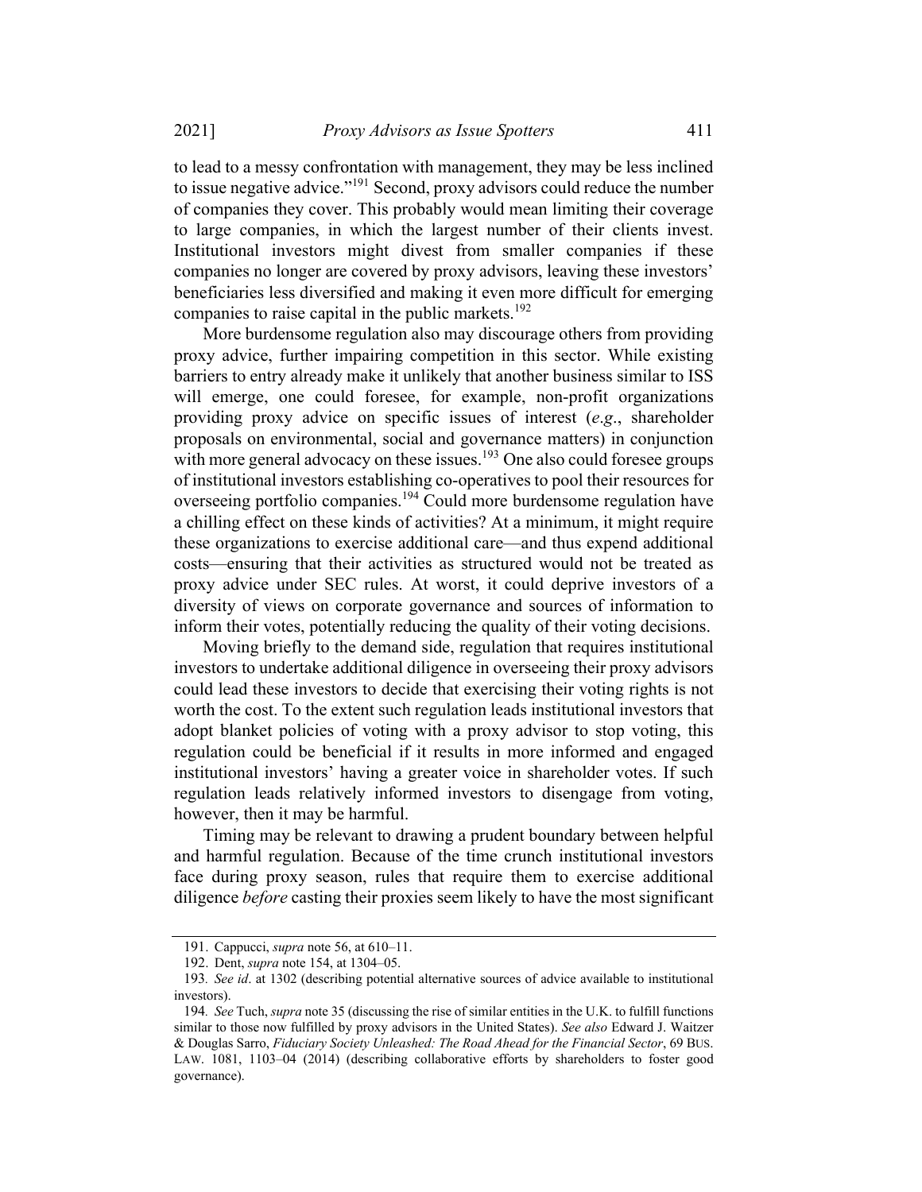to lead to a messy confrontation with management, they may be less inclined to issue negative advice."[191] Second, proxy advisors could reduce the number of companies they cover. This probably would mean limiting their coverage to large companies, in which the largest number of their clients invest. Institutional investors might divest from smaller companies if these companies no longer are covered by proxy advisors, leaving these investors' beneficiaries less diversified and making it even more difficult for emerging companies to raise capital in the public markets.[192]

More burdensome regulation also may discourage others from providing proxy advice, further impairing competition in this sector. While existing barriers to entry already make it unlikely that another business similar to ISS will emerge, one could foresee, for example, non-profit organizations providing proxy advice on specific issues of interest (*e.g*., shareholder proposals on environmental, social and governance matters) in conjunction with more general advocacy on these issues.[193] One also could foresee groups of institutional investors establishing co-operatives to pool their resources for overseeing portfolio companies.[194] Could more burdensome regulation have a chilling effect on these kinds of activities? At a minimum, it might require these organizations to exercise additional care—and thus expend additional costs—ensuring that their activities as structured would not be treated as proxy advice under SEC rules. At worst, it could deprive investors of a diversity of views on corporate governance and sources of information to inform their votes, potentially reducing the quality of their voting decisions.

Moving briefly to the demand side, regulation that requires institutional investors to undertake additional diligence in overseeing their proxy advisors could lead these investors to decide that exercising their voting rights is not worth the cost. To the extent such regulation leads institutional investors that adopt blanket policies of voting with a proxy advisor to stop voting, this regulation could be beneficial if it results in more informed and engaged institutional investors' having a greater voice in shareholder votes. If such regulation leads relatively informed investors to disengage from voting, however, then it may be harmful.

Timing may be relevant to drawing a prudent boundary between helpful and harmful regulation. Because of the time crunch institutional investors face during proxy season, rules that require them to exercise additional diligence *before* casting their proxies seem likely to have the most significant

---

191. Cappucci, *supra* note 56, at 610–11.

192. Dent, *supra* note 154, at 1304–05.

193. *See id*. at 1302 (describing potential alternative sources of advice available to institutional investors).

194. *See* Tuch, *supra* note 35 (discussing the rise of similar entities in the U.K. to fulfill functions similar to those now fulfilled by proxy advisors in the United States). *See also* Edward J. Waitzer & Douglas Sarro, *Fiduciary Society Unleashed: The Road Ahead for the Financial Sector*, 69 BUS. LAW. 1081, 1103–04 (2014) (describing collaborative efforts by shareholders to foster good governance).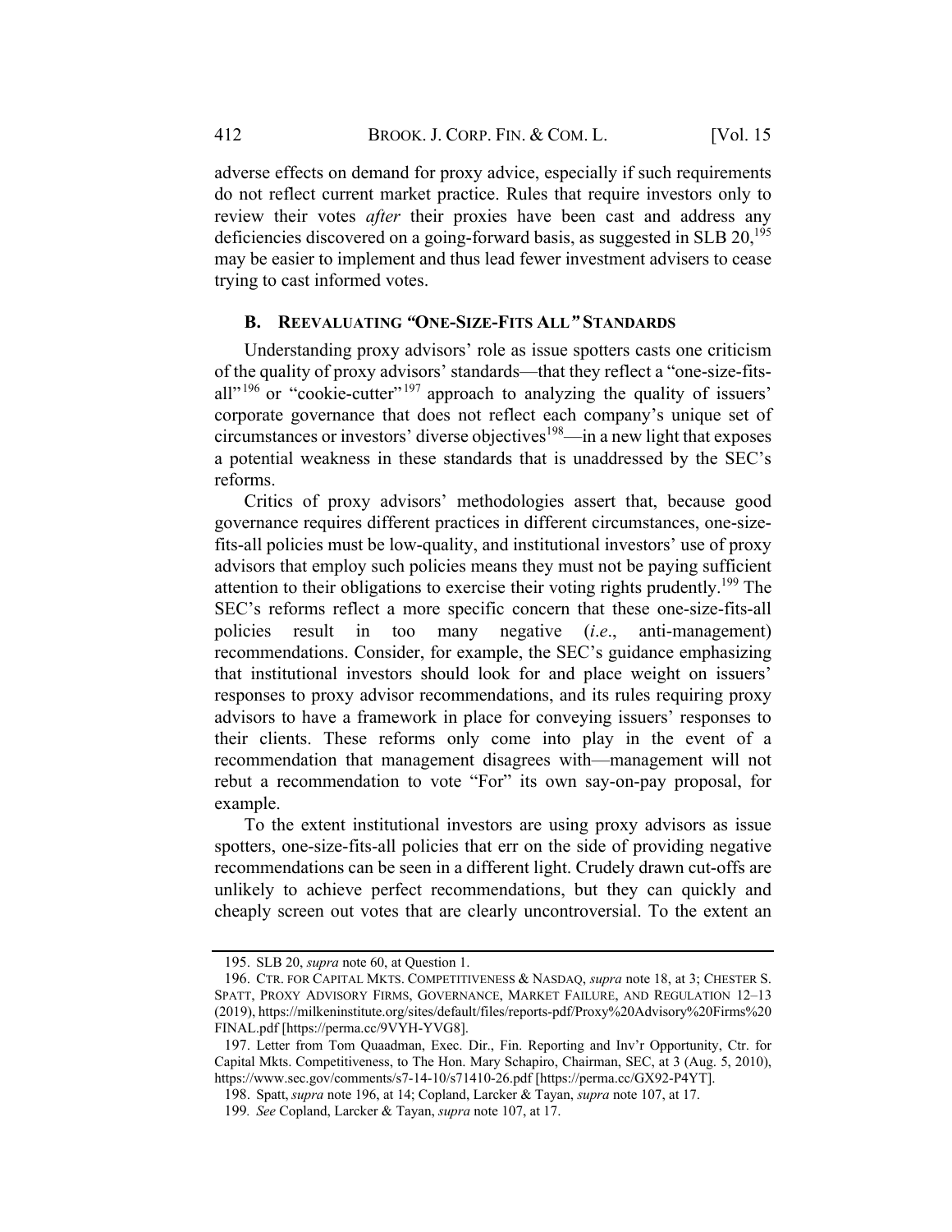adverse effects on demand for proxy advice, especially if such requirements do not reflect current market practice. Rules that require investors only to review their votes *after* their proxies have been cast and address any deficiencies discovered on a going-forward basis, as suggested in SLB 20,[195] may be easier to implement and thus lead fewer investment advisers to cease trying to cast informed votes.

### B. REEVALUATING *"*ONE-SIZE-FITS ALL*"* STANDARDS

Understanding proxy advisors' role as issue spotters casts one criticism of the quality of proxy advisors' standards—that they reflect a "one-size-fits-all"[196] or "cookie-cutter"[197] approach to analyzing the quality of issuers' corporate governance that does not reflect each company's unique set of circumstances or investors' diverse objectives[198]—in a new light that exposes a potential weakness in these standards that is unaddressed by the SEC's reforms.

Critics of proxy advisors' methodologies assert that, because good governance requires different practices in different circumstances, one-size-fits-all policies must be low-quality, and institutional investors' use of proxy advisors that employ such policies means they must not be paying sufficient attention to their obligations to exercise their voting rights prudently.[199] The SEC's reforms reflect a more specific concern that these one-size-fits-all policies result in too many negative (*i.e*., anti-management) recommendations. Consider, for example, the SEC's guidance emphasizing that institutional investors should look for and place weight on issuers' responses to proxy advisor recommendations, and its rules requiring proxy advisors to have a framework in place for conveying issuers' responses to their clients. These reforms only come into play in the event of a recommendation that management disagrees with—management will not rebut a recommendation to vote "For" its own say-on-pay proposal, for example.

To the extent institutional investors are using proxy advisors as issue spotters, one-size-fits-all policies that err on the side of providing negative recommendations can be seen in a different light. Crudely drawn cut-offs are unlikely to achieve perfect recommendations, but they can quickly and cheaply screen out votes that are clearly uncontroversial. To the extent an

---

195. SLB 20, *supra* note 60, at Question 1.

196. CTR. FOR CAPITAL MKTS. COMPETITIVENESS & NASDAQ, *supra* note 18, at 3; CHESTER S. SPATT, PROXY ADVISORY FIRMS, GOVERNANCE, MARKET FAILURE, AND REGULATION 12–13 (2019), https://milkeninstitute.org/sites/default/files/reports-pdf/Proxy%20Advisory%20Firms%20FINAL.pdf [https://perma.cc/9VYH-YVG8].

197. Letter from Tom Quaadman, Exec. Dir., Fin. Reporting and Inv'r Opportunity, Ctr. for Capital Mkts. Competitiveness, to The Hon. Mary Schapiro, Chairman, SEC, at 3 (Aug. 5, 2010), https://www.sec.gov/comments/s7-14-10/s71410-26.pdf [https://perma.cc/GX92-P4YT].

198. Spatt, *supra* note 196, at 14; Copland, Larcker & Tayan, *supra* note 107, at 17.

199. *See* Copland, Larcker & Tayan, *supra* note 107, at 17.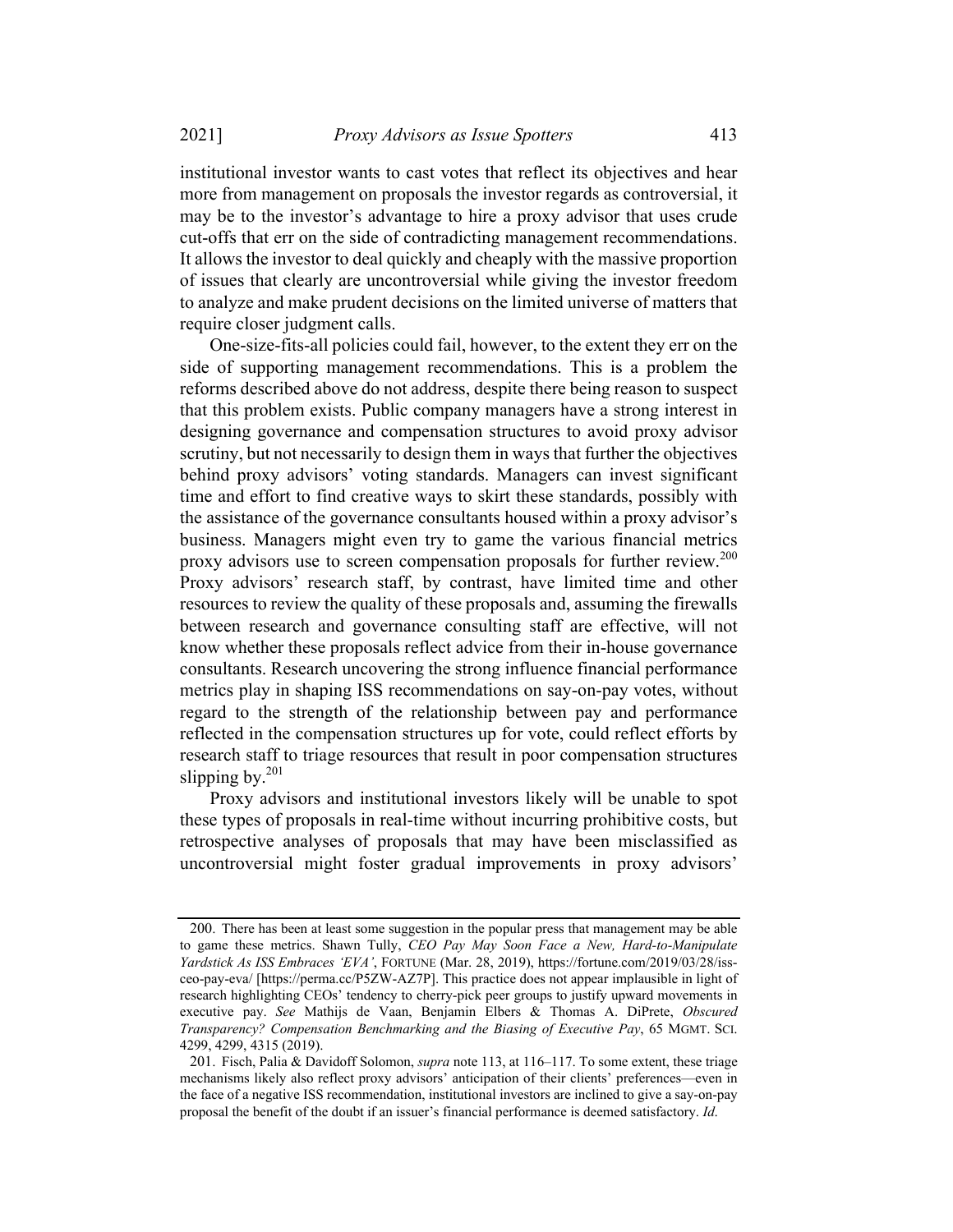institutional investor wants to cast votes that reflect its objectives and hear more from management on proposals the investor regards as controversial, it may be to the investor's advantage to hire a proxy advisor that uses crude cut-offs that err on the side of contradicting management recommendations. It allows the investor to deal quickly and cheaply with the massive proportion of issues that clearly are uncontroversial while giving the investor freedom to analyze and make prudent decisions on the limited universe of matters that require closer judgment calls.

One-size-fits-all policies could fail, however, to the extent they err on the side of supporting management recommendations. This is a problem the reforms described above do not address, despite there being reason to suspect that this problem exists. Public company managers have a strong interest in designing governance and compensation structures to avoid proxy advisor scrutiny, but not necessarily to design them in ways that further the objectives behind proxy advisors' voting standards. Managers can invest significant time and effort to find creative ways to skirt these standards, possibly with the assistance of the governance consultants housed within a proxy advisor's business. Managers might even try to game the various financial metrics proxy advisors use to screen compensation proposals for further review.[200] Proxy advisors' research staff, by contrast, have limited time and other resources to review the quality of these proposals and, assuming the firewalls between research and governance consulting staff are effective, will not know whether these proposals reflect advice from their in-house governance consultants. Research uncovering the strong influence financial performance metrics play in shaping ISS recommendations on say-on-pay votes, without regard to the strength of the relationship between pay and performance reflected in the compensation structures up for vote, could reflect efforts by research staff to triage resources that result in poor compensation structures slipping by.[201]

Proxy advisors and institutional investors likely will be unable to spot these types of proposals in real-time without incurring prohibitive costs, but retrospective analyses of proposals that may have been misclassified as uncontroversial might foster gradual improvements in proxy advisors'

---

200. There has been at least some suggestion in the popular press that management may be able to game these metrics. Shawn Tully, *CEO Pay May Soon Face a New, Hard-to-Manipulate Yardstick As ISS Embraces 'EVA'*, FORTUNE (Mar. 28, 2019), https://fortune.com/2019/03/28/iss-ceo-pay-eva/ [https://perma.cc/P5ZW-AZ7P]. This practice does not appear implausible in light of research highlighting CEOs' tendency to cherry-pick peer groups to justify upward movements in executive pay. *See* Mathijs de Vaan, Benjamin Elbers & Thomas A. DiPrete, *Obscured Transparency? Compensation Benchmarking and the Biasing of Executive Pay*, 65 MGMT. SCI. 4299, 4299, 4315 (2019).

201. Fisch, Palia & Davidoff Solomon, *supra* note 113, at 116–117. To some extent, these triage mechanisms likely also reflect proxy advisors' anticipation of their clients' preferences—even in the face of a negative ISS recommendation, institutional investors are inclined to give a say-on-pay proposal the benefit of the doubt if an issuer's financial performance is deemed satisfactory. *Id*.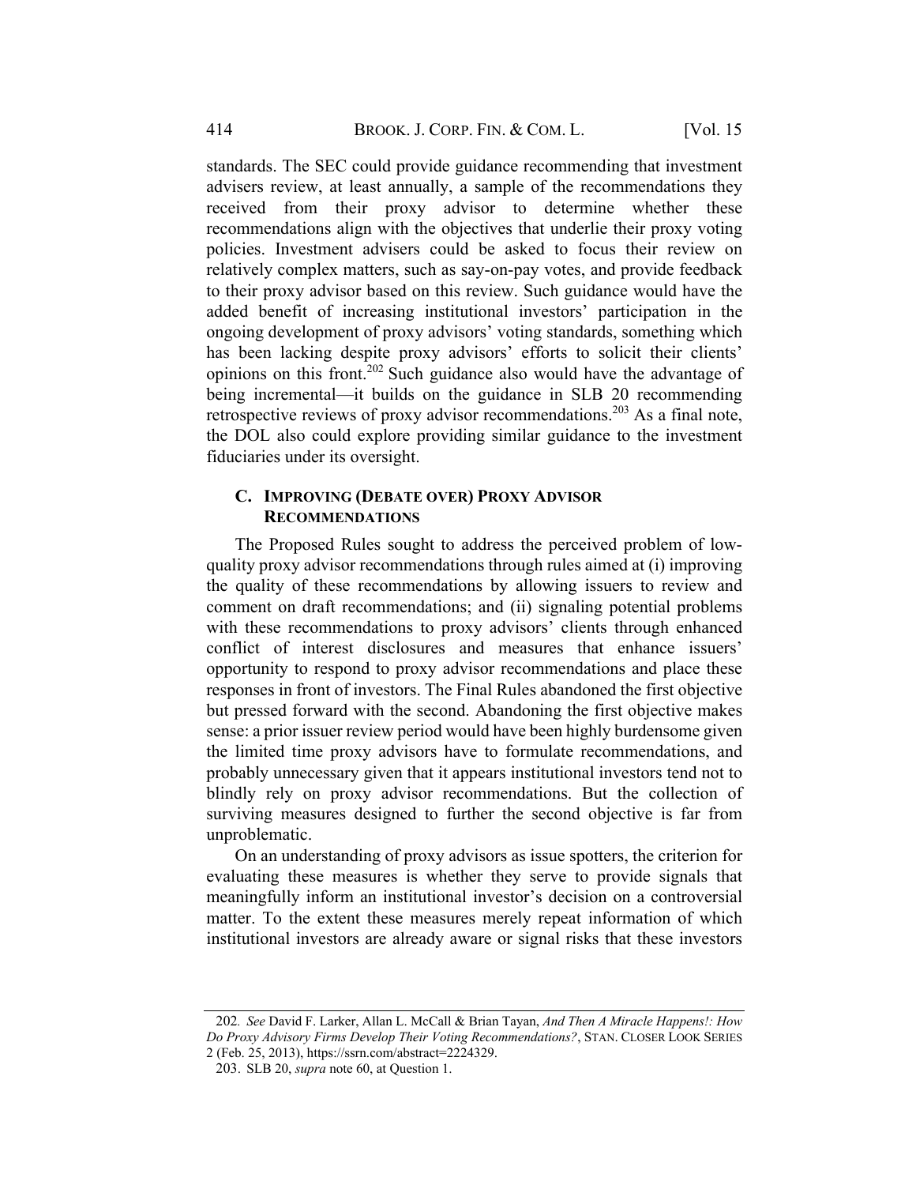standards. The SEC could provide guidance recommending that investment advisers review, at least annually, a sample of the recommendations they received from their proxy advisor to determine whether these recommendations align with the objectives that underlie their proxy voting policies. Investment advisers could be asked to focus their review on relatively complex matters, such as say-on-pay votes, and provide feedback to their proxy advisor based on this review. Such guidance would have the added benefit of increasing institutional investors' participation in the ongoing development of proxy advisors' voting standards, something which has been lacking despite proxy advisors' efforts to solicit their clients' opinions on this front.[202] Such guidance also would have the advantage of being incremental—it builds on the guidance in SLB 20 recommending retrospective reviews of proxy advisor recommendations.[203] As a final note, the DOL also could explore providing similar guidance to the investment fiduciaries under its oversight.

### C. Improving (Debate over) Proxy Advisor Recommendations

The Proposed Rules sought to address the perceived problem of low-quality proxy advisor recommendations through rules aimed at (i) improving the quality of these recommendations by allowing issuers to review and comment on draft recommendations; and (ii) signaling potential problems with these recommendations to proxy advisors' clients through enhanced conflict of interest disclosures and measures that enhance issuers' opportunity to respond to proxy advisor recommendations and place these responses in front of investors. The Final Rules abandoned the first objective but pressed forward with the second. Abandoning the first objective makes sense: a prior issuer review period would have been highly burdensome given the limited time proxy advisors have to formulate recommendations, and probably unnecessary given that it appears institutional investors tend not to blindly rely on proxy advisor recommendations. But the collection of surviving measures designed to further the second objective is far from unproblematic.

On an understanding of proxy advisors as issue spotters, the criterion for evaluating these measures is whether they serve to provide signals that meaningfully inform an institutional investor's decision on a controversial matter. To the extent these measures merely repeat information of which institutional investors are already aware or signal risks that these investors

---

202. *See* David F. Larker, Allan L. McCall & Brian Tayan, *And Then A Miracle Happens!: How Do Proxy Advisory Firms Develop Their Voting Recommendations?*, STAN. CLOSER LOOK SERIES 2 (Feb. 25, 2013), https://ssrn.com/abstract=2224329.

203. SLB 20, *supra* note 60, at Question 1.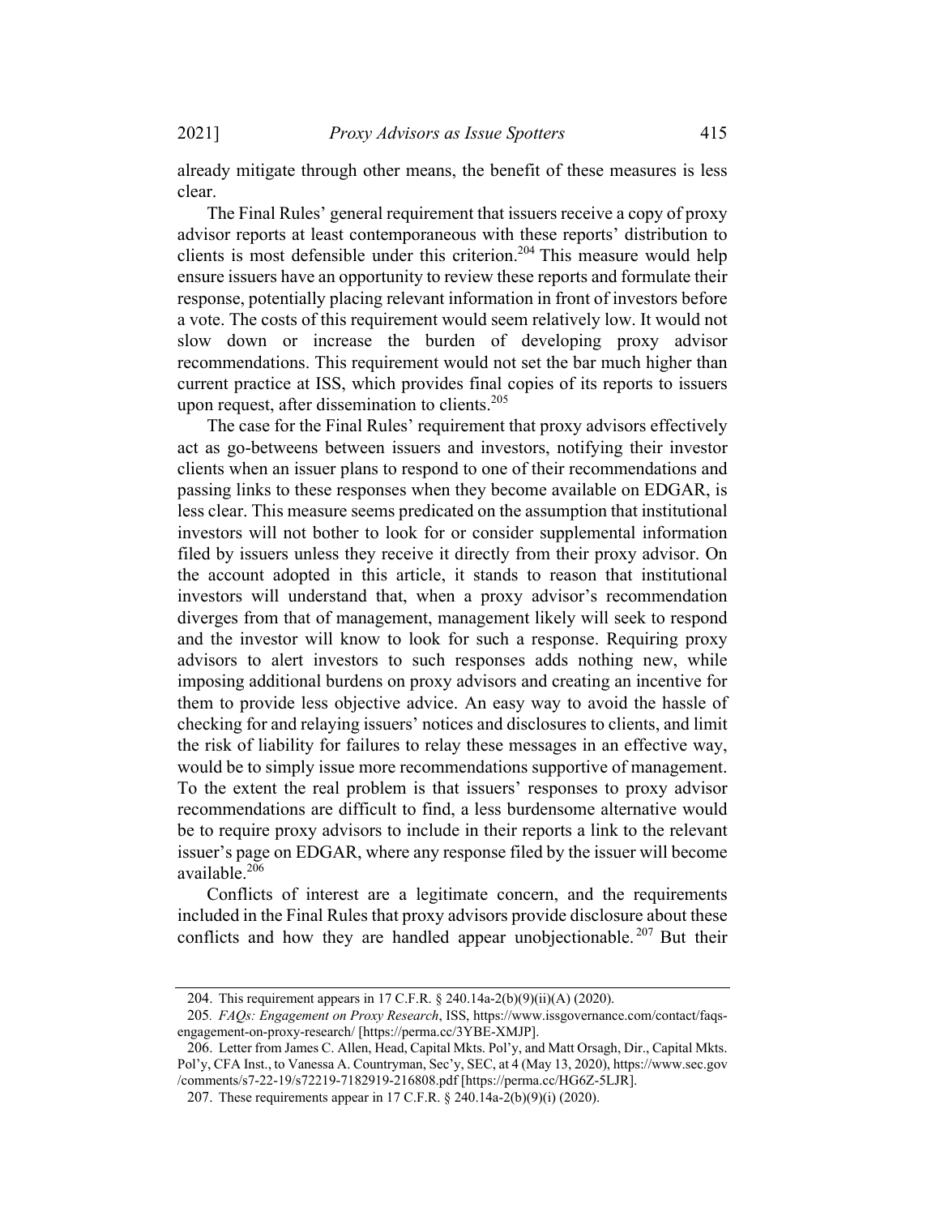already mitigate through other means, the benefit of these measures is less clear.

The Final Rules' general requirement that issuers receive a copy of proxy advisor reports at least contemporaneous with these reports' distribution to clients is most defensible under this criterion.[204] This measure would help ensure issuers have an opportunity to review these reports and formulate their response, potentially placing relevant information in front of investors before a vote. The costs of this requirement would seem relatively low. It would not slow down or increase the burden of developing proxy advisor recommendations. This requirement would not set the bar much higher than current practice at ISS, which provides final copies of its reports to issuers upon request, after dissemination to clients.[205]

The case for the Final Rules' requirement that proxy advisors effectively act as go-betweens between issuers and investors, notifying their investor clients when an issuer plans to respond to one of their recommendations and passing links to these responses when they become available on EDGAR, is less clear. This measure seems predicated on the assumption that institutional investors will not bother to look for or consider supplemental information filed by issuers unless they receive it directly from their proxy advisor. On the account adopted in this article, it stands to reason that institutional investors will understand that, when a proxy advisor's recommendation diverges from that of management, management likely will seek to respond and the investor will know to look for such a response. Requiring proxy advisors to alert investors to such responses adds nothing new, while imposing additional burdens on proxy advisors and creating an incentive for them to provide less objective advice. An easy way to avoid the hassle of checking for and relaying issuers' notices and disclosures to clients, and limit the risk of liability for failures to relay these messages in an effective way, would be to simply issue more recommendations supportive of management. To the extent the real problem is that issuers' responses to proxy advisor recommendations are difficult to find, a less burdensome alternative would be to require proxy advisors to include in their reports a link to the relevant issuer's page on EDGAR, where any response filed by the issuer will become available.[206]

Conflicts of interest are a legitimate concern, and the requirements included in the Final Rules that proxy advisors provide disclosure about these conflicts and how they are handled appear unobjectionable.[207] But their

---

204. This requirement appears in 17 C.F.R. § 240.14a-2(b)(9)(ii)(A) (2020).

205. *FAQs: Engagement on Proxy Research*, ISS, https://www.issgovernance.com/contact/faqs-engagement-on-proxy-research/ [https://perma.cc/3YBE-XMJP].

206. Letter from James C. Allen, Head, Capital Mkts. Pol'y, and Matt Orsagh, Dir., Capital Mkts. Pol'y, CFA Inst., to Vanessa A. Countryman, Sec'y, SEC, at 4 (May 13, 2020), https://www.sec.gov/comments/s7-22-19/s72219-7182919-216808.pdf [https://perma.cc/HG6Z-5LJR].

207. These requirements appear in 17 C.F.R. § 240.14a-2(b)(9)(i) (2020).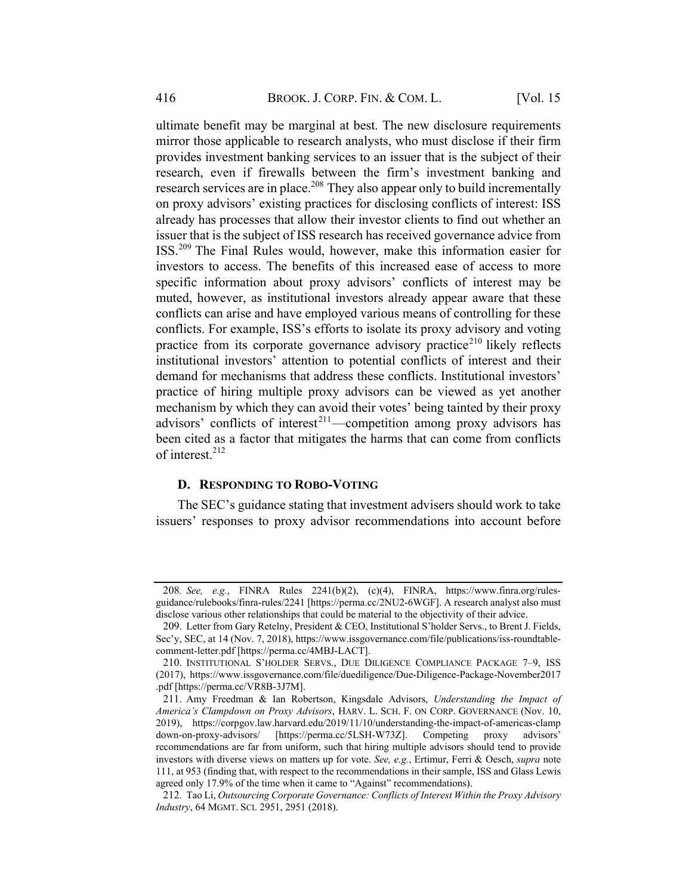ultimate benefit may be marginal at best. The new disclosure requirements mirror those applicable to research analysts, who must disclose if their firm provides investment banking services to an issuer that is the subject of their research, even if firewalls between the firm's investment banking and research services are in place.[208] They also appear only to build incrementally on proxy advisors' existing practices for disclosing conflicts of interest: ISS already has processes that allow their investor clients to find out whether an issuer that is the subject of ISS research has received governance advice from ISS.[209] The Final Rules would, however, make this information easier for investors to access. The benefits of this increased ease of access to more specific information about proxy advisors' conflicts of interest may be muted, however, as institutional investors already appear aware that these conflicts can arise and have employed various means of controlling for these conflicts. For example, ISS's efforts to isolate its proxy advisory and voting practice from its corporate governance advisory practice[210] likely reflects institutional investors' attention to potential conflicts of interest and their demand for mechanisms that address these conflicts. Institutional investors' practice of hiring multiple proxy advisors can be viewed as yet another mechanism by which they can avoid their votes' being tainted by their proxy advisors' conflicts of interest[211]—competition among proxy advisors has been cited as a factor that mitigates the harms that can come from conflicts of interest.[212]

### D. RESPONDING TO ROBO-VOTING

The SEC's guidance stating that investment advisers should work to take issuers' responses to proxy advisor recommendations into account before

---

208. *See, e.g.*, FINRA Rules 2241(b)(2), (c)(4), FINRA, https://www.finra.org/rules-guidance/rulebooks/finra-rules/2241 [https://perma.cc/2NU2-6WGF]. A research analyst also must disclose various other relationships that could be material to the objectivity of their advice.

209. Letter from Gary Retelny, President & CEO, Institutional S'holder Servs., to Brent J. Fields, Sec'y, SEC, at 14 (Nov. 7, 2018), https://www.issgovernance.com/file/publications/iss-roundtable-comment-letter.pdf [https://perma.cc/4MBJ-LACT].

210. INSTITUTIONAL S'HOLDER SERVS., DUE DILIGENCE COMPLIANCE PACKAGE 7–9, ISS (2017), https://www.issgovernance.com/file/duediligence/Due-Diligence-Package-November2017.pdf [https://perma.cc/VR8B-3J7M].

211. Amy Freedman & Ian Robertson, Kingsdale Advisors, *Understanding the Impact of America's Clampdown on Proxy Advisors*, HARV. L. SCH. F. ON CORP. GOVERNANCE (Nov. 10, 2019), https://corpgov.law.harvard.edu/2019/11/10/understanding-the-impact-of-americas-clampdown-on-proxy-advisors/ [https://perma.cc/5LSH-W73Z]. Competing proxy advisors' recommendations are far from uniform, such that hiring multiple advisors should tend to provide investors with diverse views on matters up for vote. *See, e.g.*, Ertimur, Ferri & Oesch, *supra* note 111, at 953 (finding that, with respect to the recommendations in their sample, ISS and Glass Lewis agreed only 17.9% of the time when it came to "Against" recommendations).

212. Tao Li, *Outsourcing Corporate Governance: Conflicts of Interest Within the Proxy Advisory Industry*, 64 MGMT. SCI. 2951, 2951 (2018).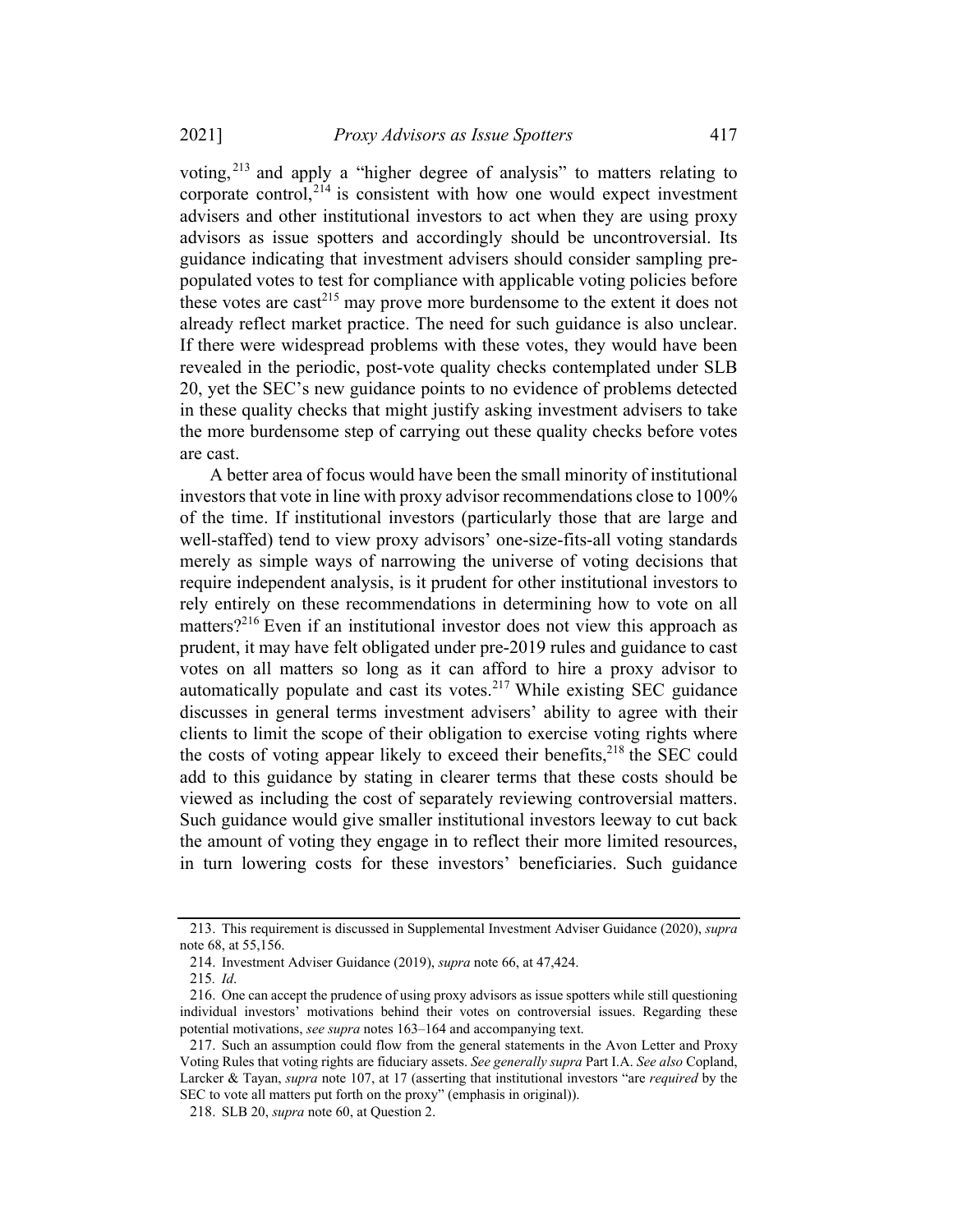voting,[213] and apply a "higher degree of analysis" to matters relating to corporate control,[214] is consistent with how one would expect investment advisers and other institutional investors to act when they are using proxy advisors as issue spotters and accordingly should be uncontroversial. Its guidance indicating that investment advisers should consider sampling pre-populated votes to test for compliance with applicable voting policies before these votes are cast[215] may prove more burdensome to the extent it does not already reflect market practice. The need for such guidance is also unclear. If there were widespread problems with these votes, they would have been revealed in the periodic, post-vote quality checks contemplated under SLB 20, yet the SEC's new guidance points to no evidence of problems detected in these quality checks that might justify asking investment advisers to take the more burdensome step of carrying out these quality checks before votes are cast.

A better area of focus would have been the small minority of institutional investors that vote in line with proxy advisor recommendations close to 100% of the time. If institutional investors (particularly those that are large and well-staffed) tend to view proxy advisors' one-size-fits-all voting standards merely as simple ways of narrowing the universe of voting decisions that require independent analysis, is it prudent for other institutional investors to rely entirely on these recommendations in determining how to vote on all matters?[216] Even if an institutional investor does not view this approach as prudent, it may have felt obligated under pre-2019 rules and guidance to cast votes on all matters so long as it can afford to hire a proxy advisor to automatically populate and cast its votes.[217] While existing SEC guidance discusses in general terms investment advisers' ability to agree with their clients to limit the scope of their obligation to exercise voting rights where the costs of voting appear likely to exceed their benefits,[218] the SEC could add to this guidance by stating in clearer terms that these costs should be viewed as including the cost of separately reviewing controversial matters. Such guidance would give smaller institutional investors leeway to cut back the amount of voting they engage in to reflect their more limited resources, in turn lowering costs for these investors' beneficiaries. Such guidance

---

213. This requirement is discussed in Supplemental Investment Adviser Guidance (2020), *supra* note 68, at 55,156.

214. Investment Adviser Guidance (2019), *supra* note 66, at 47,424.

215. *Id*.

216. One can accept the prudence of using proxy advisors as issue spotters while still questioning individual investors' motivations behind their votes on controversial issues. Regarding these potential motivations, *see supra* notes 163–164 and accompanying text.

217. Such an assumption could flow from the general statements in the Avon Letter and Proxy Voting Rules that voting rights are fiduciary assets. *See generally supra* Part I.A. *See also* Copland, Larcker & Tayan, *supra* note 107, at 17 (asserting that institutional investors "are *required* by the SEC to vote all matters put forth on the proxy" (emphasis in original)).

218. SLB 20, *supra* note 60, at Question 2.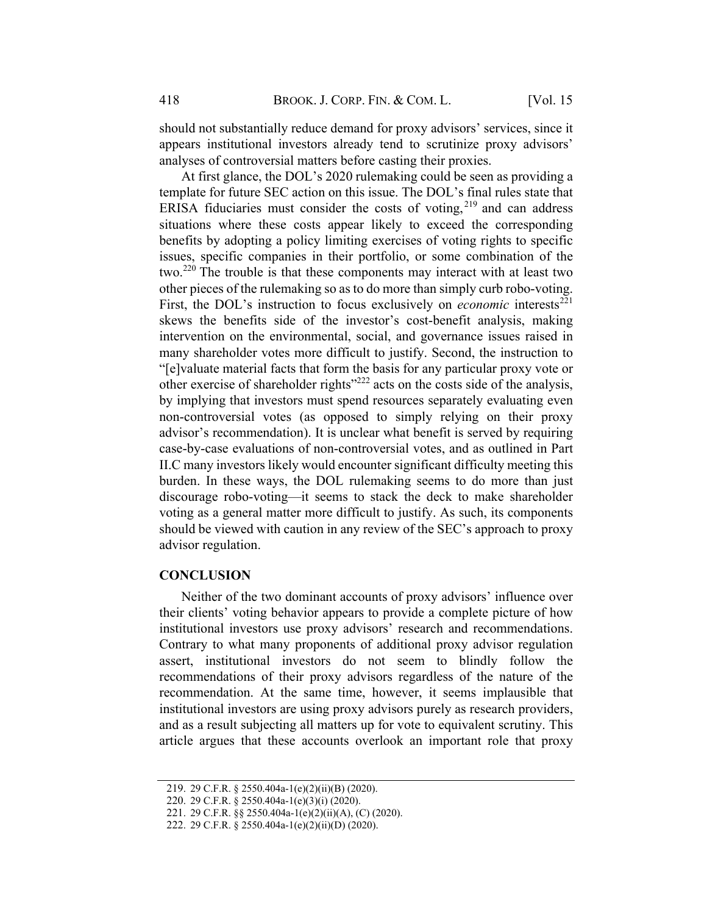should not substantially reduce demand for proxy advisors' services, since it appears institutional investors already tend to scrutinize proxy advisors' analyses of controversial matters before casting their proxies.

At first glance, the DOL's 2020 rulemaking could be seen as providing a template for future SEC action on this issue. The DOL's final rules state that ERISA fiduciaries must consider the costs of voting,[219] and can address situations where these costs appear likely to exceed the corresponding benefits by adopting a policy limiting exercises of voting rights to specific issues, specific companies in their portfolio, or some combination of the two.[220] The trouble is that these components may interact with at least two other pieces of the rulemaking so as to do more than simply curb robo-voting. First, the DOL's instruction to focus exclusively on *economic* interests[221] skews the benefits side of the investor's cost-benefit analysis, making intervention on the environmental, social, and governance issues raised in many shareholder votes more difficult to justify. Second, the instruction to "[e]valuate material facts that form the basis for any particular proxy vote or other exercise of shareholder rights"[222] acts on the costs side of the analysis, by implying that investors must spend resources separately evaluating even non-controversial votes (as opposed to simply relying on their proxy advisor's recommendation). It is unclear what benefit is served by requiring case-by-case evaluations of non-controversial votes, and as outlined in Part II.C many investors likely would encounter significant difficulty meeting this burden. In these ways, the DOL rulemaking seems to do more than just discourage robo-voting—it seems to stack the deck to make shareholder voting as a general matter more difficult to justify. As such, its components should be viewed with caution in any review of the SEC's approach to proxy advisor regulation.

## CONCLUSION

Neither of the two dominant accounts of proxy advisors' influence over their clients' voting behavior appears to provide a complete picture of how institutional investors use proxy advisors' research and recommendations. Contrary to what many proponents of additional proxy advisor regulation assert, institutional investors do not seem to blindly follow the recommendations of their proxy advisors regardless of the nature of the recommendation. At the same time, however, it seems implausible that institutional investors are using proxy advisors purely as research providers, and as a result subjecting all matters up for vote to equivalent scrutiny. This article argues that these accounts overlook an important role that proxy

---

219. 29 C.F.R. § 2550.404a-1(e)(2)(ii)(B) (2020).

220. 29 C.F.R. § 2550.404a-1(e)(3)(i) (2020).

221. 29 C.F.R. §§ 2550.404a-1(e)(2)(ii)(A), (C) (2020).

222. 29 C.F.R. § 2550.404a-1(e)(2)(ii)(D) (2020).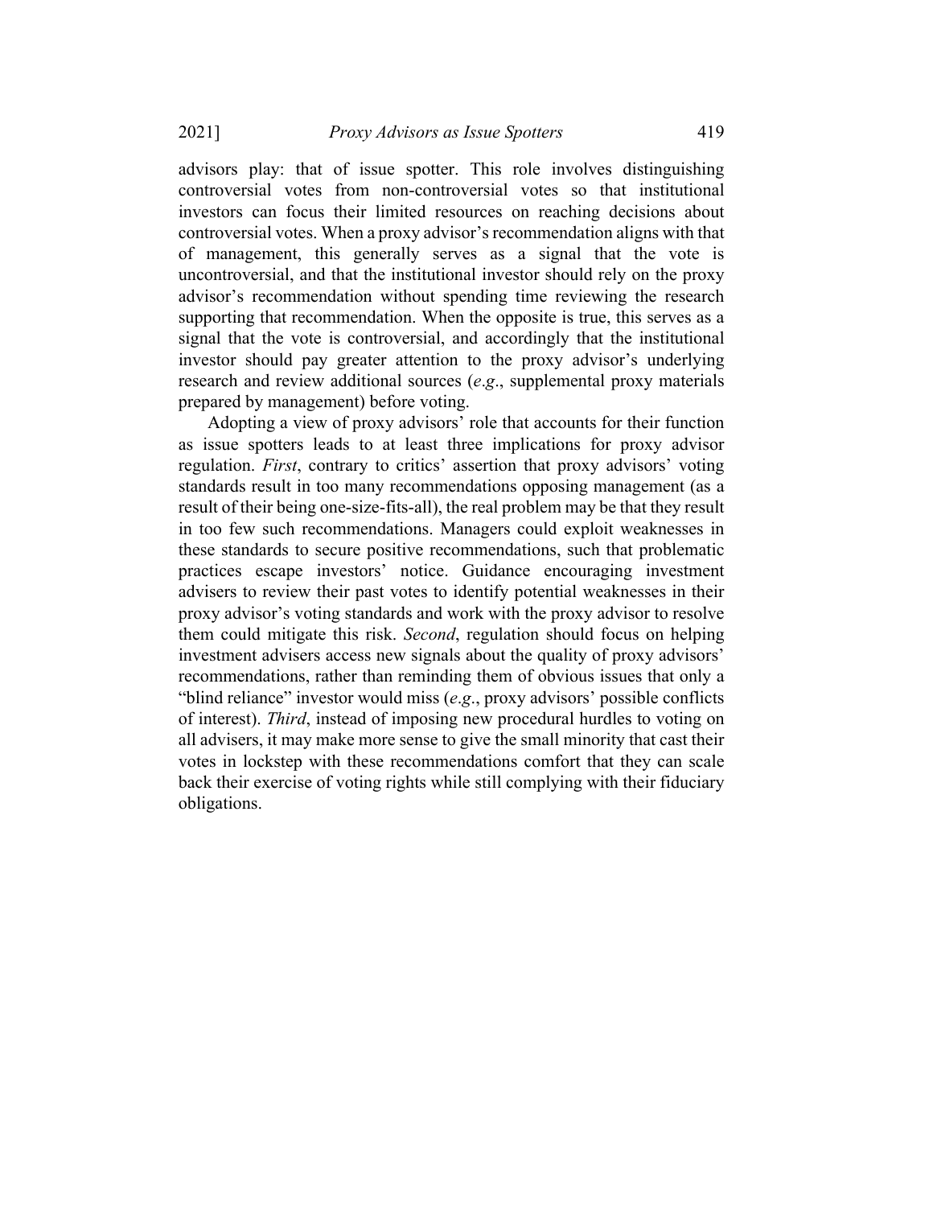advisors play: that of issue spotter. This role involves distinguishing controversial votes from non-controversial votes so that institutional investors can focus their limited resources on reaching decisions about controversial votes. When a proxy advisor's recommendation aligns with that of management, this generally serves as a signal that the vote is uncontroversial, and that the institutional investor should rely on the proxy advisor's recommendation without spending time reviewing the research supporting that recommendation. When the opposite is true, this serves as a signal that the vote is controversial, and accordingly that the institutional investor should pay greater attention to the proxy advisor's underlying research and review additional sources (*e.g.*, supplemental proxy materials prepared by management) before voting.

Adopting a view of proxy advisors' role that accounts for their function as issue spotters leads to at least three implications for proxy advisor regulation. *First*, contrary to critics' assertion that proxy advisors' voting standards result in too many recommendations opposing management (as a result of their being one-size-fits-all), the real problem may be that they result in too few such recommendations. Managers could exploit weaknesses in these standards to secure positive recommendations, such that problematic practices escape investors' notice. Guidance encouraging investment advisers to review their past votes to identify potential weaknesses in their proxy advisor's voting standards and work with the proxy advisor to resolve them could mitigate this risk. *Second*, regulation should focus on helping investment advisers access new signals about the quality of proxy advisors' recommendations, rather than reminding them of obvious issues that only a "blind reliance" investor would miss (*e.g.*, proxy advisors' possible conflicts of interest). *Third*, instead of imposing new procedural hurdles to voting on all advisers, it may make more sense to give the small minority that cast their votes in lockstep with these recommendations comfort that they can scale back their exercise of voting rights while still complying with their fiduciary obligations.